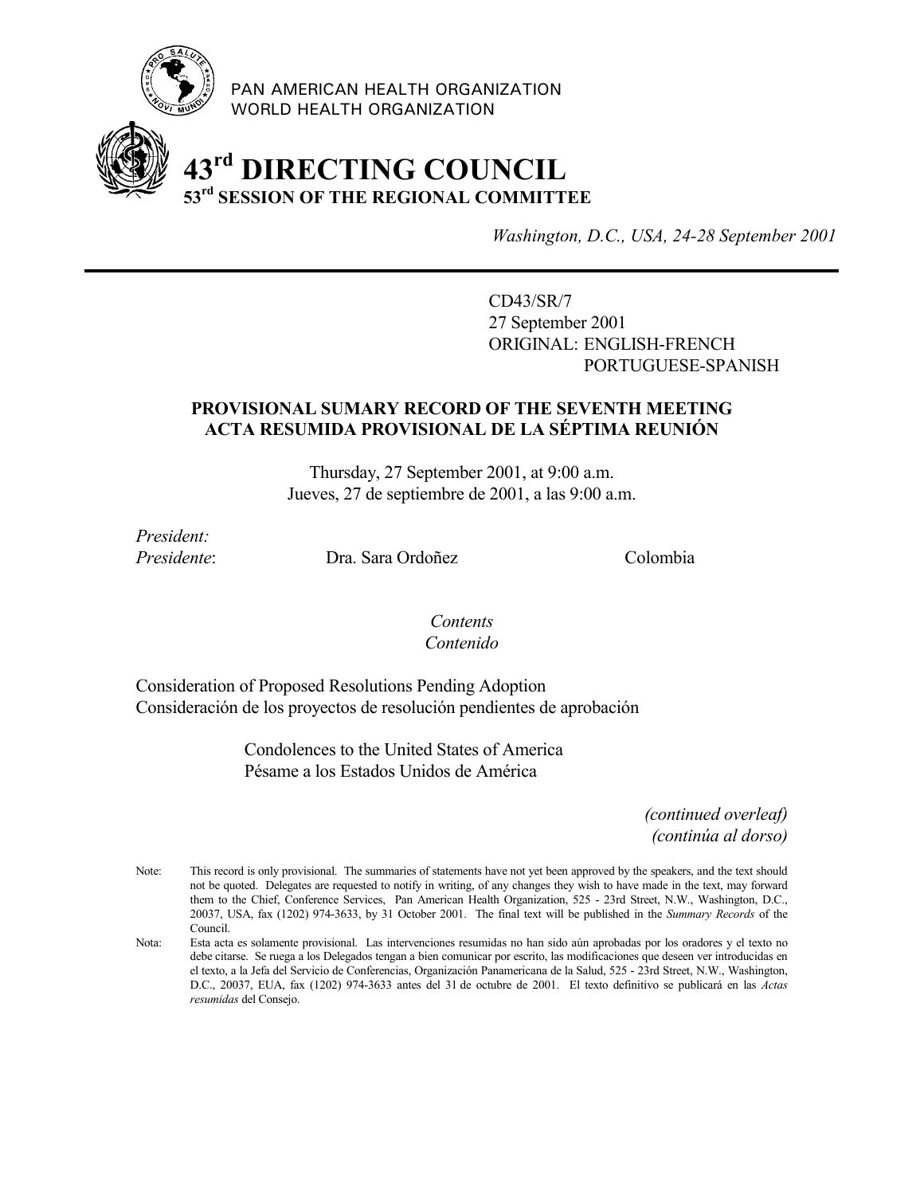PAN AMERICAN HEALTH ORGANIZATION
WORLD HEALTH ORGANIZATION

# 43rd DIRECTING COUNCIL
## 53rd SESSION OF THE REGIONAL COMMITTEE

*Washington, D.C., USA, 24-28 September 2001*

---

CD43/SR/7
27 September 2001
ORIGINAL: ENGLISH-FRENCH
PORTUGUESE-SPANISH

**PROVISIONAL SUMARY RECORD OF THE SEVENTH MEETING**
**ACTA RESUMIDA PROVISIONAL DE LA SÉPTIMA REUNIÓN**

Thursday, 27 September 2001, at 9:00 a.m.
Jueves, 27 de septiembre de 2001, a las 9:00 a.m.

*President:*
*Presidente*: Dra. Sara Ordoñez Colombia

*Contents*
*Contenido*

Consideration of Proposed Resolutions Pending Adoption
Consideración de los proyectos de resolución pendientes de aprobación

Condolences to the United States of America
Pésame a los Estados Unidos de América

*(continued overleaf)*
*(continúa al dorso)*

Note: This record is only provisional. The summaries of statements have not yet been approved by the speakers, and the text should not be quoted. Delegates are requested to notify in writing, of any changes they wish to have made in the text, may forward them to the Chief, Conference Services, Pan American Health Organization, 525 - 23rd Street, N.W., Washington, D.C., 20037, USA, fax (1202) 974-3633, by 31 October 2001. The final text will be published in the *Summary Records* of the Council.

Nota: Esta acta es solamente provisional. Las intervenciones resumidas no han sido aún aprobadas por los oradores y el texto no debe citarse. Se ruega a los Delegados tengan a bien comunicar por escrito, las modificaciones que deseen ver introducidas en el texto, a la Jefa del Servicio de Conferencias, Organización Panamericana de la Salud, 525 - 23rd Street, N.W., Washington, D.C., 20037, EUA, fax (1202) 974-3633 antes del 31 de octubre de 2001. El texto definitivo se publicará en las *Actas resumidas* del Consejo.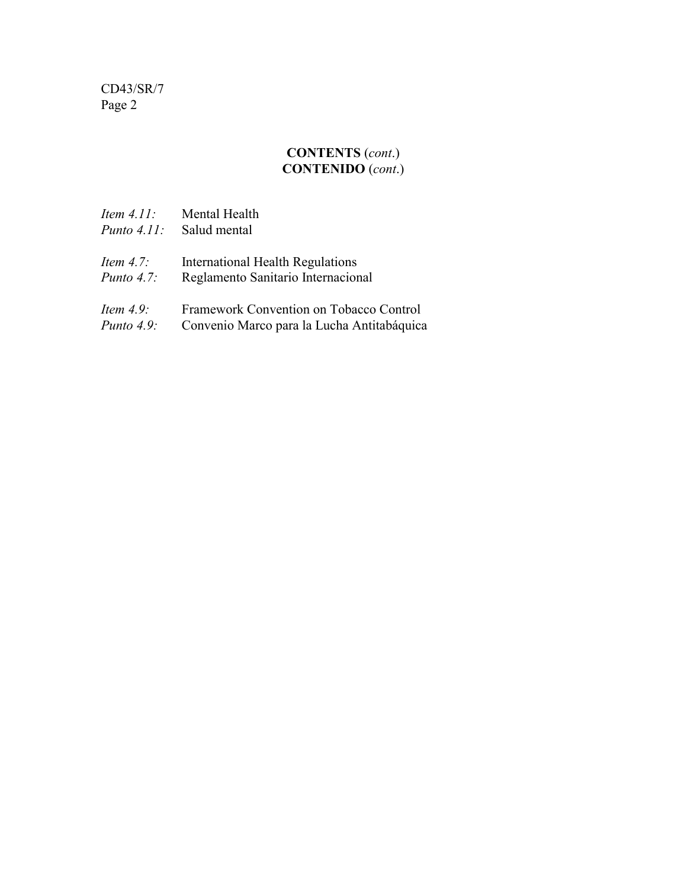## **CONTENTS** (*cont.*)
## **CONTENIDO** (*cont.*)

*Item 4.11:* Mental Health
*Punto 4.11:* Salud mental

*Item 4.7:* International Health Regulations
*Punto 4.7:* Reglamento Sanitario Internacional

*Item 4.9:* Framework Convention on Tobacco Control
*Punto 4.9:* Convenio Marco para la Lucha Antitabáquica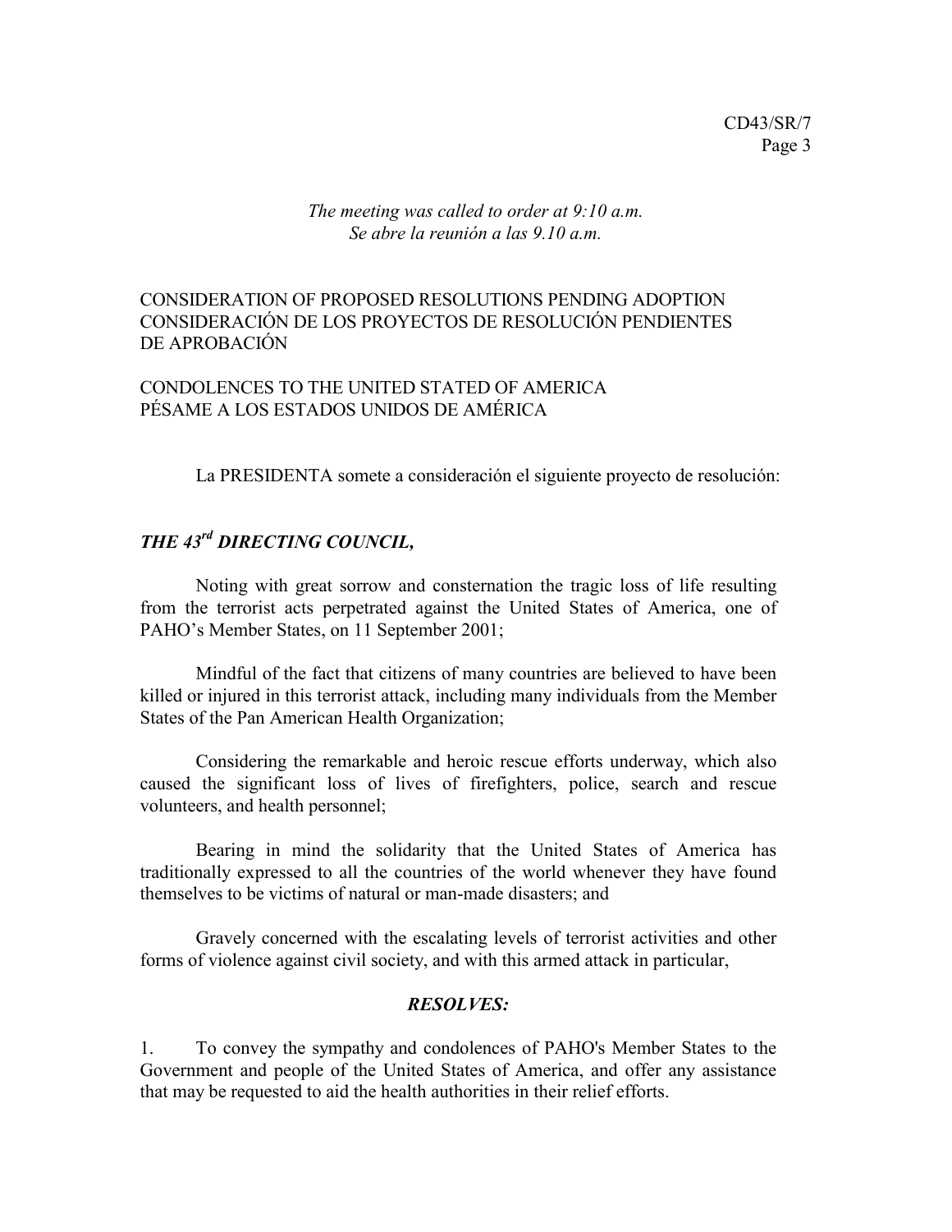*The meeting was called to order at 9:10 a.m.*
*Se abre la reunión a las 9.10 a.m.*

## CONSIDERATION OF PROPOSED RESOLUTIONS PENDING ADOPTION
## CONSIDERACIÓN DE LOS PROYECTOS DE RESOLUCIÓN PENDIENTES DE APROBACIÓN

### CONDOLENCES TO THE UNITED STATED OF AMERICA
### PÉSAME A LOS ESTADOS UNIDOS DE AMÉRICA

La PRESIDENTA somete a consideración el siguiente proyecto de resolución:

***THE 43rd DIRECTING COUNCIL,***

Noting with great sorrow and consternation the tragic loss of life resulting from the terrorist acts perpetrated against the United States of America, one of PAHO's Member States, on 11 September 2001;

Mindful of the fact that citizens of many countries are believed to have been killed or injured in this terrorist attack, including many individuals from the Member States of the Pan American Health Organization;

Considering the remarkable and heroic rescue efforts underway, which also caused the significant loss of lives of firefighters, police, search and rescue volunteers, and health personnel;

Bearing in mind the solidarity that the United States of America has traditionally expressed to all the countries of the world whenever they have found themselves to be victims of natural or man-made disasters; and

Gravely concerned with the escalating levels of terrorist activities and other forms of violence against civil society, and with this armed attack in particular,

***RESOLVES:***

1. To convey the sympathy and condolences of PAHO's Member States to the Government and people of the United States of America, and offer any assistance that may be requested to aid the health authorities in their relief efforts.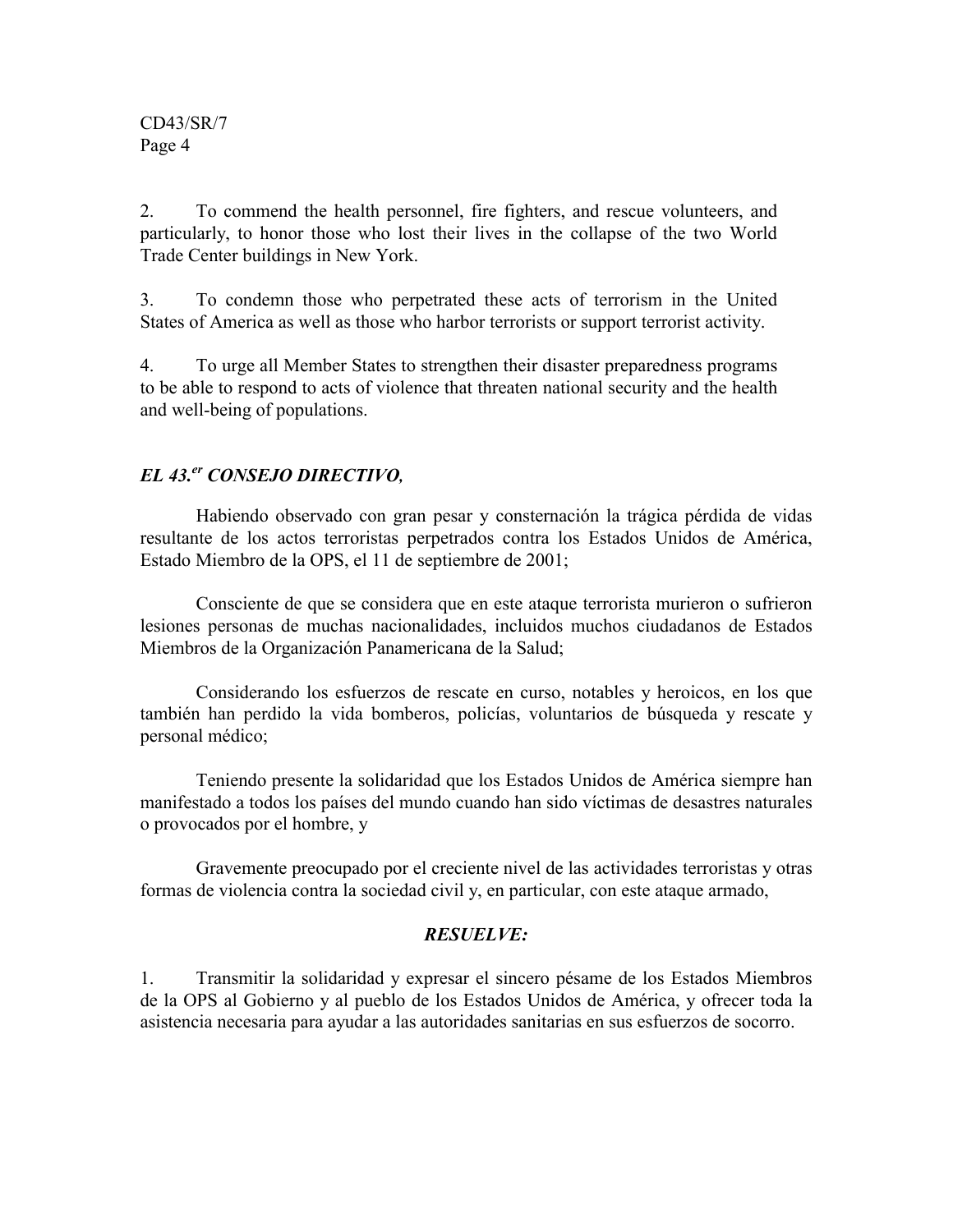2. To commend the health personnel, fire fighters, and rescue volunteers, and particularly, to honor those who lost their lives in the collapse of the two World Trade Center buildings in New York.

3. To condemn those who perpetrated these acts of terrorism in the United States of America as well as those who harbor terrorists or support terrorist activity.

4. To urge all Member States to strengthen their disaster preparedness programs to be able to respond to acts of violence that threaten national security and the health and well-being of populations.

***EL 43.er CONSEJO DIRECTIVO,***

Habiendo observado con gran pesar y consternación la trágica pérdida de vidas resultante de los actos terroristas perpetrados contra los Estados Unidos de América, Estado Miembro de la OPS, el 11 de septiembre de 2001;

Consciente de que se considera que en este ataque terrorista murieron o sufrieron lesiones personas de muchas nacionalidades, incluidos muchos ciudadanos de Estados Miembros de la Organización Panamericana de la Salud;

Considerando los esfuerzos de rescate en curso, notables y heroicos, en los que también han perdido la vida bomberos, policías, voluntarios de búsqueda y rescate y personal médico;

Teniendo presente la solidaridad que los Estados Unidos de América siempre han manifestado a todos los países del mundo cuando han sido víctimas de desastres naturales o provocados por el hombre, y

Gravemente preocupado por el creciente nivel de las actividades terroristas y otras formas de violencia contra la sociedad civil y, en particular, con este ataque armado,

***RESUELVE:***

1. Transmitir la solidaridad y expresar el sincero pésame de los Estados Miembros de la OPS al Gobierno y al pueblo de los Estados Unidos de América, y ofrecer toda la asistencia necesaria para ayudar a las autoridades sanitarias en sus esfuerzos de socorro.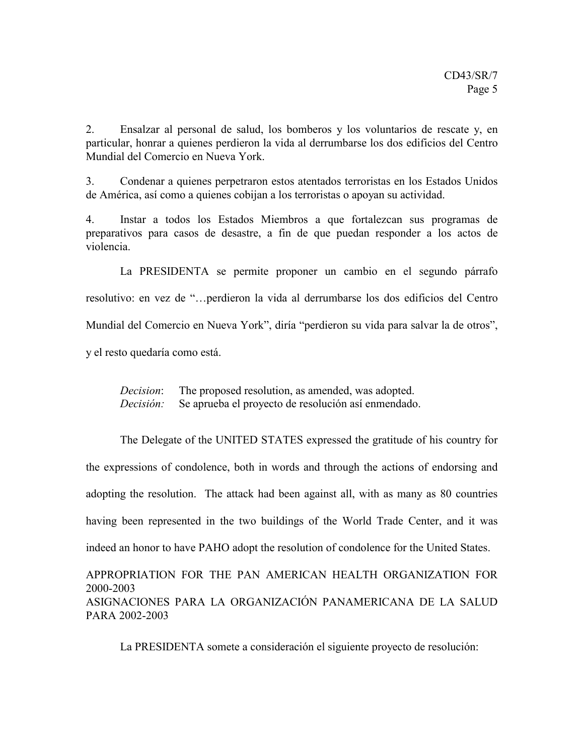2. Ensalzar al personal de salud, los bomberos y los voluntarios de rescate y, en particular, honrar a quienes perdieron la vida al derrumbarse los dos edificios del Centro Mundial del Comercio en Nueva York.

3. Condenar a quienes perpetraron estos atentados terroristas en los Estados Unidos de América, así como a quienes cobijan a los terroristas o apoyan su actividad.

4. Instar a todos los Estados Miembros a que fortalezcan sus programas de preparativos para casos de desastre, a fin de que puedan responder a los actos de violencia.

La PRESIDENTA se permite proponer un cambio en el segundo párrafo resolutivo: en vez de "…perdieron la vida al derrumbarse los dos edificios del Centro Mundial del Comercio en Nueva York", diría "perdieron su vida para salvar la de otros", y el resto quedaría como está.

*Decision*: The proposed resolution, as amended, was adopted.
*Decisión:* Se aprueba el proyecto de resolución así enmendado.

The Delegate of the UNITED STATES expressed the gratitude of his country for the expressions of condolence, both in words and through the actions of endorsing and adopting the resolution. The attack had been against all, with as many as 80 countries having been represented in the two buildings of the World Trade Center, and it was indeed an honor to have PAHO adopt the resolution of condolence for the United States.

APPROPRIATION FOR THE PAN AMERICAN HEALTH ORGANIZATION FOR 2000-2003
ASIGNACIONES PARA LA ORGANIZACIÓN PANAMERICANA DE LA SALUD PARA 2002-2003

La PRESIDENTA somete a consideración el siguiente proyecto de resolución: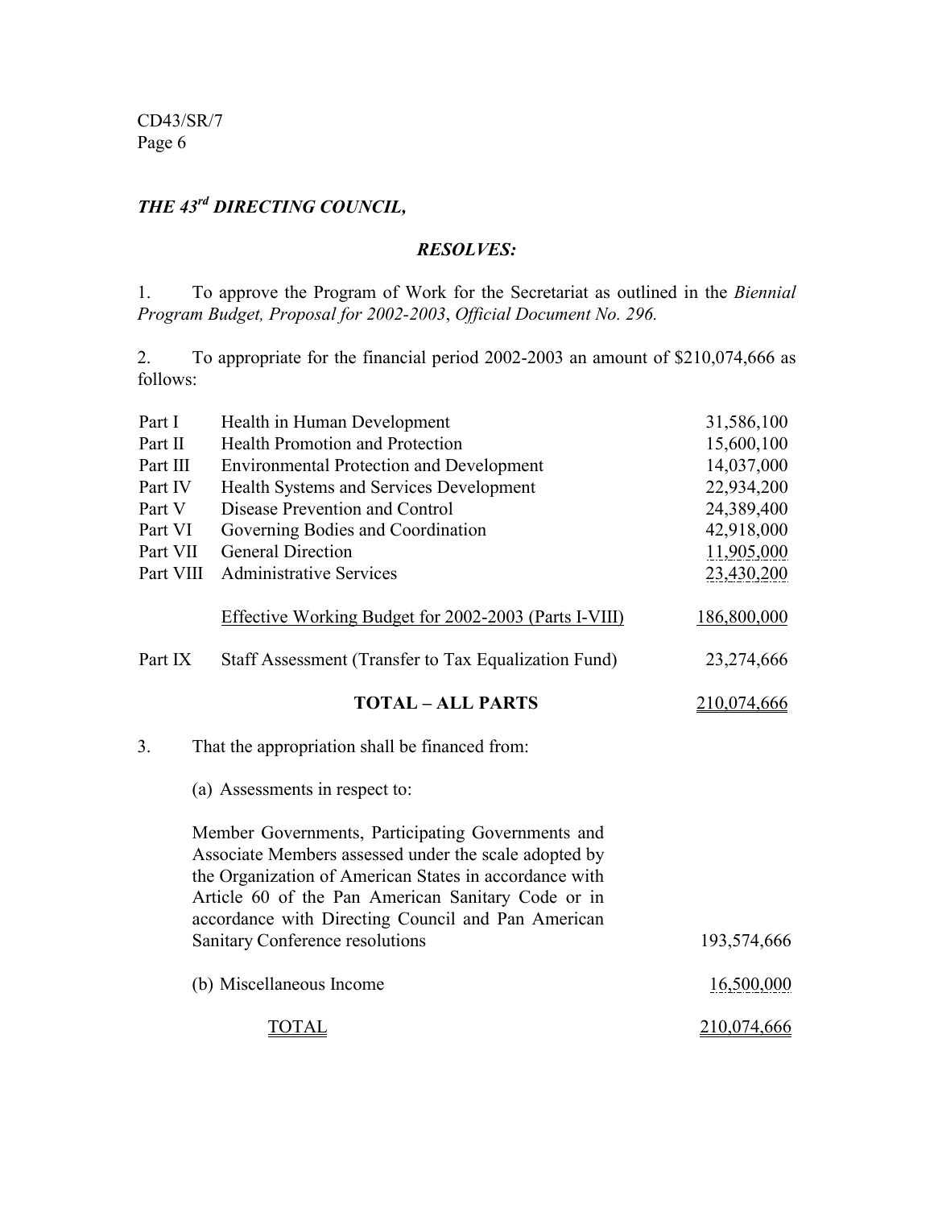***THE 43rd DIRECTING COUNCIL,***

***RESOLVES:***

1. To approve the Program of Work for the Secretariat as outlined in the *Biennial Program Budget, Proposal for 2002-2003*, *Official Document No. 296.*

2. To appropriate for the financial period 2002-2003 an amount of $210,074,666 as follows:

| | | |
|---|---|---|
| Part I | Health in Human Development | 31,586,100 |
| Part II | Health Promotion and Protection | 15,600,100 |
| Part III | Environmental Protection and Development | 14,037,000 |
| Part IV | Health Systems and Services Development | 22,934,200 |
| Part V | Disease Prevention and Control | 24,389,400 |
| Part VI | Governing Bodies and Coordination | 42,918,000 |
| Part VII | General Direction | 11,905,000 |
| Part VIII | Administrative Services | 23,430,200 |
| | Effective Working Budget for 2002-2003 (Parts I-VIII) | 186,800,000 |
| Part IX | Staff Assessment (Transfer to Tax Equalization Fund) | 23,274,666 |
| | **TOTAL – ALL PARTS** | 210,074,666 |

3. That the appropriation shall be financed from:

| | |
|---|---|
| (a) Assessments in respect to: | |
| Member Governments, Participating Governments and Associate Members assessed under the scale adopted by the Organization of American States in accordance with Article 60 of the Pan American Sanitary Code or in accordance with Directing Council and Pan American Sanitary Conference resolutions | 193,574,666 |
| (b) Miscellaneous Income | 16,500,000 |
| TOTAL | 210,074,666 |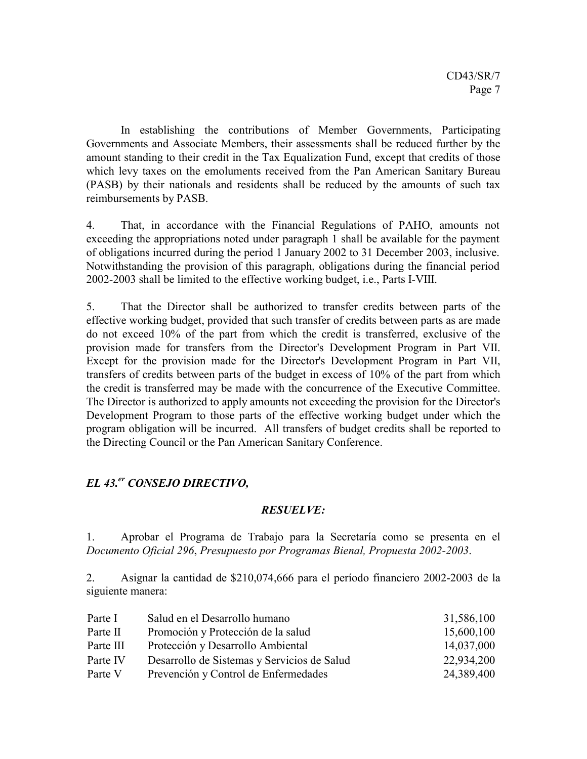In establishing the contributions of Member Governments, Participating Governments and Associate Members, their assessments shall be reduced further by the amount standing to their credit in the Tax Equalization Fund, except that credits of those which levy taxes on the emoluments received from the Pan American Sanitary Bureau (PASB) by their nationals and residents shall be reduced by the amounts of such tax reimbursements by PASB.

4. That, in accordance with the Financial Regulations of PAHO, amounts not exceeding the appropriations noted under paragraph 1 shall be available for the payment of obligations incurred during the period 1 January 2002 to 31 December 2003, inclusive. Notwithstanding the provision of this paragraph, obligations during the financial period 2002-2003 shall be limited to the effective working budget, i.e., Parts I-VIII.

5. That the Director shall be authorized to transfer credits between parts of the effective working budget, provided that such transfer of credits between parts as are made do not exceed 10% of the part from which the credit is transferred, exclusive of the provision made for transfers from the Director's Development Program in Part VII. Except for the provision made for the Director's Development Program in Part VII, transfers of credits between parts of the budget in excess of 10% of the part from which the credit is transferred may be made with the concurrence of the Executive Committee. The Director is authorized to apply amounts not exceeding the provision for the Director's Development Program to those parts of the effective working budget under which the program obligation will be incurred. All transfers of budget credits shall be reported to the Directing Council or the Pan American Sanitary Conference.

***EL 43.er CONSEJO DIRECTIVO,***

***RESUELVE:***

1. Aprobar el Programa de Trabajo para la Secretaría como se presenta en el *Documento Oficial 296*, *Presupuesto por Programas Bienal, Propuesta 2002-2003*.

2. Asignar la cantidad de $210,074,666 para el período financiero 2002-2003 de la siguiente manera:

| | | |
|---|---|---|
| Parte I | Salud en el Desarrollo humano | 31,586,100 |
| Parte II | Promoción y Protección de la salud | 15,600,100 |
| Parte III | Protección y Desarrollo Ambiental | 14,037,000 |
| Parte IV | Desarrollo de Sistemas y Servicios de Salud | 22,934,200 |
| Parte V | Prevención y Control de Enfermedades | 24,389,400 |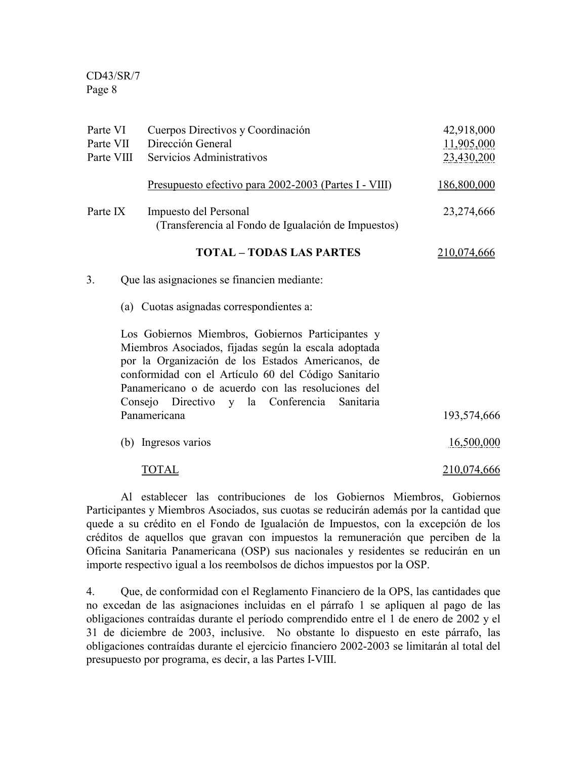| | | |
|---|---|---|
| Parte VI | Cuerpos Directivos y Coordinación | 42,918,000 |
| Parte VII | Dirección General | 11,905,000 |
| Parte VIII | Servicios Administrativos | 23,430,200 |
| | Presupuesto efectivo para 2002-2003 (Partes I - VIII) | 186,800,000 |
| Parte IX | Impuesto del Personal (Transferencia al Fondo de Igualación de Impuestos) | 23,274,666 |
| | **TOTAL – TODAS LAS PARTES** | 210,074,666 |

3. Que las asignaciones se financien mediante:

   (a) Cuotas asignadas correspondientes a:

| | |
|---|---|
| Los Gobiernos Miembros, Gobiernos Participantes y Miembros Asociados, fijadas según la escala adoptada por la Organización de los Estados Americanos, de conformidad con el Artículo 60 del Código Sanitario Panamericano o de acuerdo con las resoluciones del Consejo Directivo y la Conferencia Sanitaria Panamericana | 193,574,666 |
| (b) Ingresos varios | 16,500,000 |
| TOTAL | 210,074,666 |

Al establecer las contribuciones de los Gobiernos Miembros, Gobiernos Participantes y Miembros Asociados, sus cuotas se reducirán además por la cantidad que quede a su crédito en el Fondo de Igualación de Impuestos, con la excepción de los créditos de aquellos que gravan con impuestos la remuneración que perciben de la Oficina Sanitaria Panamericana (OSP) sus nacionales y residentes se reducirán en un importe respectivo igual a los reembolsos de dichos impuestos por la OSP.

4. Que, de conformidad con el Reglamento Financiero de la OPS, las cantidades que no excedan de las asignaciones incluidas en el párrafo 1 se apliquen al pago de las obligaciones contraídas durante el período comprendido entre el 1 de enero de 2002 y el 31 de diciembre de 2003, inclusive. No obstante lo dispuesto en este párrafo, las obligaciones contraídas durante el ejercicio financiero 2002-2003 se limitarán al total del presupuesto por programa, es decir, a las Partes I-VIII.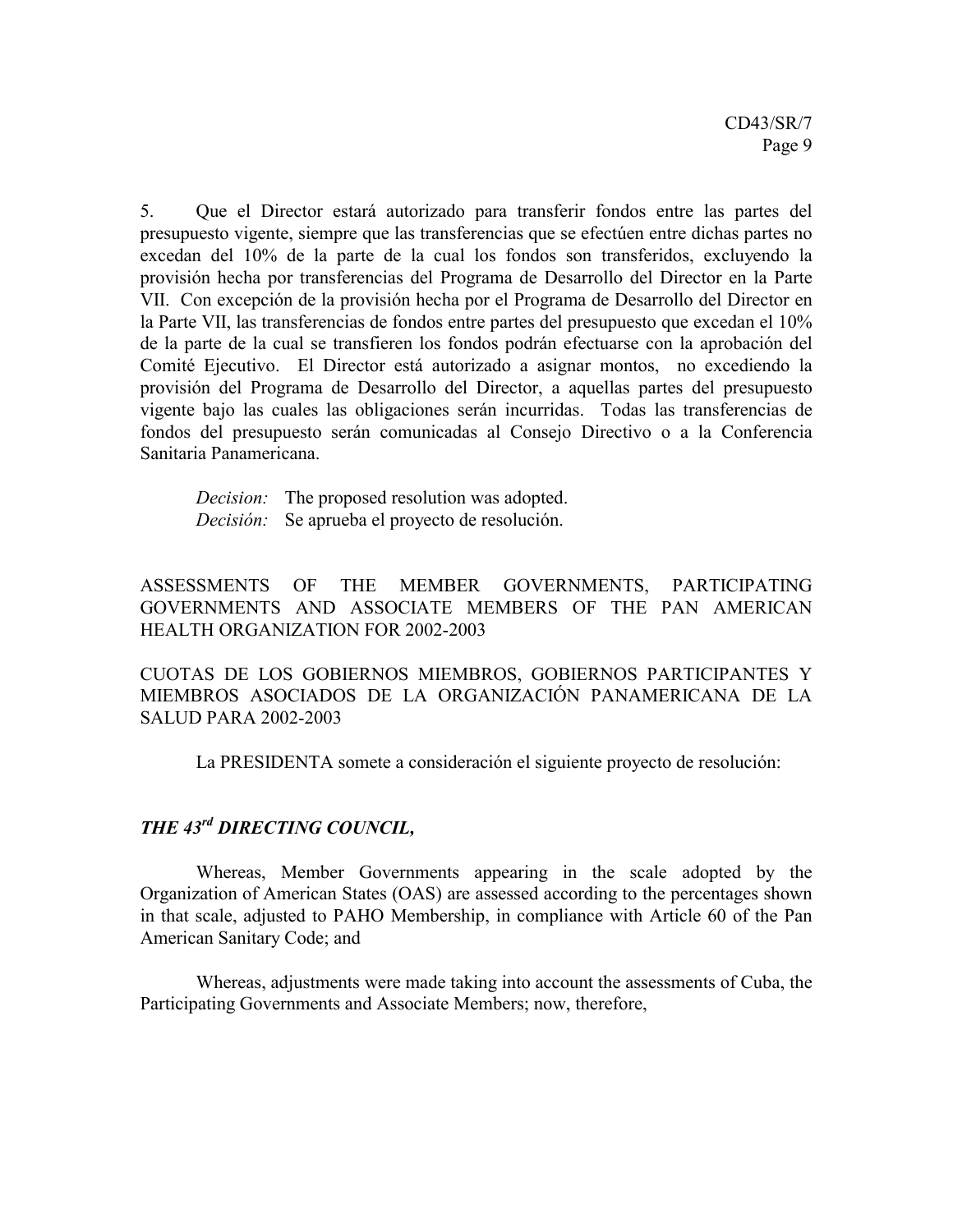5. Que el Director estará autorizado para transferir fondos entre las partes del presupuesto vigente, siempre que las transferencias que se efectúen entre dichas partes no excedan del 10% de la parte de la cual los fondos son transferidos, excluyendo la provisión hecha por transferencias del Programa de Desarrollo del Director en la Parte VII. Con excepción de la provisión hecha por el Programa de Desarrollo del Director en la Parte VII, las transferencias de fondos entre partes del presupuesto que excedan el 10% de la parte de la cual se transfieren los fondos podrán efectuarse con la aprobación del Comité Ejecutivo. El Director está autorizado a asignar montos, no excediendo la provisión del Programa de Desarrollo del Director, a aquellas partes del presupuesto vigente bajo las cuales las obligaciones serán incurridas. Todas las transferencias de fondos del presupuesto serán comunicadas al Consejo Directivo o a la Conferencia Sanitaria Panamericana.

*Decision:* The proposed resolution was adopted.
*Decisión:* Se aprueba el proyecto de resolución.

ASSESSMENTS OF THE MEMBER GOVERNMENTS, PARTICIPATING GOVERNMENTS AND ASSOCIATE MEMBERS OF THE PAN AMERICAN HEALTH ORGANIZATION FOR 2002-2003

CUOTAS DE LOS GOBIERNOS MIEMBROS, GOBIERNOS PARTICIPANTES Y MIEMBROS ASOCIADOS DE LA ORGANIZACIÓN PANAMERICANA DE LA SALUD PARA 2002-2003

La PRESIDENTA somete a consideración el siguiente proyecto de resolución:

***THE 43rd DIRECTING COUNCIL,***

Whereas, Member Governments appearing in the scale adopted by the Organization of American States (OAS) are assessed according to the percentages shown in that scale, adjusted to PAHO Membership, in compliance with Article 60 of the Pan American Sanitary Code; and

Whereas, adjustments were made taking into account the assessments of Cuba, the Participating Governments and Associate Members; now, therefore,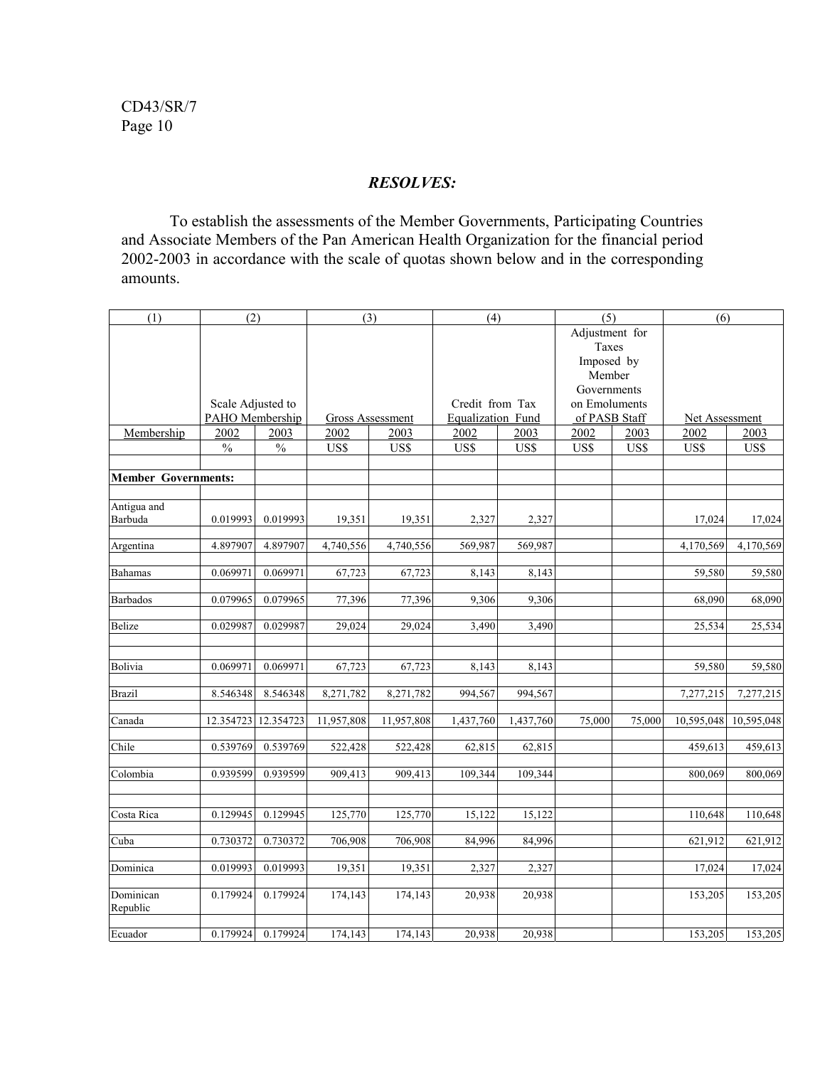***RESOLVES:***

To establish the assessments of the Member Governments, Participating Countries and Associate Members of the Pan American Health Organization for the financial period 2002-2003 in accordance with the scale of quotas shown below and in the corresponding amounts.

| (1) | (2) | | (3) | | (4) | | (5) | | (6) | |
|---|---|---|---|---|---|---|---|---|---|---|
| | Scale Adjusted to PAHO Membership | | Gross Assessment | | Credit from Tax Equalization Fund | | Adjustment for Taxes Imposed by Member Governments on Emoluments of PASB Staff | | Net Assessment | |
| Membership | 2002 | 2003 | 2002 | 2003 | 2002 | 2003 | 2002 | 2003 | 2002 | 2003 |
| | % | % | US$ | US$ | US$ | US$ | US$ | US$ | US$ | US$ |
| **Member Governments:** | | | | | | | | | | |
| Antigua and Barbuda | 0.019993 | 0.019993 | 19,351 | 19,351 | 2,327 | 2,327 | | | 17,024 | 17,024 |
| Argentina | 4.897907 | 4.897907 | 4,740,556 | 4,740,556 | 569,987 | 569,987 | | | 4,170,569 | 4,170,569 |
| Bahamas | 0.069971 | 0.069971 | 67,723 | 67,723 | 8,143 | 8,143 | | | 59,580 | 59,580 |
| Barbados | 0.079965 | 0.079965 | 77,396 | 77,396 | 9,306 | 9,306 | | | 68,090 | 68,090 |
| Belize | 0.029987 | 0.029987 | 29,024 | 29,024 | 3,490 | 3,490 | | | 25,534 | 25,534 |
| Bolivia | 0.069971 | 0.069971 | 67,723 | 67,723 | 8,143 | 8,143 | | | 59,580 | 59,580 |
| Brazil | 8.546348 | 8.546348 | 8,271,782 | 8,271,782 | 994,567 | 994,567 | | | 7,277,215 | 7,277,215 |
| Canada | 12.354723 | 12.354723 | 11,957,808 | 11,957,808 | 1,437,760 | 1,437,760 | 75,000 | 75,000 | 10,595,048 | 10,595,048 |
| Chile | 0.539769 | 0.539769 | 522,428 | 522,428 | 62,815 | 62,815 | | | 459,613 | 459,613 |
| Colombia | 0.939599 | 0.939599 | 909,413 | 909,413 | 109,344 | 109,344 | | | 800,069 | 800,069 |
| Costa Rica | 0.129945 | 0.129945 | 125,770 | 125,770 | 15,122 | 15,122 | | | 110,648 | 110,648 |
| Cuba | 0.730372 | 0.730372 | 706,908 | 706,908 | 84,996 | 84,996 | | | 621,912 | 621,912 |
| Dominica | 0.019993 | 0.019993 | 19,351 | 19,351 | 2,327 | 2,327 | | | 17,024 | 17,024 |
| Dominican Republic | 0.179924 | 0.179924 | 174,143 | 174,143 | 20,938 | 20,938 | | | 153,205 | 153,205 |
| Ecuador | 0.179924 | 0.179924 | 174,143 | 174,143 | 20,938 | 20,938 | | | 153,205 | 153,205 |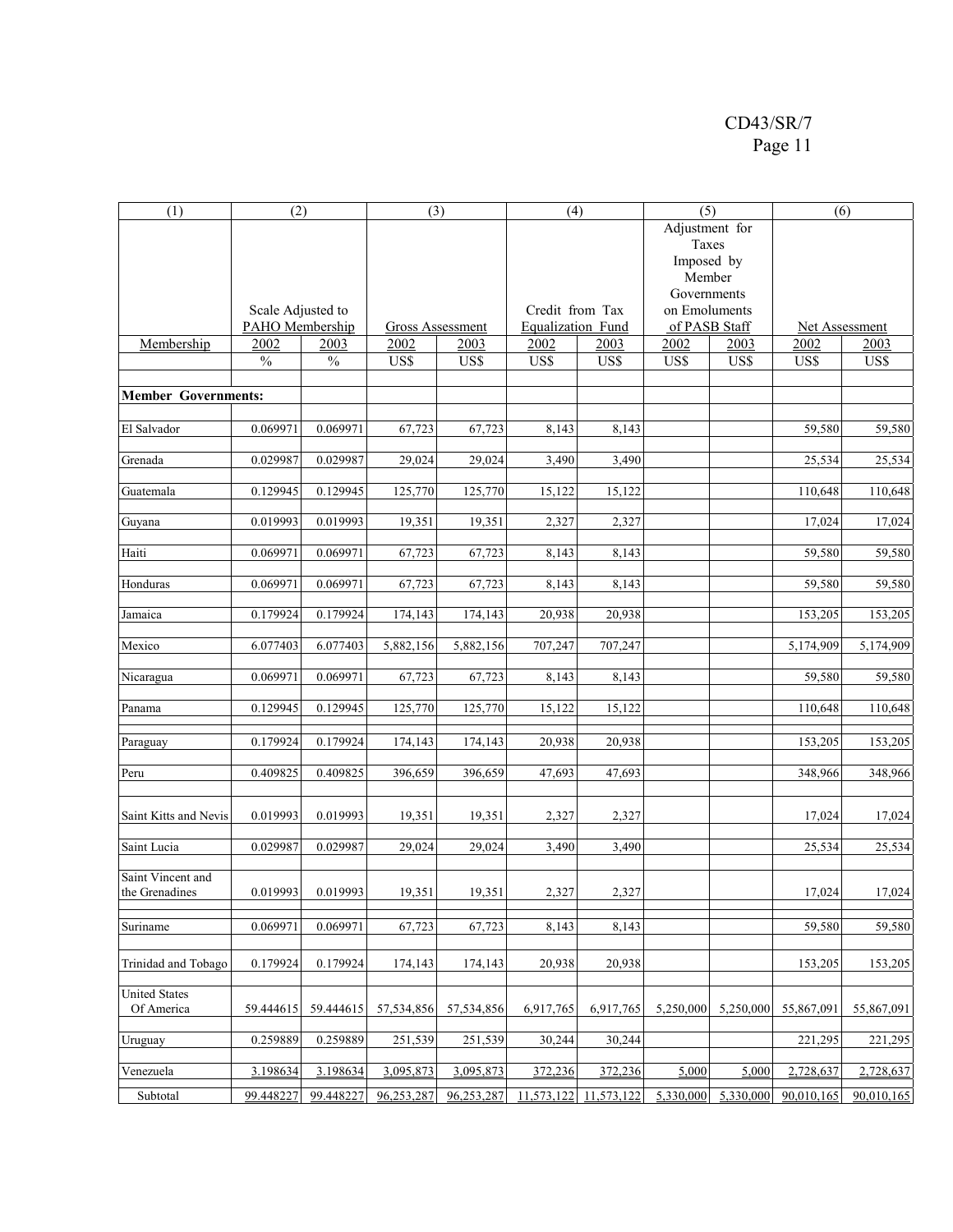| (1) | (2) | | (3) | | (4) | | (5) | | (6) | |
|---|---|---|---|---|---|---|---|---|---|---|
| | Scale Adjusted to PAHO Membership | | Gross Assessment | | Credit from Tax Equalization Fund | | Adjustment for Taxes Imposed by Member Governments on Emoluments of PASB Staff | | Net Assessment | |
| Membership | 2002 | 2003 | 2002 | 2003 | 2002 | 2003 | 2002 | 2003 | 2002 | 2003 |
| | % | % | US$ | US$ | US$ | US$ | US$ | US$ | US$ | US$ |
| **Member Governments:** | | | | | | | | | | |
| El Salvador | 0.069971 | 0.069971 | 67,723 | 67,723 | 8,143 | 8,143 | | | 59,580 | 59,580 |
| Grenada | 0.029987 | 0.029987 | 29,024 | 29,024 | 3,490 | 3,490 | | | 25,534 | 25,534 |
| Guatemala | 0.129945 | 0.129945 | 125,770 | 125,770 | 15,122 | 15,122 | | | 110,648 | 110,648 |
| Guyana | 0.019993 | 0.019993 | 19,351 | 19,351 | 2,327 | 2,327 | | | 17,024 | 17,024 |
| Haiti | 0.069971 | 0.069971 | 67,723 | 67,723 | 8,143 | 8,143 | | | 59,580 | 59,580 |
| Honduras | 0.069971 | 0.069971 | 67,723 | 67,723 | 8,143 | 8,143 | | | 59,580 | 59,580 |
| Jamaica | 0.179924 | 0.179924 | 174,143 | 174,143 | 20,938 | 20,938 | | | 153,205 | 153,205 |
| Mexico | 6.077403 | 6.077403 | 5,882,156 | 5,882,156 | 707,247 | 707,247 | | | 5,174,909 | 5,174,909 |
| Nicaragua | 0.069971 | 0.069971 | 67,723 | 67,723 | 8,143 | 8,143 | | | 59,580 | 59,580 |
| Panama | 0.129945 | 0.129945 | 125,770 | 125,770 | 15,122 | 15,122 | | | 110,648 | 110,648 |
| Paraguay | 0.179924 | 0.179924 | 174,143 | 174,143 | 20,938 | 20,938 | | | 153,205 | 153,205 |
| Peru | 0.409825 | 0.409825 | 396,659 | 396,659 | 47,693 | 47,693 | | | 348,966 | 348,966 |
| Saint Kitts and Nevis | 0.019993 | 0.019993 | 19,351 | 19,351 | 2,327 | 2,327 | | | 17,024 | 17,024 |
| Saint Lucia | 0.029987 | 0.029987 | 29,024 | 29,024 | 3,490 | 3,490 | | | 25,534 | 25,534 |
| Saint Vincent and the Grenadines | 0.019993 | 0.019993 | 19,351 | 19,351 | 2,327 | 2,327 | | | 17,024 | 17,024 |
| Suriname | 0.069971 | 0.069971 | 67,723 | 67,723 | 8,143 | 8,143 | | | 59,580 | 59,580 |
| Trinidad and Tobago | 0.179924 | 0.179924 | 174,143 | 174,143 | 20,938 | 20,938 | | | 153,205 | 153,205 |
| United States Of America | 59.444615 | 59.444615 | 57,534,856 | 57,534,856 | 6,917,765 | 6,917,765 | 5,250,000 | 5,250,000 | 55,867,091 | 55,867,091 |
| Uruguay | 0.259889 | 0.259889 | 251,539 | 251,539 | 30,244 | 30,244 | | | 221,295 | 221,295 |
| Venezuela | 3.198634 | 3.198634 | 3,095,873 | 3,095,873 | 372,236 | 372,236 | 5,000 | 5,000 | 2,728,637 | 2,728,637 |
| Subtotal | 99.448227 | 99.448227 | 96,253,287 | 96,253,287 | 11,573,122 | 11,573,122 | 5,330,000 | 5,330,000 | 90,010,165 | 90,010,165 |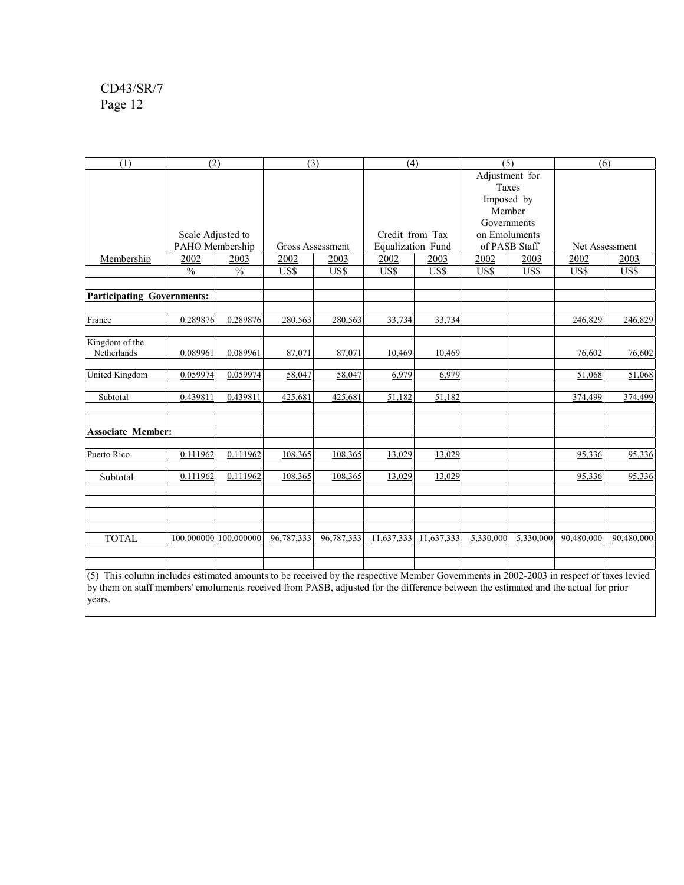| (1) | (2) | | (3) | | (4) | | (5) | | (6) | |
|---|---|---|---|---|---|---|---|---|---|---|
| | Scale Adjusted to PAHO Membership | | Gross Assessment | | Credit from Tax Equalization Fund | | Adjustment for Taxes Imposed by Member Governments on Emoluments of PASB Staff | | Net Assessment | |
| Membership | 2002 | 2003 | 2002 | 2003 | 2002 | 2003 | 2002 | 2003 | 2002 | 2003 |
| | % | % | US$ | US$ | US$ | US$ | US$ | US$ | US$ | US$ |
| **Participating Governments:** | | | | | | | | | | |
| France | 0.289876 | 0.289876 | 280,563 | 280,563 | 33,734 | 33,734 | | | 246,829 | 246,829 |
| Kingdom of the Netherlands | 0.089961 | 0.089961 | 87,071 | 87,071 | 10,469 | 10,469 | | | 76,602 | 76,602 |
| United Kingdom | 0.059974 | 0.059974 | 58,047 | 58,047 | 6,979 | 6,979 | | | 51,068 | 51,068 |
| Subtotal | 0.439811 | 0.439811 | 425,681 | 425,681 | 51,182 | 51,182 | | | 374,499 | 374,499 |
| **Associate Member:** | | | | | | | | | | |
| Puerto Rico | 0.111962 | 0.111962 | 108,365 | 108,365 | 13,029 | 13,029 | | | 95,336 | 95,336 |
| Subtotal | 0.111962 | 0.111962 | 108,365 | 108,365 | 13,029 | 13,029 | | | 95,336 | 95,336 |
| TOTAL | 100.000000 | 100.000000 | 96,787,333 | 96,787,333 | 11,637,333 | 11,637,333 | 5,330,000 | 5,330,000 | 90,480,000 | 90,480,000 |

(5) This column includes estimated amounts to be received by the respective Member Governments in 2002-2003 in respect of taxes levied by them on staff members' emoluments received from PASB, adjusted for the difference between the estimated and the actual for prior years.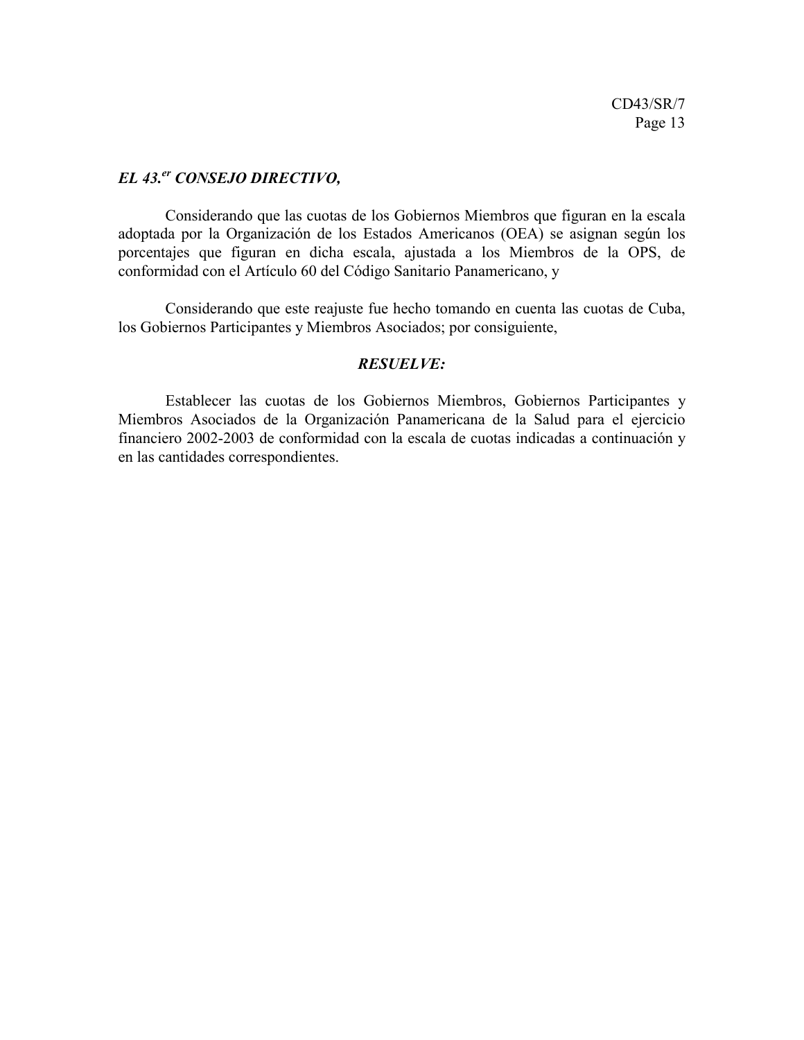***EL 43.er CONSEJO DIRECTIVO,***

Considerando que las cuotas de los Gobiernos Miembros que figuran en la escala adoptada por la Organización de los Estados Americanos (OEA) se asignan según los porcentajes que figuran en dicha escala, ajustada a los Miembros de la OPS, de conformidad con el Artículo 60 del Código Sanitario Panamericano, y

Considerando que este reajuste fue hecho tomando en cuenta las cuotas de Cuba, los Gobiernos Participantes y Miembros Asociados; por consiguiente,

***RESUELVE:***

Establecer las cuotas de los Gobiernos Miembros, Gobiernos Participantes y Miembros Asociados de la Organización Panamericana de la Salud para el ejercicio financiero 2002-2003 de conformidad con la escala de cuotas indicadas a continuación y en las cantidades correspondientes.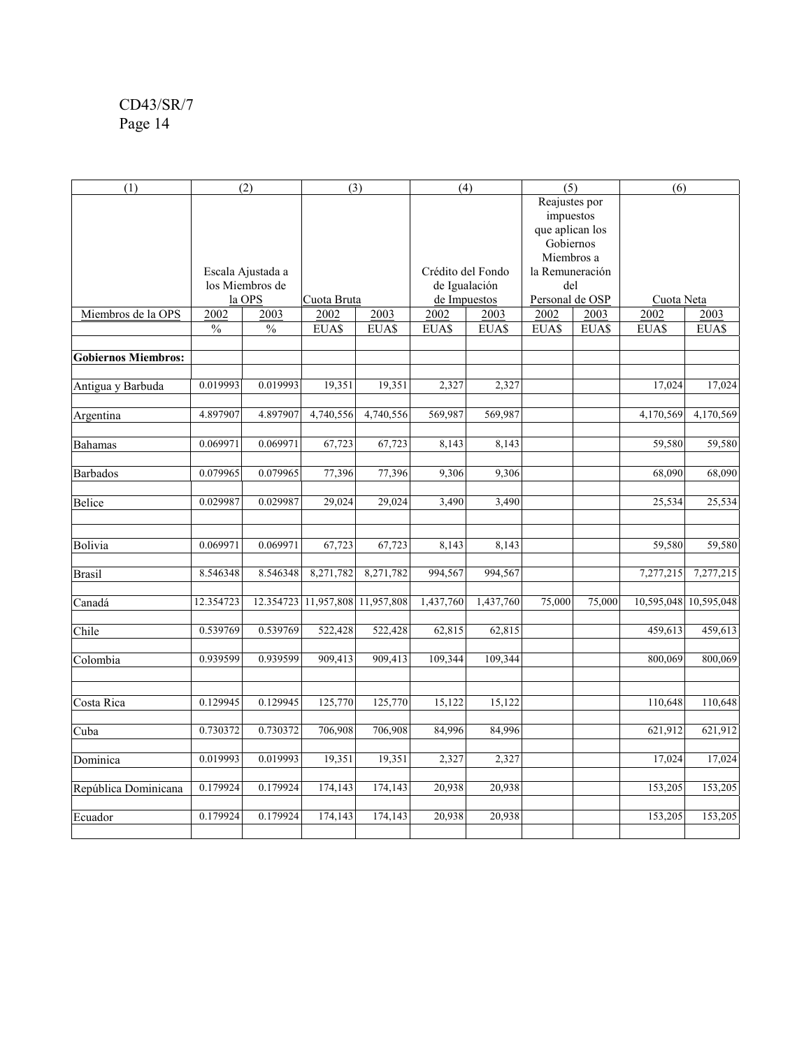| (1) | (2) | | (3) | | (4) | | (5) | | (6) | |
|---|---|---|---|---|---|---|---|---|---|---|
| | Escala Ajustada a los Miembros de la OPS | | Cuota Bruta | | Crédito del Fondo de Igualación de Impuestos | | Reajustes por impuestos que aplican los Gobiernos Miembros a la Remuneración del Personal de OSP | | Cuota Neta | |
| Miembros de la OPS | 2002 | 2003 | 2002 | 2003 | 2002 | 2003 | 2002 | 2003 | 2002 | 2003 |
| | % | % | EUA$ | EUA$ | EUA$ | EUA$ | EUA$ | EUA$ | EUA$ | EUA$ |
| **Gobiernos Miembros:** | | | | | | | | | | |
| Antigua y Barbuda | 0.019993 | 0.019993 | 19,351 | 19,351 | 2,327 | 2,327 | | | 17,024 | 17,024 |
| Argentina | 4.897907 | 4.897907 | 4,740,556 | 4,740,556 | 569,987 | 569,987 | | | 4,170,569 | 4,170,569 |
| Bahamas | 0.069971 | 0.069971 | 67,723 | 67,723 | 8,143 | 8,143 | | | 59,580 | 59,580 |
| Barbados | 0.079965 | 0.079965 | 77,396 | 77,396 | 9,306 | 9,306 | | | 68,090 | 68,090 |
| Belice | 0.029987 | 0.029987 | 29,024 | 29,024 | 3,490 | 3,490 | | | 25,534 | 25,534 |
| Bolivia | 0.069971 | 0.069971 | 67,723 | 67,723 | 8,143 | 8,143 | | | 59,580 | 59,580 |
| Brasil | 8.546348 | 8.546348 | 8,271,782 | 8,271,782 | 994,567 | 994,567 | | | 7,277,215 | 7,277,215 |
| Canadá | 12.354723 | 12.354723 | 11,957,808 | 11,957,808 | 1,437,760 | 1,437,760 | 75,000 | 75,000 | 10,595,048 | 10,595,048 |
| Chile | 0.539769 | 0.539769 | 522,428 | 522,428 | 62,815 | 62,815 | | | 459,613 | 459,613 |
| Colombia | 0.939599 | 0.939599 | 909,413 | 909,413 | 109,344 | 109,344 | | | 800,069 | 800,069 |
| Costa Rica | 0.129945 | 0.129945 | 125,770 | 125,770 | 15,122 | 15,122 | | | 110,648 | 110,648 |
| Cuba | 0.730372 | 0.730372 | 706,908 | 706,908 | 84,996 | 84,996 | | | 621,912 | 621,912 |
| Dominica | 0.019993 | 0.019993 | 19,351 | 19,351 | 2,327 | 2,327 | | | 17,024 | 17,024 |
| República Dominicana | 0.179924 | 0.179924 | 174,143 | 174,143 | 20,938 | 20,938 | | | 153,205 | 153,205 |
| Ecuador | 0.179924 | 0.179924 | 174,143 | 174,143 | 20,938 | 20,938 | | | 153,205 | 153,205 |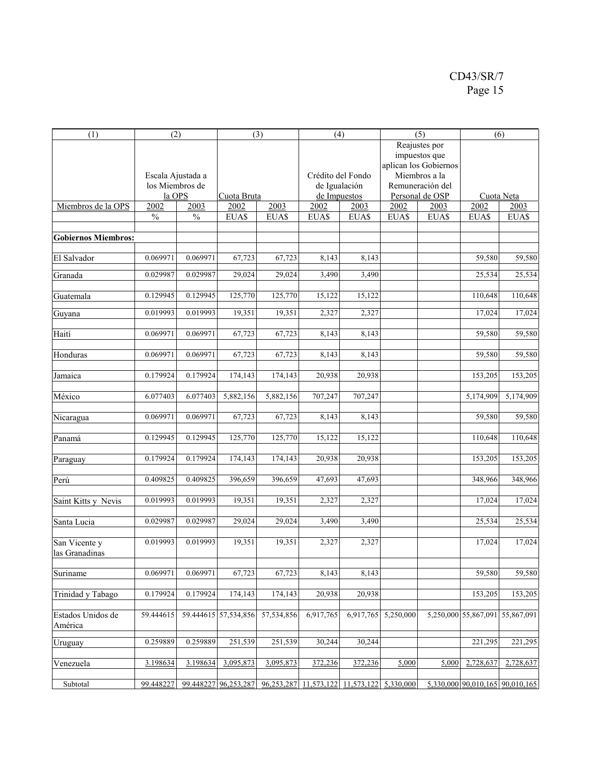| (1) | (2) | | (3) | | (4) | | (5) | | (6) | |
|---|---|---|---|---|---|---|---|---|---|---|
| | Escala Ajustada a los Miembros de la OPS | | Cuota Bruta | | Crédito del Fondo de Igualación de Impuestos | | Reajustes por impuestos que aplican los Gobiernos Miembros a la Remuneración del Personal de OSP | | Cuota Neta | |
| Miembros de la OPS | 2002 | 2003 | 2002 | 2003 | 2002 | 2003 | 2002 | 2003 | 2002 | 2003 |
| | % | % | EUA$ | EUA$ | EUA$ | EUA$ | EUA$ | EUA$ | EUA$ | EUA$ |
| **Gobiernos Miembros:** | | | | | | | | | | |
| El Salvador | 0.069971 | 0.069971 | 67,723 | 67,723 | 8,143 | 8,143 | | | 59,580 | 59,580 |
| Granada | 0.029987 | 0.029987 | 29,024 | 29,024 | 3,490 | 3,490 | | | 25,534 | 25,534 |
| Guatemala | 0.129945 | 0.129945 | 125,770 | 125,770 | 15,122 | 15,122 | | | 110,648 | 110,648 |
| Guyana | 0.019993 | 0.019993 | 19,351 | 19,351 | 2,327 | 2,327 | | | 17,024 | 17,024 |
| Haití | 0.069971 | 0.069971 | 67,723 | 67,723 | 8,143 | 8,143 | | | 59,580 | 59,580 |
| Honduras | 0.069971 | 0.069971 | 67,723 | 67,723 | 8,143 | 8,143 | | | 59,580 | 59,580 |
| Jamaica | 0.179924 | 0.179924 | 174,143 | 174,143 | 20,938 | 20,938 | | | 153,205 | 153,205 |
| México | 6.077403 | 6.077403 | 5,882,156 | 5,882,156 | 707,247 | 707,247 | | | 5,174,909 | 5,174,909 |
| Nicaragua | 0.069971 | 0.069971 | 67,723 | 67,723 | 8,143 | 8,143 | | | 59,580 | 59,580 |
| Panamá | 0.129945 | 0.129945 | 125,770 | 125,770 | 15,122 | 15,122 | | | 110,648 | 110,648 |
| Paraguay | 0.179924 | 0.179924 | 174,143 | 174,143 | 20,938 | 20,938 | | | 153,205 | 153,205 |
| Perú | 0.409825 | 0.409825 | 396,659 | 396,659 | 47,693 | 47,693 | | | 348,966 | 348,966 |
| Saint Kitts y Nevis | 0.019993 | 0.019993 | 19,351 | 19,351 | 2,327 | 2,327 | | | 17,024 | 17,024 |
| Santa Lucia | 0.029987 | 0.029987 | 29,024 | 29,024 | 3,490 | 3,490 | | | 25,534 | 25,534 |
| San Vicente y las Granadinas | 0.019993 | 0.019993 | 19,351 | 19,351 | 2,327 | 2,327 | | | 17,024 | 17,024 |
| Suriname | 0.069971 | 0.069971 | 67,723 | 67,723 | 8,143 | 8,143 | | | 59,580 | 59,580 |
| Trinidad y Tabago | 0.179924 | 0.179924 | 174,143 | 174,143 | 20,938 | 20,938 | | | 153,205 | 153,205 |
| Estados Unidos de América | 59.444615 | 59.444615 | 57,534,856 | 57,534,856 | 6,917,765 | 6,917,765 | 5,250,000 | 5,250,000 | 55,867,091 | 55,867,091 |
| Uruguay | 0.259889 | 0.259889 | 251,539 | 251,539 | 30,244 | 30,244 | | | 221,295 | 221,295 |
| Venezuela | 3.198634 | 3.198634 | 3,095,873 | 3,095,873 | 372,236 | 372,236 | 5,000 | 5,000 | 2,728,637 | 2,728,637 |
| Subtotal | 99.448227 | 99.448227 | 96,253,287 | 96,253,287 | 11,573,122 | 11,573,122 | 5,330,000 | 5,330,000 | 90,010,165 | 90,010,165 |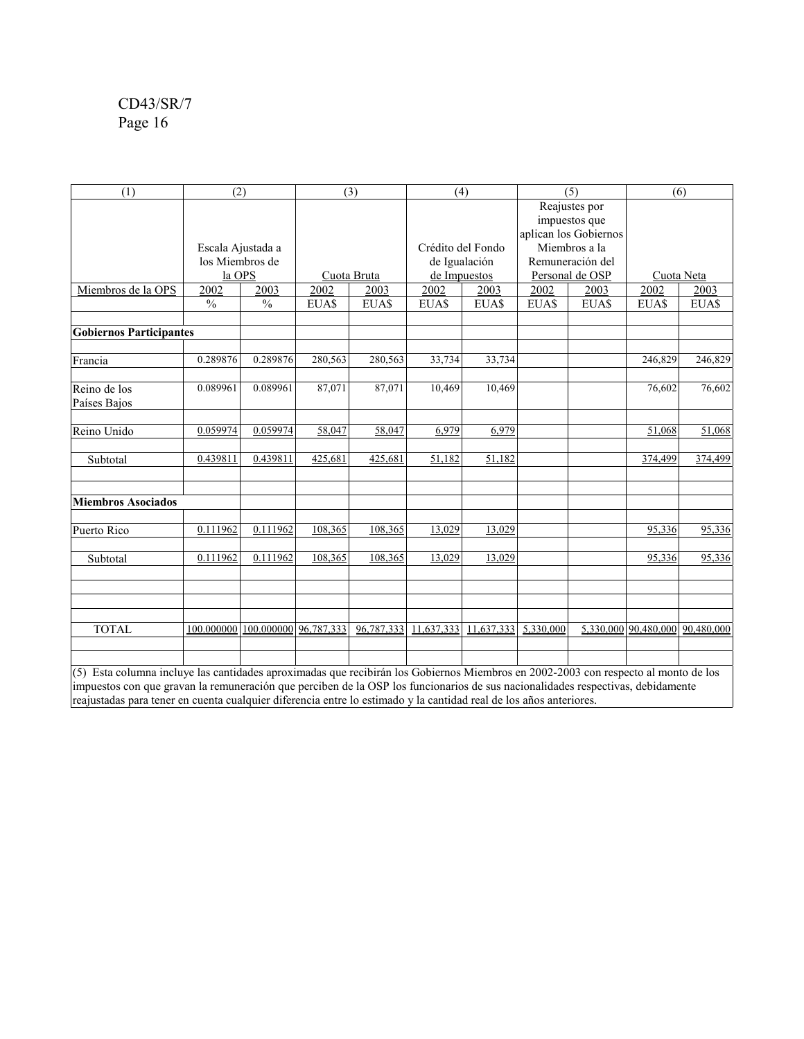| (1) | (2) | | (3) | | (4) | | (5) | | (6) | |
|---|---|---|---|---|---|---|---|---|---|---|
| | Escala Ajustada a los Miembros de la OPS | | Cuota Bruta | | Crédito del Fondo de Igualación de Impuestos | | Reajustes por impuestos que aplican los Gobiernos Miembros a la Remuneración del Personal de OSP | | Cuota Neta | |
| Miembros de la OPS | 2002 | 2003 | 2002 | 2003 | 2002 | 2003 | 2002 | 2003 | 2002 | 2003 |
| | % | % | EUA$ | EUA$ | EUA$ | EUA$ | EUA$ | EUA$ | EUA$ | EUA$ |
| **Gobiernos Participantes** | | | | | | | | | | |
| Francia | 0.289876 | 0.289876 | 280,563 | 280,563 | 33,734 | 33,734 | | | 246,829 | 246,829 |
| Reino de los Países Bajos | 0.089961 | 0.089961 | 87,071 | 87,071 | 10,469 | 10,469 | | | 76,602 | 76,602 |
| Reino Unido | 0.059974 | 0.059974 | 58,047 | 58,047 | 6,979 | 6,979 | | | 51,068 | 51,068 |
| Subtotal | 0.439811 | 0.439811 | 425,681 | 425,681 | 51,182 | 51,182 | | | 374,499 | 374,499 |
| **Miembros Asociados** | | | | | | | | | | |
| Puerto Rico | 0.111962 | 0.111962 | 108,365 | 108,365 | 13,029 | 13,029 | | | 95,336 | 95,336 |
| Subtotal | 0.111962 | 0.111962 | 108,365 | 108,365 | 13,029 | 13,029 | | | 95,336 | 95,336 |
| TOTAL | 100.000000 | 100.000000 | 96,787,333 | 96,787,333 | 11,637,333 | 11,637,333 | 5,330,000 | 5,330,000 | 90,480,000 | 90,480,000 |

(5) Esta columna incluye las cantidades aproximadas que recibirán los Gobiernos Miembros en 2002-2003 con respecto al monto de los impuestos con que gravan la remuneración que perciben de la OSP los funcionarios de sus nacionalidades respectivas, debidamente reajustadas para tener en cuenta cualquier diferencia entre lo estimado y la cantidad real de los años anteriores.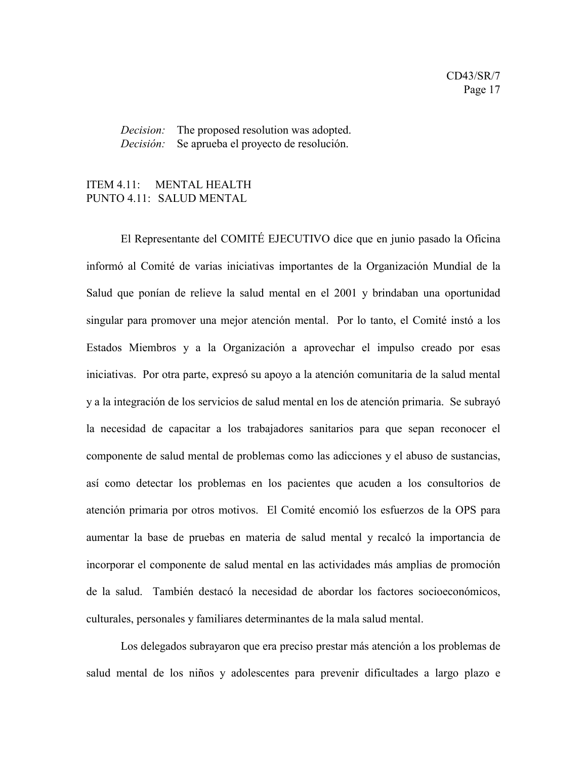*Decision:* The proposed resolution was adopted.
*Decisión:* Se aprueba el proyecto de resolución.

## ITEM 4.11: MENTAL HEALTH
## PUNTO 4.11: SALUD MENTAL

El Representante del COMITÉ EJECUTIVO dice que en junio pasado la Oficina informó al Comité de varias iniciativas importantes de la Organización Mundial de la Salud que ponían de relieve la salud mental en el 2001 y brindaban una oportunidad singular para promover una mejor atención mental. Por lo tanto, el Comité instó a los Estados Miembros y a la Organización a aprovechar el impulso creado por esas iniciativas. Por otra parte, expresó su apoyo a la atención comunitaria de la salud mental y a la integración de los servicios de salud mental en los de atención primaria. Se subrayó la necesidad de capacitar a los trabajadores sanitarios para que sepan reconocer el componente de salud mental de problemas como las adicciones y el abuso de sustancias, así como detectar los problemas en los pacientes que acuden a los consultorios de atención primaria por otros motivos. El Comité encomió los esfuerzos de la OPS para aumentar la base de pruebas en materia de salud mental y recalcó la importancia de incorporar el componente de salud mental en las actividades más amplias de promoción de la salud. También destacó la necesidad de abordar los factores socioeconómicos, culturales, personales y familiares determinantes de la mala salud mental.

Los delegados subrayaron que era preciso prestar más atención a los problemas de salud mental de los niños y adolescentes para prevenir dificultades a largo plazo e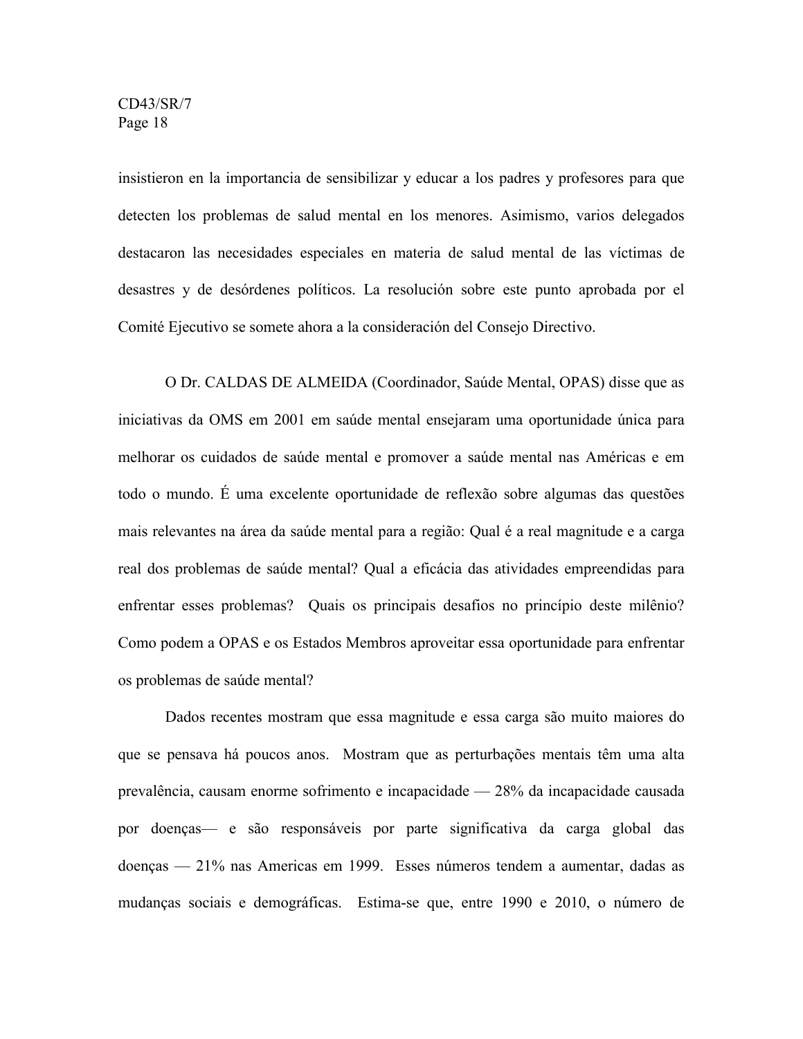insistieron en la importancia de sensibilizar y educar a los padres y profesores para que detecten los problemas de salud mental en los menores. Asimismo, varios delegados destacaron las necesidades especiales en materia de salud mental de las víctimas de desastres y de desórdenes políticos. La resolución sobre este punto aprobada por el Comité Ejecutivo se somete ahora a la consideración del Consejo Directivo.

O Dr. CALDAS DE ALMEIDA (Coordinador, Saúde Mental, OPAS) disse que as iniciativas da OMS em 2001 em saúde mental ensejaram uma oportunidade única para melhorar os cuidados de saúde mental e promover a saúde mental nas Américas e em todo o mundo. É uma excelente oportunidade de reflexão sobre algumas das questões mais relevantes na área da saúde mental para a região: Qual é a real magnitude e a carga real dos problemas de saúde mental? Qual a eficácia das atividades empreendidas para enfrentar esses problemas? Quais os principais desafios no princípio deste milênio? Como podem a OPAS e os Estados Membros aproveitar essa oportunidade para enfrentar os problemas de saúde mental?

Dados recentes mostram que essa magnitude e essa carga são muito maiores do que se pensava há poucos anos. Mostram que as perturbações mentais têm uma alta prevalência, causam enorme sofrimento e incapacidade — 28% da incapacidade causada por doenças— e são responsáveis por parte significativa da carga global das doenças — 21% nas Americas em 1999. Esses números tendem a aumentar, dadas as mudanças sociais e demográficas. Estima-se que, entre 1990 e 2010, o número de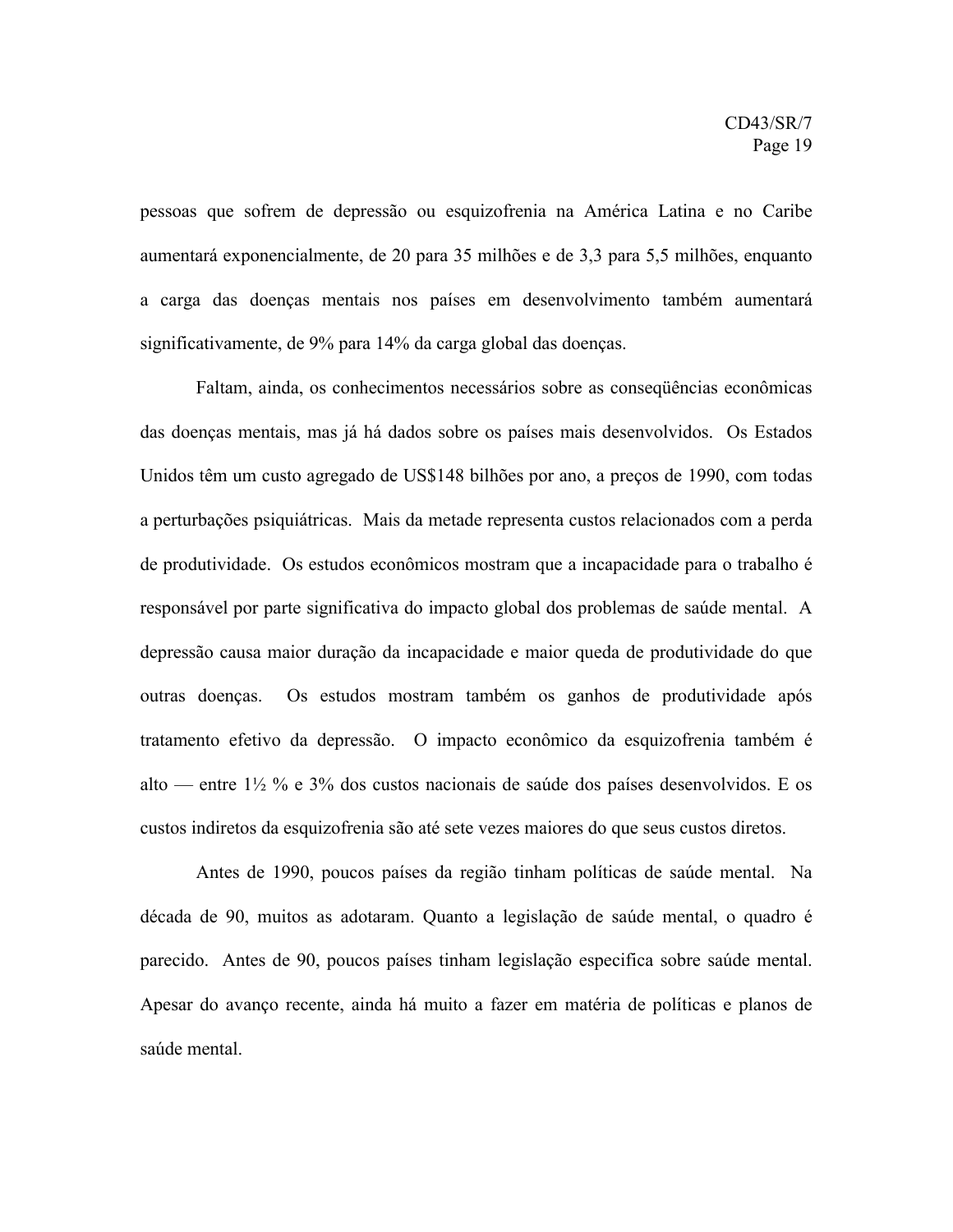pessoas que sofrem de depressão ou esquizofrenia na América Latina e no Caribe aumentará exponencialmente, de 20 para 35 milhões e de 3,3 para 5,5 milhões, enquanto a carga das doenças mentais nos países em desenvolvimento também aumentará significativamente, de 9% para 14% da carga global das doenças.

Faltam, ainda, os conhecimentos necessários sobre as conseqüências econômicas das doenças mentais, mas já há dados sobre os países mais desenvolvidos. Os Estados Unidos têm um custo agregado de US$148 bilhões por ano, a preços de 1990, com todas a perturbações psiquiátricas. Mais da metade representa custos relacionados com a perda de produtividade. Os estudos econômicos mostram que a incapacidade para o trabalho é responsável por parte significativa do impacto global dos problemas de saúde mental. A depressão causa maior duração da incapacidade e maior queda de produtividade do que outras doenças. Os estudos mostram também os ganhos de produtividade após tratamento efetivo da depressão. O impacto econômico da esquizofrenia também é alto — entre 1½ % e 3% dos custos nacionais de saúde dos países desenvolvidos. E os custos indiretos da esquizofrenia são até sete vezes maiores do que seus custos diretos.

Antes de 1990, poucos países da região tinham políticas de saúde mental. Na década de 90, muitos as adotaram. Quanto a legislação de saúde mental, o quadro é parecido. Antes de 90, poucos países tinham legislação especifica sobre saúde mental. Apesar do avanço recente, ainda há muito a fazer em matéria de políticas e planos de saúde mental.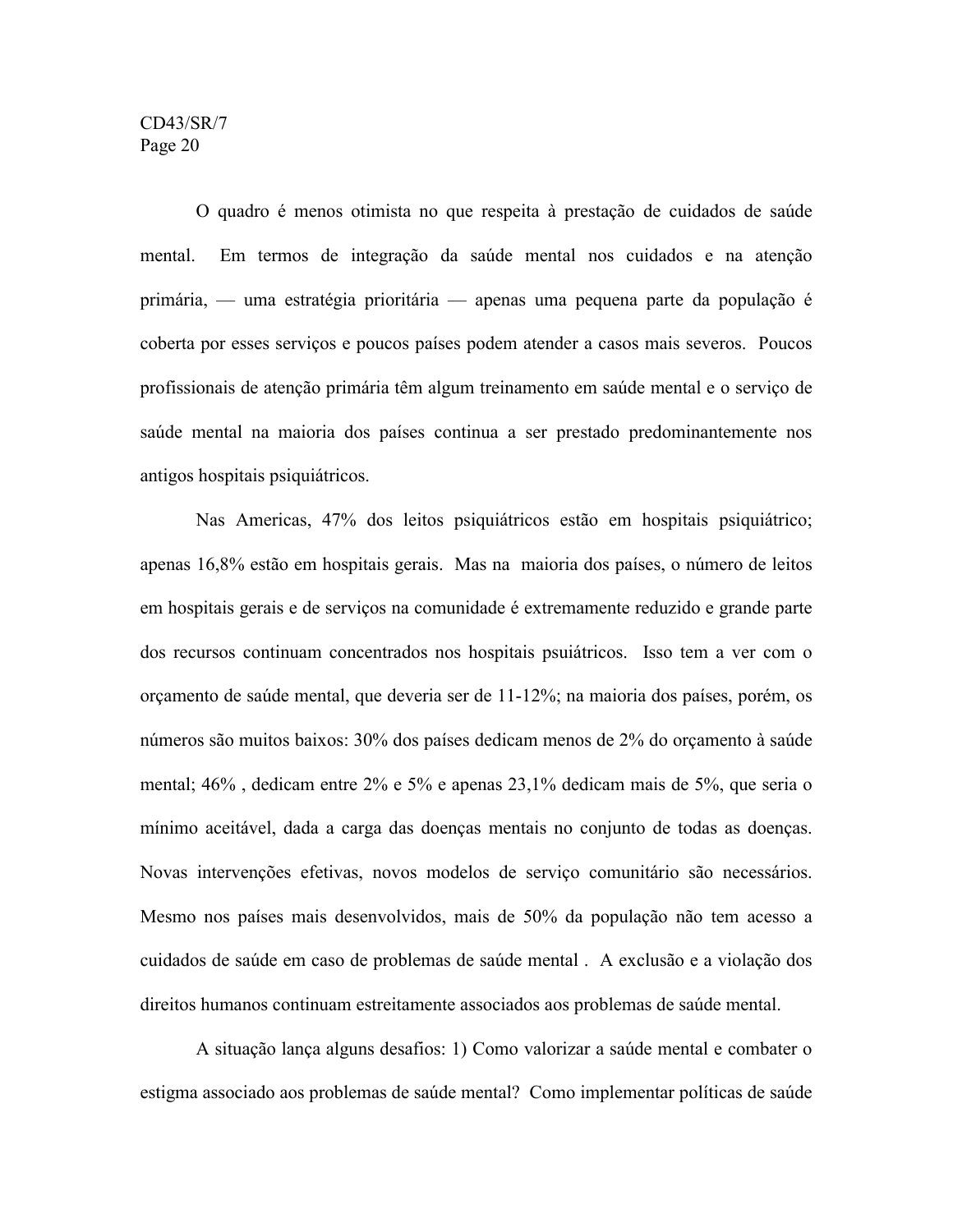O quadro é menos otimista no que respeita à prestação de cuidados de saúde mental. Em termos de integração da saúde mental nos cuidados e na atenção primária, — uma estratégia prioritária — apenas uma pequena parte da população é coberta por esses serviços e poucos países podem atender a casos mais severos. Poucos profissionais de atenção primária têm algum treinamento em saúde mental e o serviço de saúde mental na maioria dos países continua a ser prestado predominantemente nos antigos hospitais psiquiátricos.

Nas Americas, 47% dos leitos psiquiátricos estão em hospitais psiquiátrico; apenas 16,8% estão em hospitais gerais. Mas na maioria dos países, o número de leitos em hospitais gerais e de serviços na comunidade é extremamente reduzido e grande parte dos recursos continuam concentrados nos hospitais psuiátricos. Isso tem a ver com o orçamento de saúde mental, que deveria ser de 11-12%; na maioria dos países, porém, os números são muitos baixos: 30% dos países dedicam menos de 2% do orçamento à saúde mental; 46% , dedicam entre 2% e 5% e apenas 23,1% dedicam mais de 5%, que seria o mínimo aceitável, dada a carga das doenças mentais no conjunto de todas as doenças. Novas intervenções efetivas, novos modelos de serviço comunitário são necessários. Mesmo nos países mais desenvolvidos, mais de 50% da população não tem acesso a cuidados de saúde em caso de problemas de saúde mental . A exclusão e a violação dos direitos humanos continuam estreitamente associados aos problemas de saúde mental.

A situação lança alguns desafios: 1) Como valorizar a saúde mental e combater o estigma associado aos problemas de saúde mental? Como implementar políticas de saúde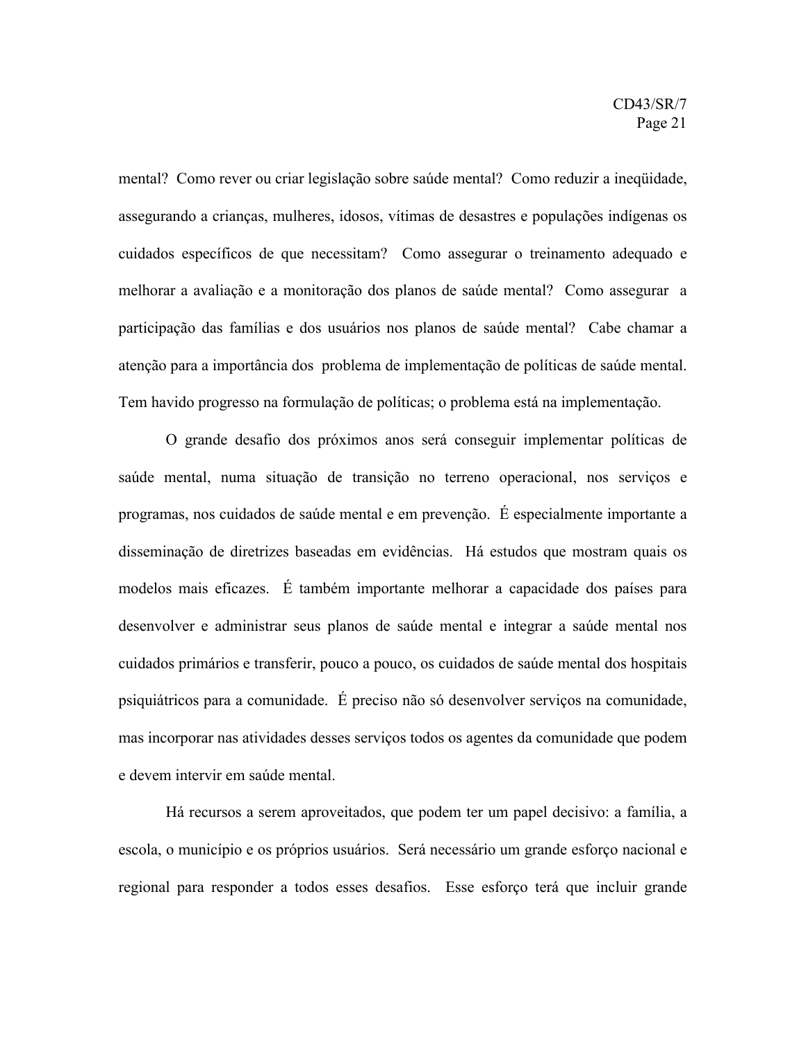mental? Como rever ou criar legislação sobre saúde mental? Como reduzir a ineqüidade, assegurando a crianças, mulheres, idosos, vítimas de desastres e populações indígenas os cuidados específicos de que necessitam? Como assegurar o treinamento adequado e melhorar a avaliação e a monitoração dos planos de saúde mental? Como assegurar a participação das famílias e dos usuários nos planos de saúde mental? Cabe chamar a atenção para a importância dos problema de implementação de políticas de saúde mental. Tem havido progresso na formulação de políticas; o problema está na implementação.

O grande desafio dos próximos anos será conseguir implementar políticas de saúde mental, numa situação de transição no terreno operacional, nos serviços e programas, nos cuidados de saúde mental e em prevenção. É especialmente importante a disseminação de diretrizes baseadas em evidências. Há estudos que mostram quais os modelos mais eficazes. É também importante melhorar a capacidade dos países para desenvolver e administrar seus planos de saúde mental e integrar a saúde mental nos cuidados primários e transferir, pouco a pouco, os cuidados de saúde mental dos hospitais psiquiátricos para a comunidade. É preciso não só desenvolver serviços na comunidade, mas incorporar nas atividades desses serviços todos os agentes da comunidade que podem e devem intervir em saúde mental.

Há recursos a serem aproveitados, que podem ter um papel decisivo: a família, a escola, o município e os próprios usuários. Será necessário um grande esforço nacional e regional para responder a todos esses desafios. Esse esforço terá que incluir grande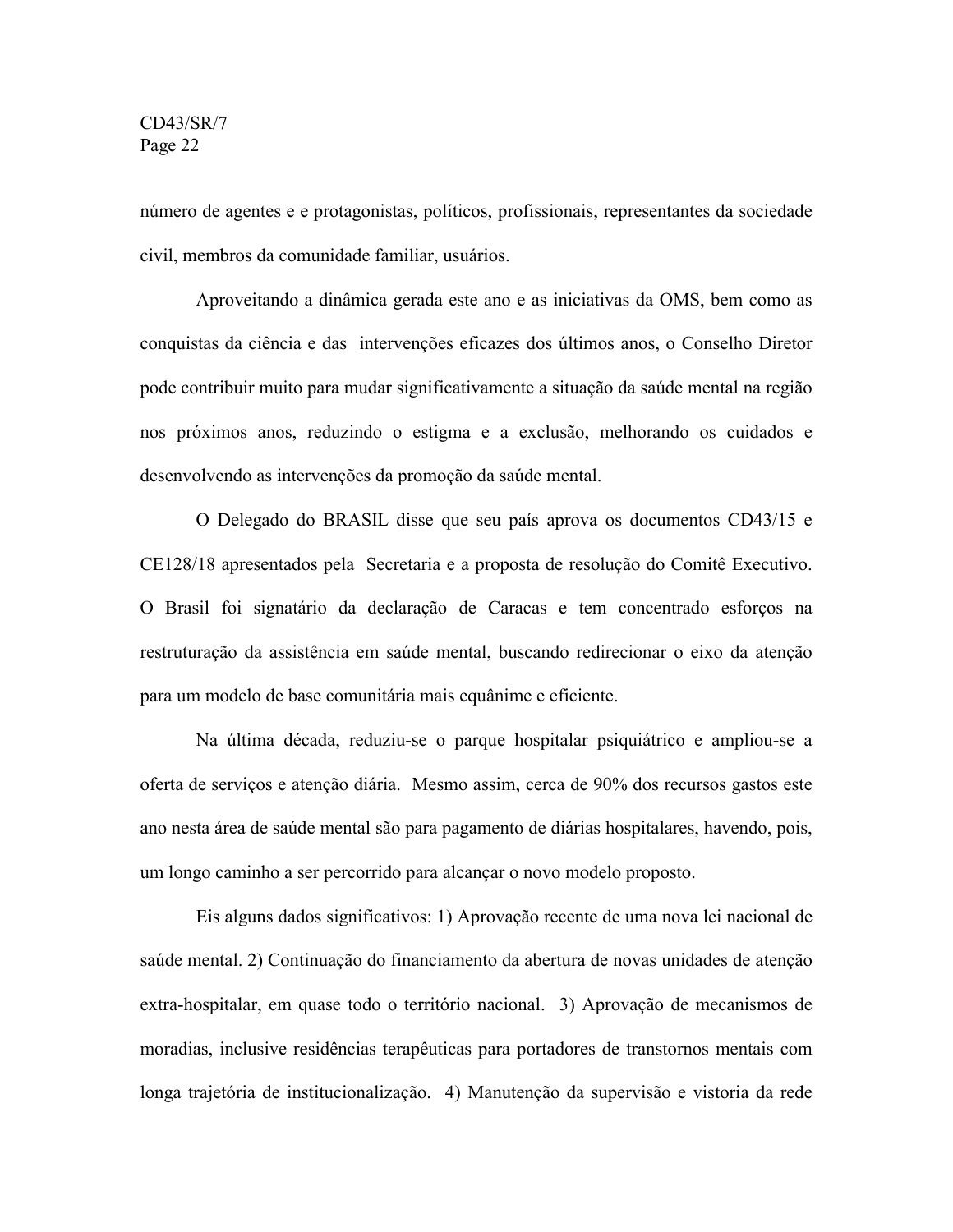número de agentes e e protagonistas, políticos, profissionais, representantes da sociedade civil, membros da comunidade familiar, usuários.

Aproveitando a dinâmica gerada este ano e as iniciativas da OMS, bem como as conquistas da ciência e das intervenções eficazes dos últimos anos, o Conselho Diretor pode contribuir muito para mudar significativamente a situação da saúde mental na região nos próximos anos, reduzindo o estigma e a exclusão, melhorando os cuidados e desenvolvendo as intervenções da promoção da saúde mental.

O Delegado do BRASIL disse que seu país aprova os documentos CD43/15 e CE128/18 apresentados pela Secretaria e a proposta de resolução do Comitê Executivo. O Brasil foi signatário da declaração de Caracas e tem concentrado esforços na restruturação da assistência em saúde mental, buscando redirecionar o eixo da atenção para um modelo de base comunitária mais equânime e eficiente.

Na última década, reduziu-se o parque hospitalar psiquiátrico e ampliou-se a oferta de serviços e atenção diária. Mesmo assim, cerca de 90% dos recursos gastos este ano nesta área de saúde mental são para pagamento de diárias hospitalares, havendo, pois, um longo caminho a ser percorrido para alcançar o novo modelo proposto.

Eis alguns dados significativos: 1) Aprovação recente de uma nova lei nacional de saúde mental. 2) Continuação do financiamento da abertura de novas unidades de atenção extra-hospitalar, em quase todo o território nacional. 3) Aprovação de mecanismos de moradias, inclusive residências terapêuticas para portadores de transtornos mentais com longa trajetória de institucionalização. 4) Manutenção da supervisão e vistoria da rede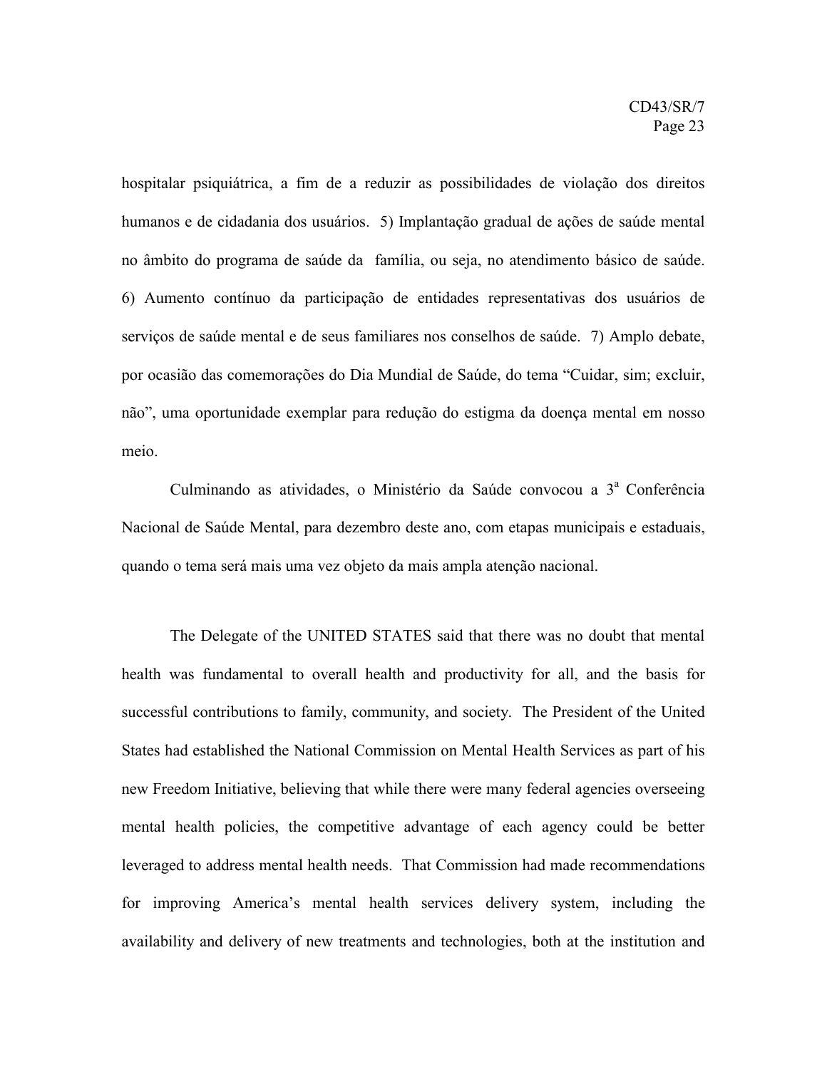hospitalar psiquiátrica, a fim de a reduzir as possibilidades de violação dos direitos humanos e de cidadania dos usuários. 5) Implantação gradual de ações de saúde mental no âmbito do programa de saúde da família, ou seja, no atendimento básico de saúde. 6) Aumento contínuo da participação de entidades representativas dos usuários de serviços de saúde mental e de seus familiares nos conselhos de saúde. 7) Amplo debate, por ocasião das comemorações do Dia Mundial de Saúde, do tema "Cuidar, sim; excluir, não", uma oportunidade exemplar para redução do estigma da doença mental em nosso meio.

Culminando as atividades, o Ministério da Saúde convocou a 3ª Conferência Nacional de Saúde Mental, para dezembro deste ano, com etapas municipais e estaduais, quando o tema será mais uma vez objeto da mais ampla atenção nacional.

The Delegate of the UNITED STATES said that there was no doubt that mental health was fundamental to overall health and productivity for all, and the basis for successful contributions to family, community, and society. The President of the United States had established the National Commission on Mental Health Services as part of his new Freedom Initiative, believing that while there were many federal agencies overseeing mental health policies, the competitive advantage of each agency could be better leveraged to address mental health needs. That Commission had made recommendations for improving America's mental health services delivery system, including the availability and delivery of new treatments and technologies, both at the institution and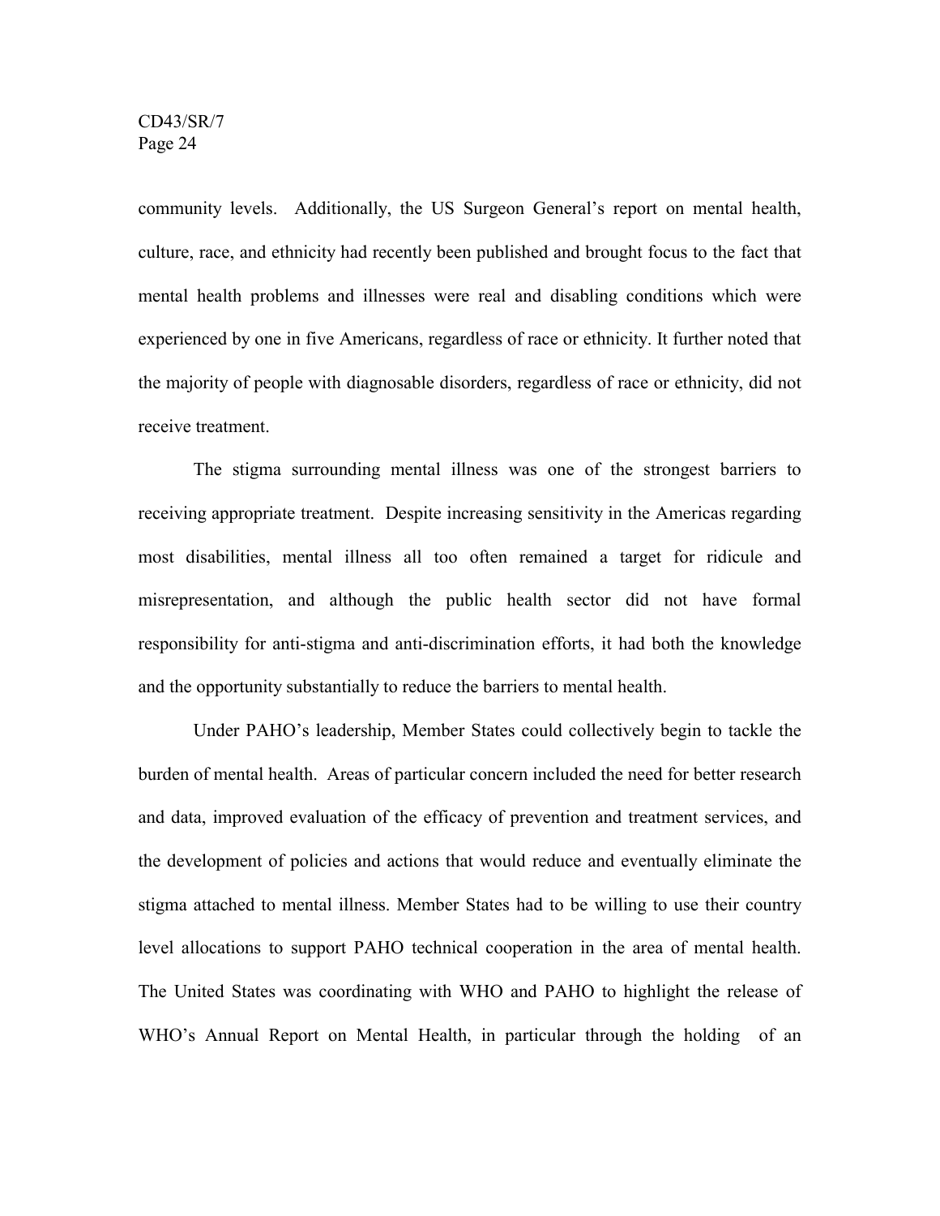community levels. Additionally, the US Surgeon General's report on mental health, culture, race, and ethnicity had recently been published and brought focus to the fact that mental health problems and illnesses were real and disabling conditions which were experienced by one in five Americans, regardless of race or ethnicity. It further noted that the majority of people with diagnosable disorders, regardless of race or ethnicity, did not receive treatment.

The stigma surrounding mental illness was one of the strongest barriers to receiving appropriate treatment. Despite increasing sensitivity in the Americas regarding most disabilities, mental illness all too often remained a target for ridicule and misrepresentation, and although the public health sector did not have formal responsibility for anti-stigma and anti-discrimination efforts, it had both the knowledge and the opportunity substantially to reduce the barriers to mental health.

Under PAHO's leadership, Member States could collectively begin to tackle the burden of mental health. Areas of particular concern included the need for better research and data, improved evaluation of the efficacy of prevention and treatment services, and the development of policies and actions that would reduce and eventually eliminate the stigma attached to mental illness. Member States had to be willing to use their country level allocations to support PAHO technical cooperation in the area of mental health. The United States was coordinating with WHO and PAHO to highlight the release of WHO's Annual Report on Mental Health, in particular through the holding of an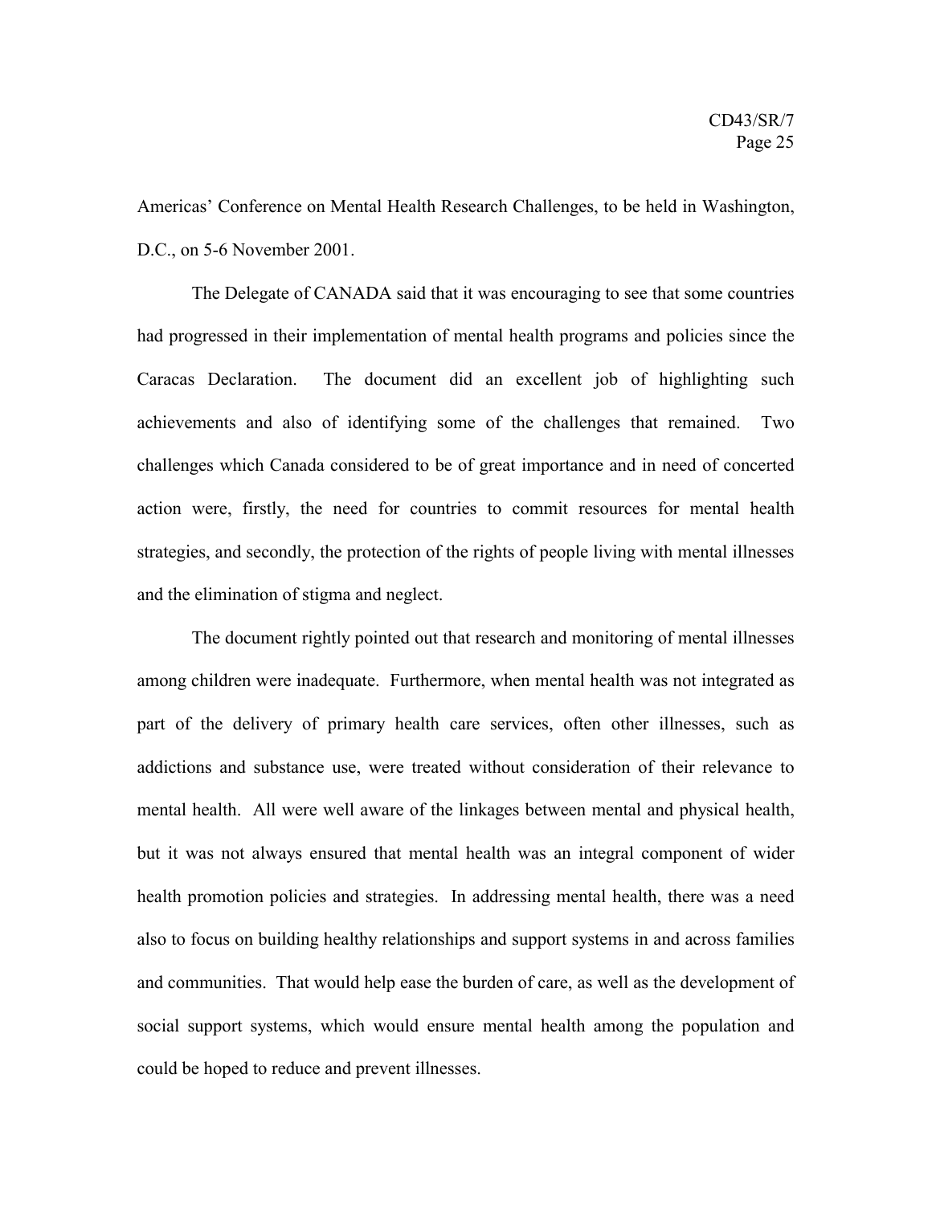Americas' Conference on Mental Health Research Challenges, to be held in Washington, D.C., on 5-6 November 2001.

The Delegate of CANADA said that it was encouraging to see that some countries had progressed in their implementation of mental health programs and policies since the Caracas Declaration. The document did an excellent job of highlighting such achievements and also of identifying some of the challenges that remained. Two challenges which Canada considered to be of great importance and in need of concerted action were, firstly, the need for countries to commit resources for mental health strategies, and secondly, the protection of the rights of people living with mental illnesses and the elimination of stigma and neglect.

The document rightly pointed out that research and monitoring of mental illnesses among children were inadequate. Furthermore, when mental health was not integrated as part of the delivery of primary health care services, often other illnesses, such as addictions and substance use, were treated without consideration of their relevance to mental health. All were well aware of the linkages between mental and physical health, but it was not always ensured that mental health was an integral component of wider health promotion policies and strategies. In addressing mental health, there was a need also to focus on building healthy relationships and support systems in and across families and communities. That would help ease the burden of care, as well as the development of social support systems, which would ensure mental health among the population and could be hoped to reduce and prevent illnesses.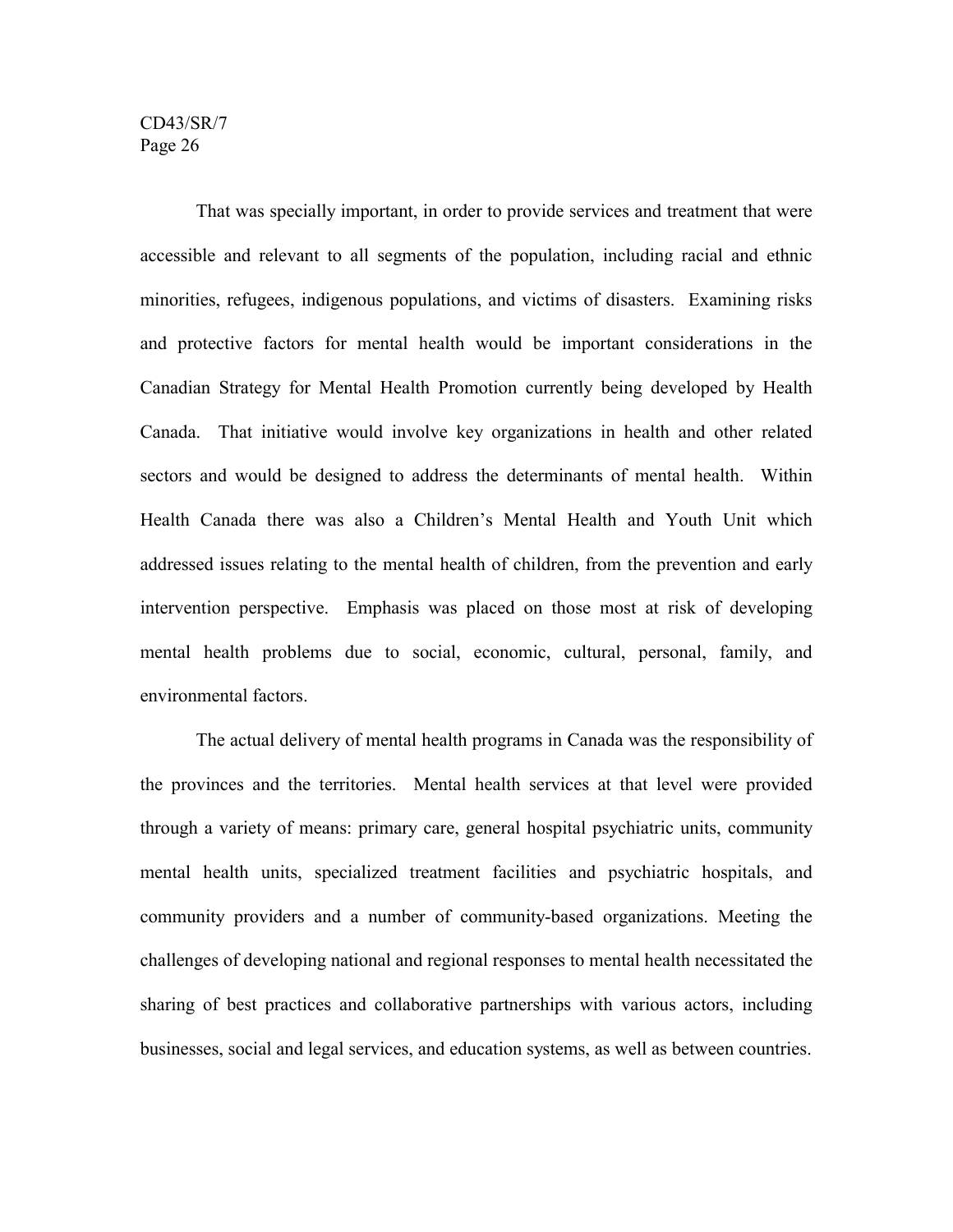That was specially important, in order to provide services and treatment that were accessible and relevant to all segments of the population, including racial and ethnic minorities, refugees, indigenous populations, and victims of disasters. Examining risks and protective factors for mental health would be important considerations in the Canadian Strategy for Mental Health Promotion currently being developed by Health Canada. That initiative would involve key organizations in health and other related sectors and would be designed to address the determinants of mental health. Within Health Canada there was also a Children's Mental Health and Youth Unit which addressed issues relating to the mental health of children, from the prevention and early intervention perspective. Emphasis was placed on those most at risk of developing mental health problems due to social, economic, cultural, personal, family, and environmental factors.

The actual delivery of mental health programs in Canada was the responsibility of the provinces and the territories. Mental health services at that level were provided through a variety of means: primary care, general hospital psychiatric units, community mental health units, specialized treatment facilities and psychiatric hospitals, and community providers and a number of community-based organizations. Meeting the challenges of developing national and regional responses to mental health necessitated the sharing of best practices and collaborative partnerships with various actors, including businesses, social and legal services, and education systems, as well as between countries.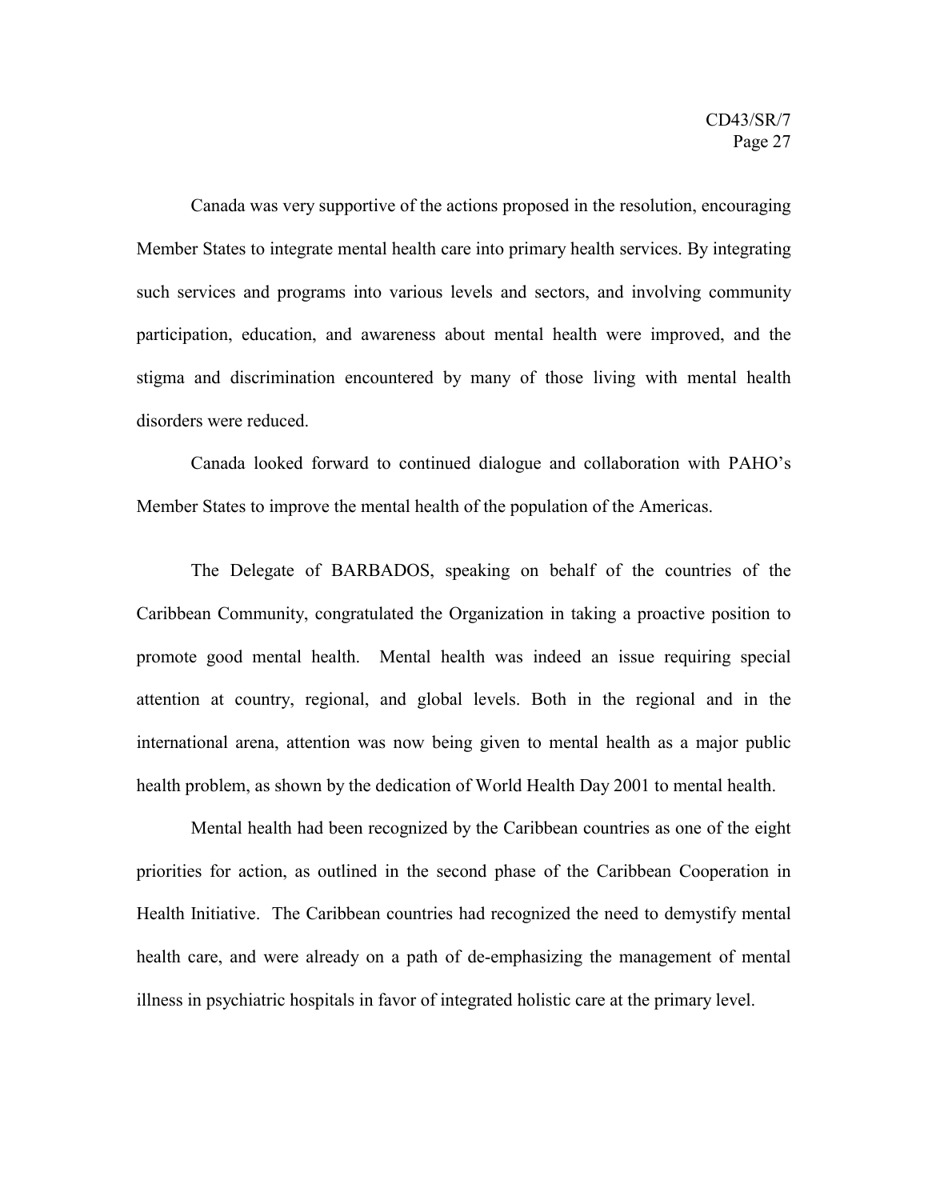Canada was very supportive of the actions proposed in the resolution, encouraging Member States to integrate mental health care into primary health services. By integrating such services and programs into various levels and sectors, and involving community participation, education, and awareness about mental health were improved, and the stigma and discrimination encountered by many of those living with mental health disorders were reduced.

Canada looked forward to continued dialogue and collaboration with PAHO's Member States to improve the mental health of the population of the Americas.

The Delegate of BARBADOS, speaking on behalf of the countries of the Caribbean Community, congratulated the Organization in taking a proactive position to promote good mental health. Mental health was indeed an issue requiring special attention at country, regional, and global levels. Both in the regional and in the international arena, attention was now being given to mental health as a major public health problem, as shown by the dedication of World Health Day 2001 to mental health.

Mental health had been recognized by the Caribbean countries as one of the eight priorities for action, as outlined in the second phase of the Caribbean Cooperation in Health Initiative. The Caribbean countries had recognized the need to demystify mental health care, and were already on a path of de-emphasizing the management of mental illness in psychiatric hospitals in favor of integrated holistic care at the primary level.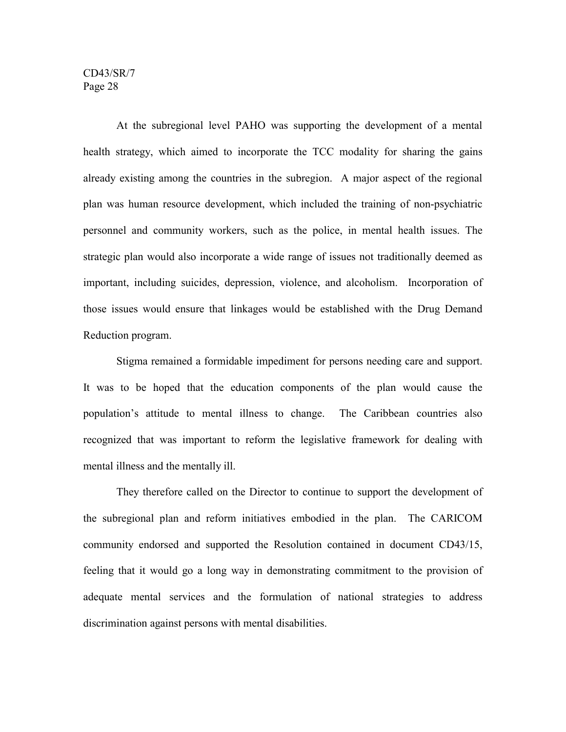At the subregional level PAHO was supporting the development of a mental health strategy, which aimed to incorporate the TCC modality for sharing the gains already existing among the countries in the subregion. A major aspect of the regional plan was human resource development, which included the training of non-psychiatric personnel and community workers, such as the police, in mental health issues. The strategic plan would also incorporate a wide range of issues not traditionally deemed as important, including suicides, depression, violence, and alcoholism. Incorporation of those issues would ensure that linkages would be established with the Drug Demand Reduction program.

Stigma remained a formidable impediment for persons needing care and support. It was to be hoped that the education components of the plan would cause the population's attitude to mental illness to change. The Caribbean countries also recognized that was important to reform the legislative framework for dealing with mental illness and the mentally ill.

They therefore called on the Director to continue to support the development of the subregional plan and reform initiatives embodied in the plan. The CARICOM community endorsed and supported the Resolution contained in document CD43/15, feeling that it would go a long way in demonstrating commitment to the provision of adequate mental services and the formulation of national strategies to address discrimination against persons with mental disabilities.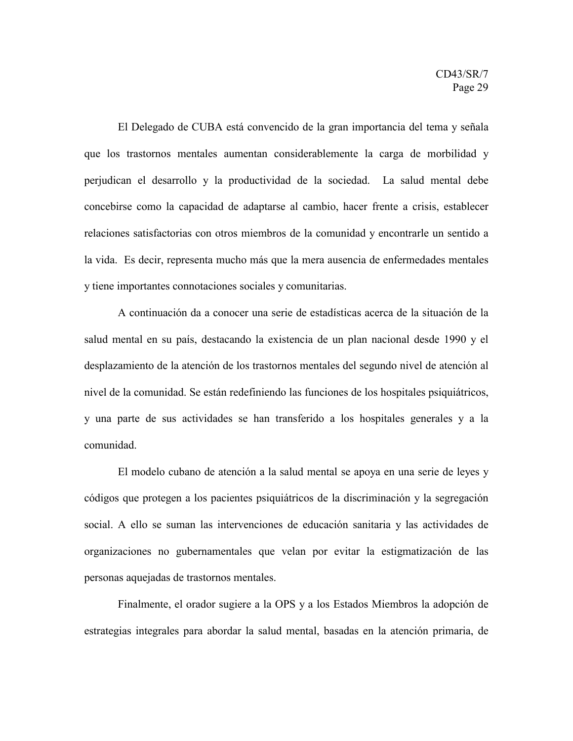El Delegado de CUBA está convencido de la gran importancia del tema y señala que los trastornos mentales aumentan considerablemente la carga de morbilidad y perjudican el desarrollo y la productividad de la sociedad. La salud mental debe concebirse como la capacidad de adaptarse al cambio, hacer frente a crisis, establecer relaciones satisfactorias con otros miembros de la comunidad y encontrarle un sentido a la vida. Es decir, representa mucho más que la mera ausencia de enfermedades mentales y tiene importantes connotaciones sociales y comunitarias.

A continuación da a conocer una serie de estadísticas acerca de la situación de la salud mental en su país, destacando la existencia de un plan nacional desde 1990 y el desplazamiento de la atención de los trastornos mentales del segundo nivel de atención al nivel de la comunidad. Se están redefiniendo las funciones de los hospitales psiquiátricos, y una parte de sus actividades se han transferido a los hospitales generales y a la comunidad.

El modelo cubano de atención a la salud mental se apoya en una serie de leyes y códigos que protegen a los pacientes psiquiátricos de la discriminación y la segregación social. A ello se suman las intervenciones de educación sanitaria y las actividades de organizaciones no gubernamentales que velan por evitar la estigmatización de las personas aquejadas de trastornos mentales.

Finalmente, el orador sugiere a la OPS y a los Estados Miembros la adopción de estrategias integrales para abordar la salud mental, basadas en la atención primaria, de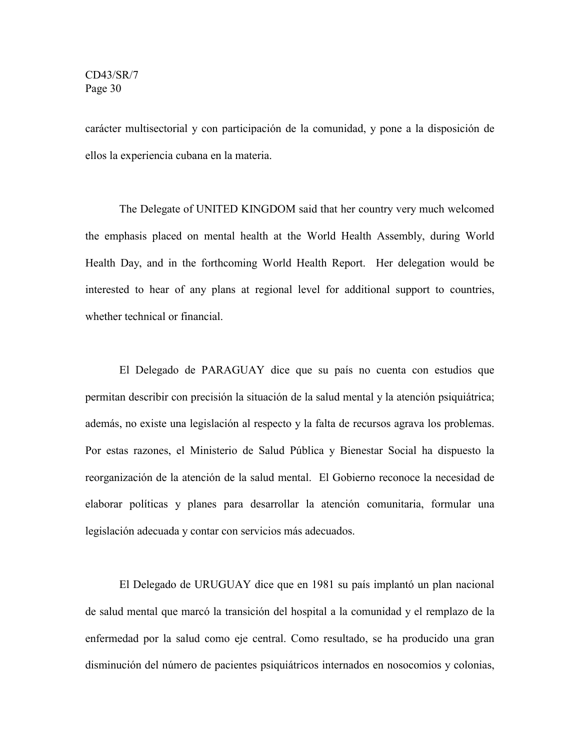carácter multisectorial y con participación de la comunidad, y pone a la disposición de ellos la experiencia cubana en la materia.

The Delegate of UNITED KINGDOM said that her country very much welcomed the emphasis placed on mental health at the World Health Assembly, during World Health Day, and in the forthcoming World Health Report. Her delegation would be interested to hear of any plans at regional level for additional support to countries, whether technical or financial.

El Delegado de PARAGUAY dice que su país no cuenta con estudios que permitan describir con precisión la situación de la salud mental y la atención psiquiátrica; además, no existe una legislación al respecto y la falta de recursos agrava los problemas. Por estas razones, el Ministerio de Salud Pública y Bienestar Social ha dispuesto la reorganización de la atención de la salud mental. El Gobierno reconoce la necesidad de elaborar políticas y planes para desarrollar la atención comunitaria, formular una legislación adecuada y contar con servicios más adecuados.

El Delegado de URUGUAY dice que en 1981 su país implantó un plan nacional de salud mental que marcó la transición del hospital a la comunidad y el remplazo de la enfermedad por la salud como eje central. Como resultado, se ha producido una gran disminución del número de pacientes psiquiátricos internados en nosocomios y colonias,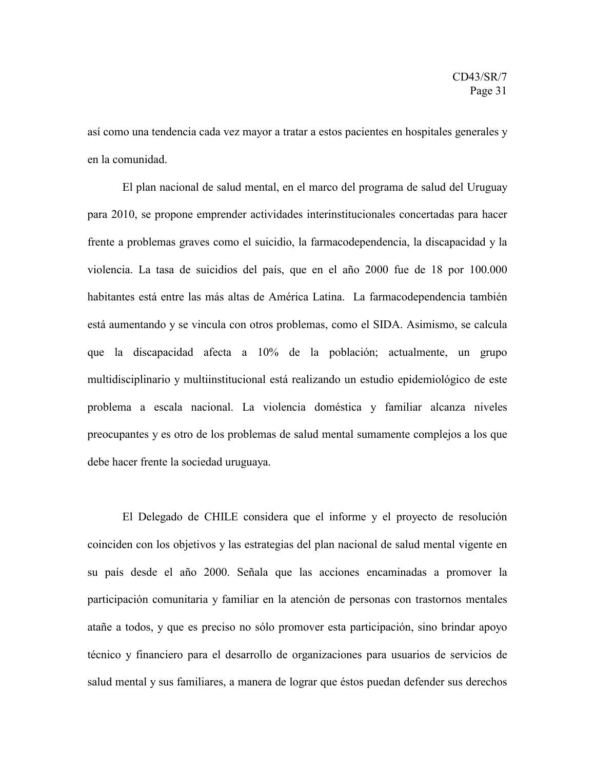así como una tendencia cada vez mayor a tratar a estos pacientes en hospitales generales y en la comunidad.

El plan nacional de salud mental, en el marco del programa de salud del Uruguay para 2010, se propone emprender actividades interinstitucionales concertadas para hacer frente a problemas graves como el suicidio, la farmacodependencia, la discapacidad y la violencia. La tasa de suicidios del país, que en el año 2000 fue de 18 por 100.000 habitantes está entre las más altas de América Latina. La farmacodependencia también está aumentando y se vincula con otros problemas, como el SIDA. Asimismo, se calcula que la discapacidad afecta a 10% de la población; actualmente, un grupo multidisciplinario y multiinstitucional está realizando un estudio epidemiológico de este problema a escala nacional. La violencia doméstica y familiar alcanza niveles preocupantes y es otro de los problemas de salud mental sumamente complejos a los que debe hacer frente la sociedad uruguaya.

El Delegado de CHILE considera que el informe y el proyecto de resolución coinciden con los objetivos y las estrategias del plan nacional de salud mental vigente en su país desde el año 2000. Señala que las acciones encaminadas a promover la participación comunitaria y familiar en la atención de personas con trastornos mentales atañe a todos, y que es preciso no sólo promover esta participación, sino brindar apoyo técnico y financiero para el desarrollo de organizaciones para usuarios de servicios de salud mental y sus familiares, a manera de lograr que éstos puedan defender sus derechos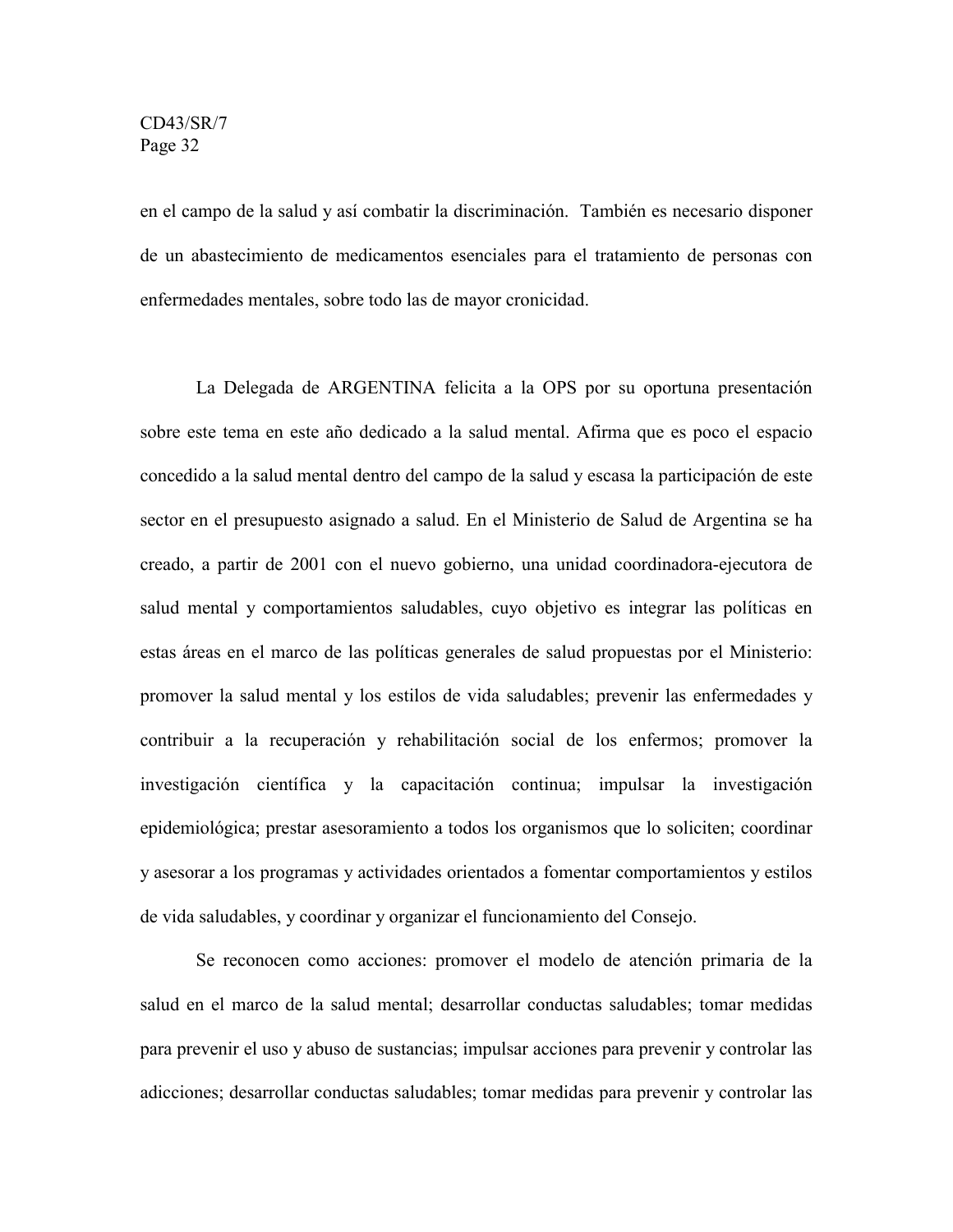en el campo de la salud y así combatir la discriminación. También es necesario disponer de un abastecimiento de medicamentos esenciales para el tratamiento de personas con enfermedades mentales, sobre todo las de mayor cronicidad.

La Delegada de ARGENTINA felicita a la OPS por su oportuna presentación sobre este tema en este año dedicado a la salud mental. Afirma que es poco el espacio concedido a la salud mental dentro del campo de la salud y escasa la participación de este sector en el presupuesto asignado a salud. En el Ministerio de Salud de Argentina se ha creado, a partir de 2001 con el nuevo gobierno, una unidad coordinadora-ejecutora de salud mental y comportamientos saludables, cuyo objetivo es integrar las políticas en estas áreas en el marco de las políticas generales de salud propuestas por el Ministerio: promover la salud mental y los estilos de vida saludables; prevenir las enfermedades y contribuir a la recuperación y rehabilitación social de los enfermos; promover la investigación científica y la capacitación continua; impulsar la investigación epidemiológica; prestar asesoramiento a todos los organismos que lo soliciten; coordinar y asesorar a los programas y actividades orientados a fomentar comportamientos y estilos de vida saludables, y coordinar y organizar el funcionamiento del Consejo.

Se reconocen como acciones: promover el modelo de atención primaria de la salud en el marco de la salud mental; desarrollar conductas saludables; tomar medidas para prevenir el uso y abuso de sustancias; impulsar acciones para prevenir y controlar las adicciones; desarrollar conductas saludables; tomar medidas para prevenir y controlar las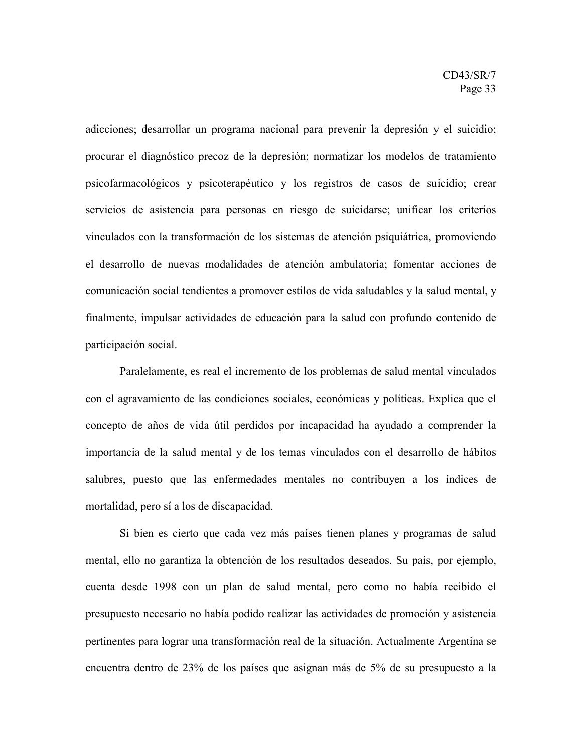adicciones; desarrollar un programa nacional para prevenir la depresión y el suicidio; procurar el diagnóstico precoz de la depresión; normatizar los modelos de tratamiento psicofarmacológicos y psicoterapéutico y los registros de casos de suicidio; crear servicios de asistencia para personas en riesgo de suicidarse; unificar los criterios vinculados con la transformación de los sistemas de atención psiquiátrica, promoviendo el desarrollo de nuevas modalidades de atención ambulatoria; fomentar acciones de comunicación social tendientes a promover estilos de vida saludables y la salud mental, y finalmente, impulsar actividades de educación para la salud con profundo contenido de participación social.

Paralelamente, es real el incremento de los problemas de salud mental vinculados con el agravamiento de las condiciones sociales, económicas y políticas. Explica que el concepto de años de vida útil perdidos por incapacidad ha ayudado a comprender la importancia de la salud mental y de los temas vinculados con el desarrollo de hábitos salubres, puesto que las enfermedades mentales no contribuyen a los índices de mortalidad, pero sí a los de discapacidad.

Si bien es cierto que cada vez más países tienen planes y programas de salud mental, ello no garantiza la obtención de los resultados deseados. Su país, por ejemplo, cuenta desde 1998 con un plan de salud mental, pero como no había recibido el presupuesto necesario no había podido realizar las actividades de promoción y asistencia pertinentes para lograr una transformación real de la situación. Actualmente Argentina se encuentra dentro de 23% de los países que asignan más de 5% de su presupuesto a la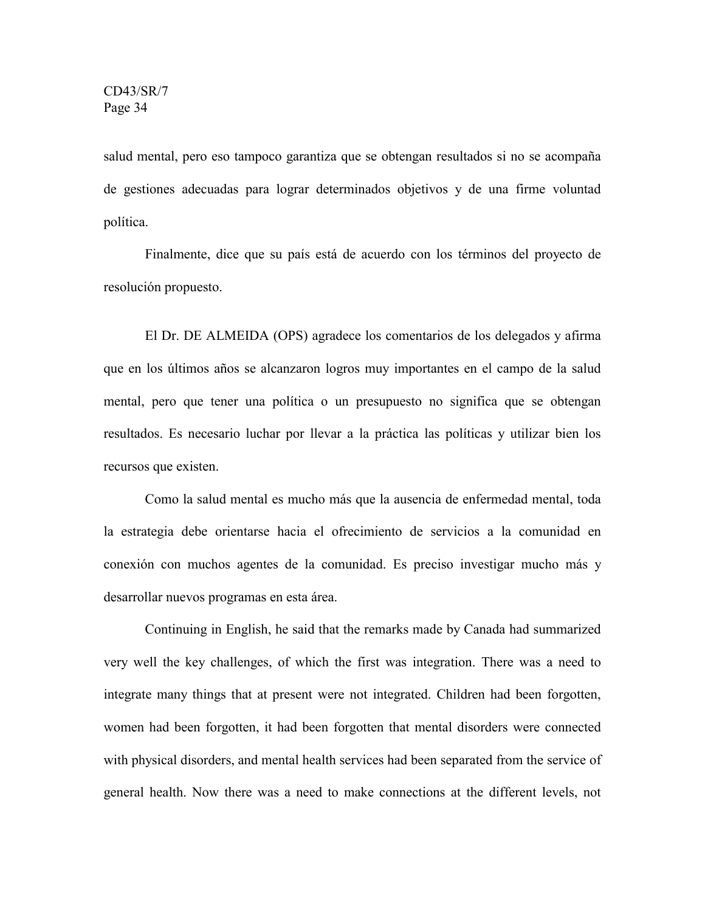salud mental, pero eso tampoco garantiza que se obtengan resultados si no se acompaña de gestiones adecuadas para lograr determinados objetivos y de una firme voluntad política.

Finalmente, dice que su país está de acuerdo con los términos del proyecto de resolución propuesto.

El Dr. DE ALMEIDA (OPS) agradece los comentarios de los delegados y afirma que en los últimos años se alcanzaron logros muy importantes en el campo de la salud mental, pero que tener una política o un presupuesto no significa que se obtengan resultados. Es necesario luchar por llevar a la práctica las políticas y utilizar bien los recursos que existen.

Como la salud mental es mucho más que la ausencia de enfermedad mental, toda la estrategia debe orientarse hacia el ofrecimiento de servicios a la comunidad en conexión con muchos agentes de la comunidad. Es preciso investigar mucho más y desarrollar nuevos programas en esta área.

Continuing in English, he said that the remarks made by Canada had summarized very well the key challenges, of which the first was integration. There was a need to integrate many things that at present were not integrated. Children had been forgotten, women had been forgotten, it had been forgotten that mental disorders were connected with physical disorders, and mental health services had been separated from the service of general health. Now there was a need to make connections at the different levels, not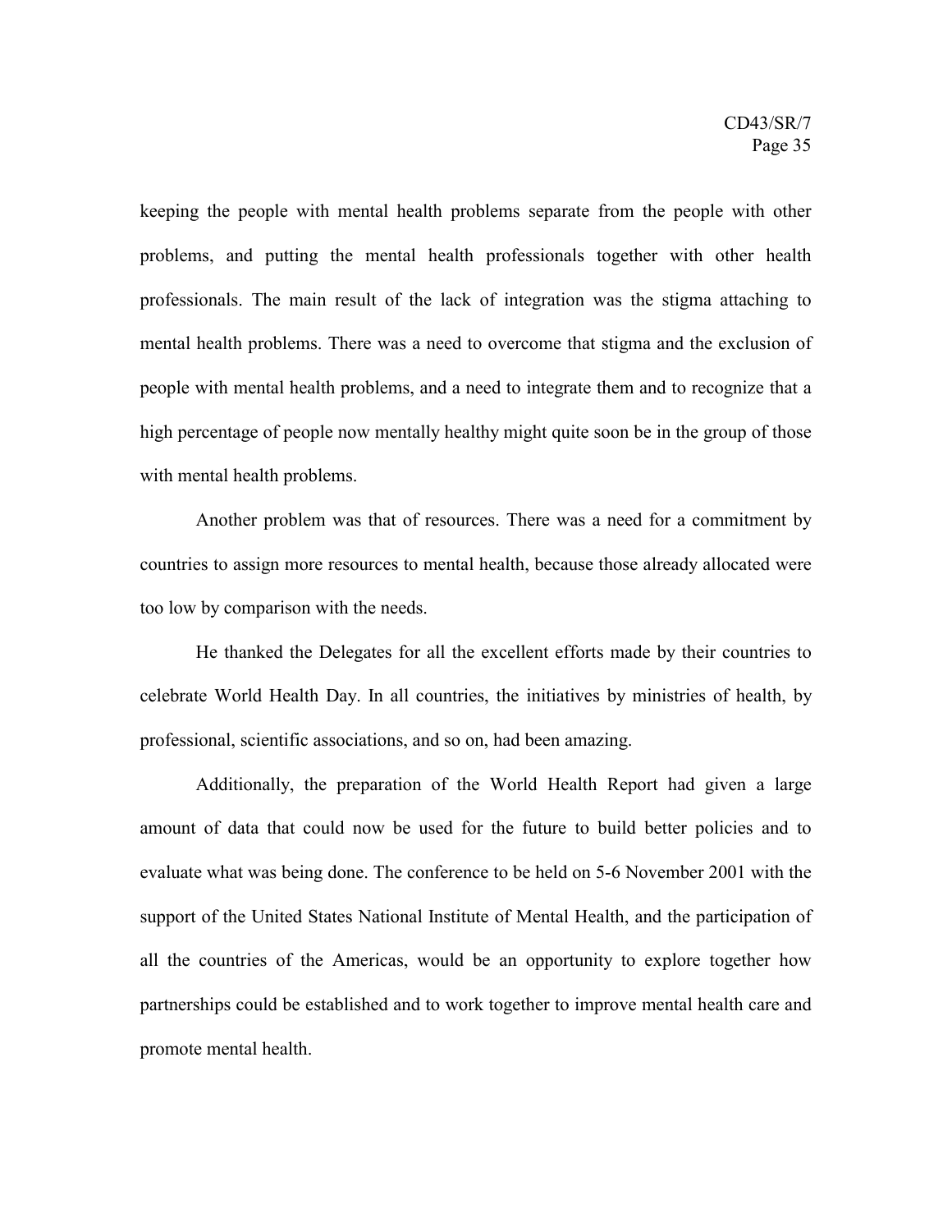keeping the people with mental health problems separate from the people with other problems, and putting the mental health professionals together with other health professionals. The main result of the lack of integration was the stigma attaching to mental health problems. There was a need to overcome that stigma and the exclusion of people with mental health problems, and a need to integrate them and to recognize that a high percentage of people now mentally healthy might quite soon be in the group of those with mental health problems.

Another problem was that of resources. There was a need for a commitment by countries to assign more resources to mental health, because those already allocated were too low by comparison with the needs.

He thanked the Delegates for all the excellent efforts made by their countries to celebrate World Health Day. In all countries, the initiatives by ministries of health, by professional, scientific associations, and so on, had been amazing.

Additionally, the preparation of the World Health Report had given a large amount of data that could now be used for the future to build better policies and to evaluate what was being done. The conference to be held on 5-6 November 2001 with the support of the United States National Institute of Mental Health, and the participation of all the countries of the Americas, would be an opportunity to explore together how partnerships could be established and to work together to improve mental health care and promote mental health.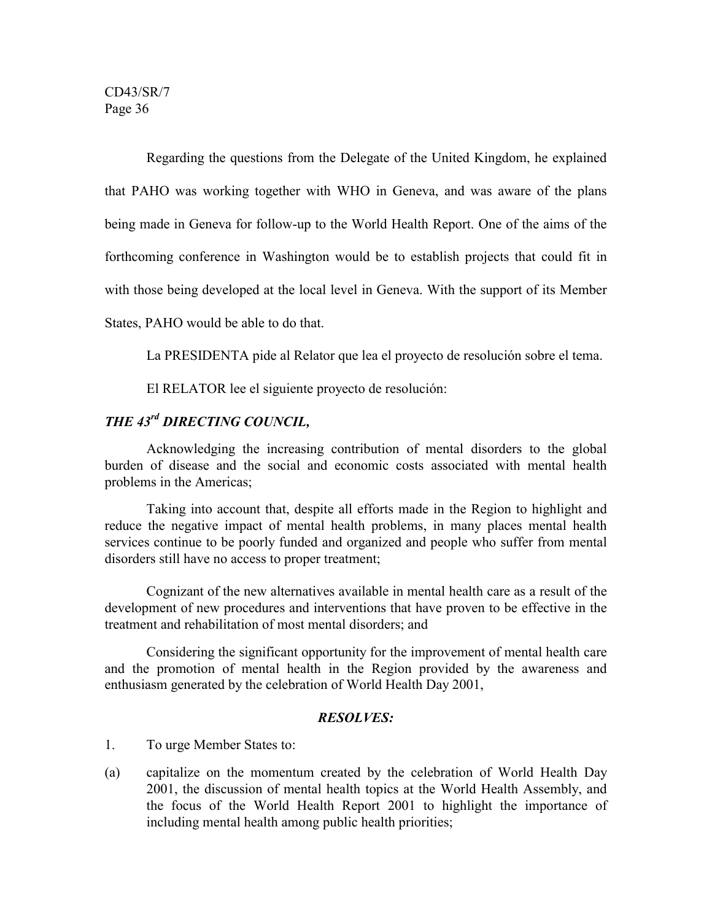Regarding the questions from the Delegate of the United Kingdom, he explained that PAHO was working together with WHO in Geneva, and was aware of the plans being made in Geneva for follow-up to the World Health Report. One of the aims of the forthcoming conference in Washington would be to establish projects that could fit in with those being developed at the local level in Geneva. With the support of its Member States, PAHO would be able to do that.

La PRESIDENTA pide al Relator que lea el proyecto de resolución sobre el tema.

El RELATOR lee el siguiente proyecto de resolución:

***THE 43rd DIRECTING COUNCIL,***

Acknowledging the increasing contribution of mental disorders to the global burden of disease and the social and economic costs associated with mental health problems in the Americas;

Taking into account that, despite all efforts made in the Region to highlight and reduce the negative impact of mental health problems, in many places mental health services continue to be poorly funded and organized and people who suffer from mental disorders still have no access to proper treatment;

Cognizant of the new alternatives available in mental health care as a result of the development of new procedures and interventions that have proven to be effective in the treatment and rehabilitation of most mental disorders; and

Considering the significant opportunity for the improvement of mental health care and the promotion of mental health in the Region provided by the awareness and enthusiasm generated by the celebration of World Health Day 2001,

***RESOLVES:***

1. To urge Member States to:

(a) capitalize on the momentum created by the celebration of World Health Day 2001, the discussion of mental health topics at the World Health Assembly, and the focus of the World Health Report 2001 to highlight the importance of including mental health among public health priorities;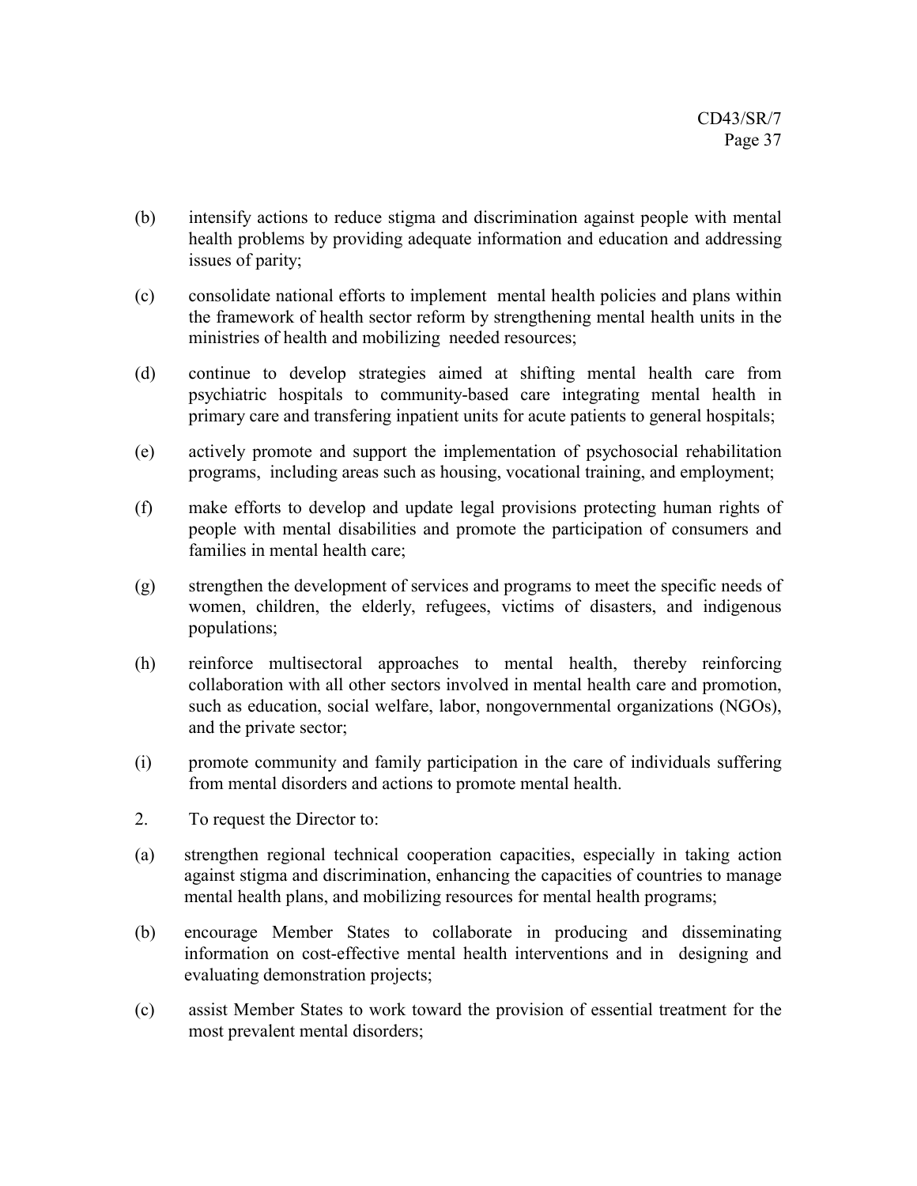(b) intensify actions to reduce stigma and discrimination against people with mental health problems by providing adequate information and education and addressing issues of parity;

(c) consolidate national efforts to implement mental health policies and plans within the framework of health sector reform by strengthening mental health units in the ministries of health and mobilizing needed resources;

(d) continue to develop strategies aimed at shifting mental health care from psychiatric hospitals to community-based care integrating mental health in primary care and transfering inpatient units for acute patients to general hospitals;

(e) actively promote and support the implementation of psychosocial rehabilitation programs, including areas such as housing, vocational training, and employment;

(f) make efforts to develop and update legal provisions protecting human rights of people with mental disabilities and promote the participation of consumers and families in mental health care;

(g) strengthen the development of services and programs to meet the specific needs of women, children, the elderly, refugees, victims of disasters, and indigenous populations;

(h) reinforce multisectoral approaches to mental health, thereby reinforcing collaboration with all other sectors involved in mental health care and promotion, such as education, social welfare, labor, nongovernmental organizations (NGOs), and the private sector;

(i) promote community and family participation in the care of individuals suffering from mental disorders and actions to promote mental health.

2. To request the Director to:

(a) strengthen regional technical cooperation capacities, especially in taking action against stigma and discrimination, enhancing the capacities of countries to manage mental health plans, and mobilizing resources for mental health programs;

(b) encourage Member States to collaborate in producing and disseminating information on cost-effective mental health interventions and in designing and evaluating demonstration projects;

(c) assist Member States to work toward the provision of essential treatment for the most prevalent mental disorders;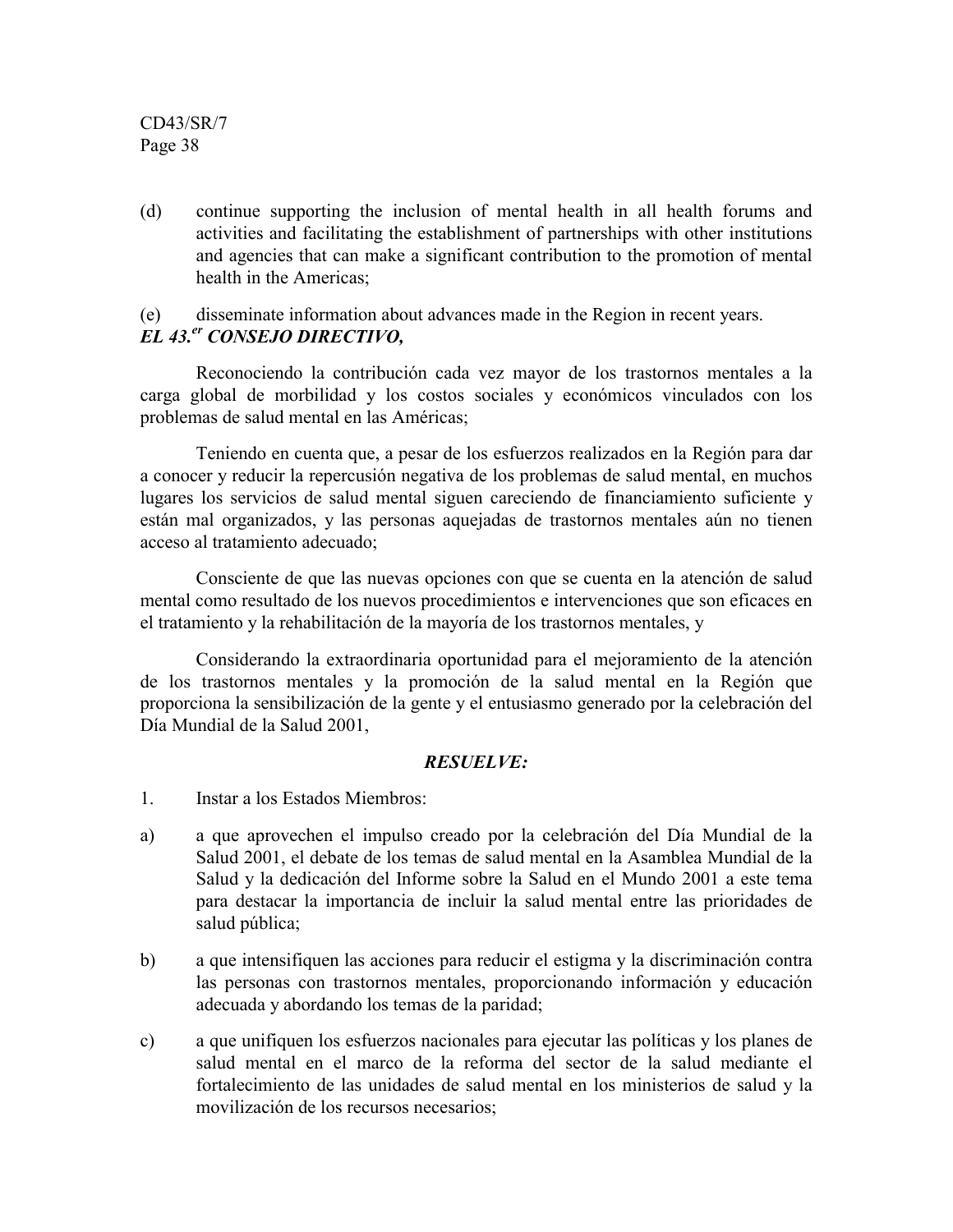(d) continue supporting the inclusion of mental health in all health forums and activities and facilitating the establishment of partnerships with other institutions and agencies that can make a significant contribution to the promotion of mental health in the Americas;

(e) disseminate information about advances made in the Region in recent years.

***EL 43.er CONSEJO DIRECTIVO,***

Reconociendo la contribución cada vez mayor de los trastornos mentales a la carga global de morbilidad y los costos sociales y económicos vinculados con los problemas de salud mental en las Américas;

Teniendo en cuenta que, a pesar de los esfuerzos realizados en la Región para dar a conocer y reducir la repercusión negativa de los problemas de salud mental, en muchos lugares los servicios de salud mental siguen careciendo de financiamiento suficiente y están mal organizados, y las personas aquejadas de trastornos mentales aún no tienen acceso al tratamiento adecuado;

Consciente de que las nuevas opciones con que se cuenta en la atención de salud mental como resultado de los nuevos procedimientos e intervenciones que son eficaces en el tratamiento y la rehabilitación de la mayoría de los trastornos mentales, y

Considerando la extraordinaria oportunidad para el mejoramiento de la atención de los trastornos mentales y la promoción de la salud mental en la Región que proporciona la sensibilización de la gente y el entusiasmo generado por la celebración del Día Mundial de la Salud 2001,

***RESUELVE:***

1. Instar a los Estados Miembros:

a) a que aprovechen el impulso creado por la celebración del Día Mundial de la Salud 2001, el debate de los temas de salud mental en la Asamblea Mundial de la Salud y la dedicación del Informe sobre la Salud en el Mundo 2001 a este tema para destacar la importancia de incluir la salud mental entre las prioridades de salud pública;

b) a que intensifiquen las acciones para reducir el estigma y la discriminación contra las personas con trastornos mentales, proporcionando información y educación adecuada y abordando los temas de la paridad;

c) a que unifiquen los esfuerzos nacionales para ejecutar las políticas y los planes de salud mental en el marco de la reforma del sector de la salud mediante el fortalecimiento de las unidades de salud mental en los ministerios de salud y la movilización de los recursos necesarios;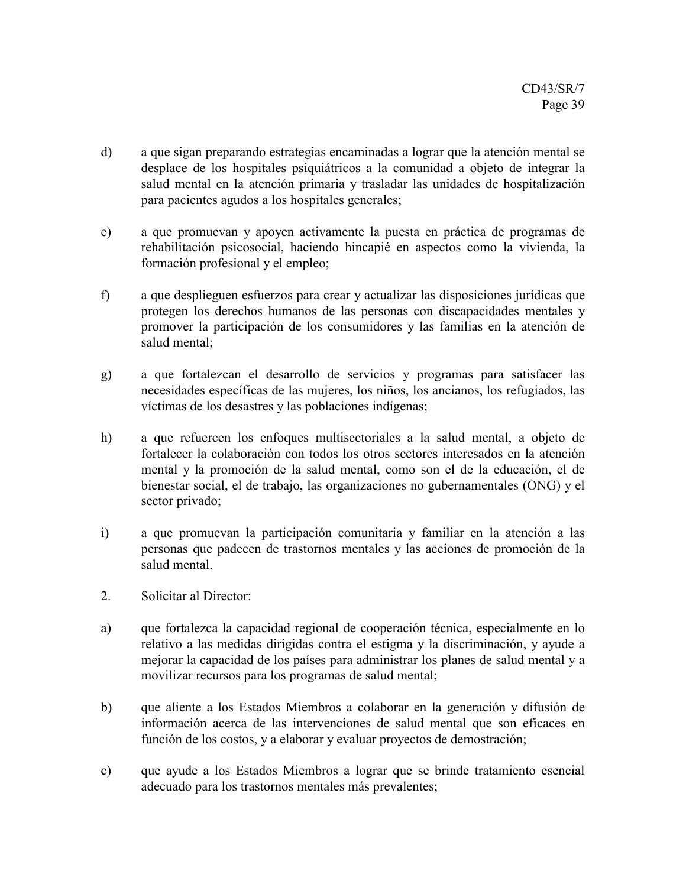d) a que sigan preparando estrategias encaminadas a lograr que la atención mental se desplace de los hospitales psiquiátricos a la comunidad a objeto de integrar la salud mental en la atención primaria y trasladar las unidades de hospitalización para pacientes agudos a los hospitales generales;

e) a que promuevan y apoyen activamente la puesta en práctica de programas de rehabilitación psicosocial, haciendo hincapié en aspectos como la vivienda, la formación profesional y el empleo;

f) a que desplieguen esfuerzos para crear y actualizar las disposiciones jurídicas que protegen los derechos humanos de las personas con discapacidades mentales y promover la participación de los consumidores y las familias en la atención de salud mental;

g) a que fortalezcan el desarrollo de servicios y programas para satisfacer las necesidades específicas de las mujeres, los niños, los ancianos, los refugiados, las víctimas de los desastres y las poblaciones indígenas;

h) a que refuercen los enfoques multisectoriales a la salud mental, a objeto de fortalecer la colaboración con todos los otros sectores interesados en la atención mental y la promoción de la salud mental, como son el de la educación, el de bienestar social, el de trabajo, las organizaciones no gubernamentales (ONG) y el sector privado;

i) a que promuevan la participación comunitaria y familiar en la atención a las personas que padecen de trastornos mentales y las acciones de promoción de la salud mental.

2. Solicitar al Director:

a) que fortalezca la capacidad regional de cooperación técnica, especialmente en lo relativo a las medidas dirigidas contra el estigma y la discriminación, y ayude a mejorar la capacidad de los países para administrar los planes de salud mental y a movilizar recursos para los programas de salud mental;

b) que aliente a los Estados Miembros a colaborar en la generación y difusión de información acerca de las intervenciones de salud mental que son eficaces en función de los costos, y a elaborar y evaluar proyectos de demostración;

c) que ayude a los Estados Miembros a lograr que se brinde tratamiento esencial adecuado para los trastornos mentales más prevalentes;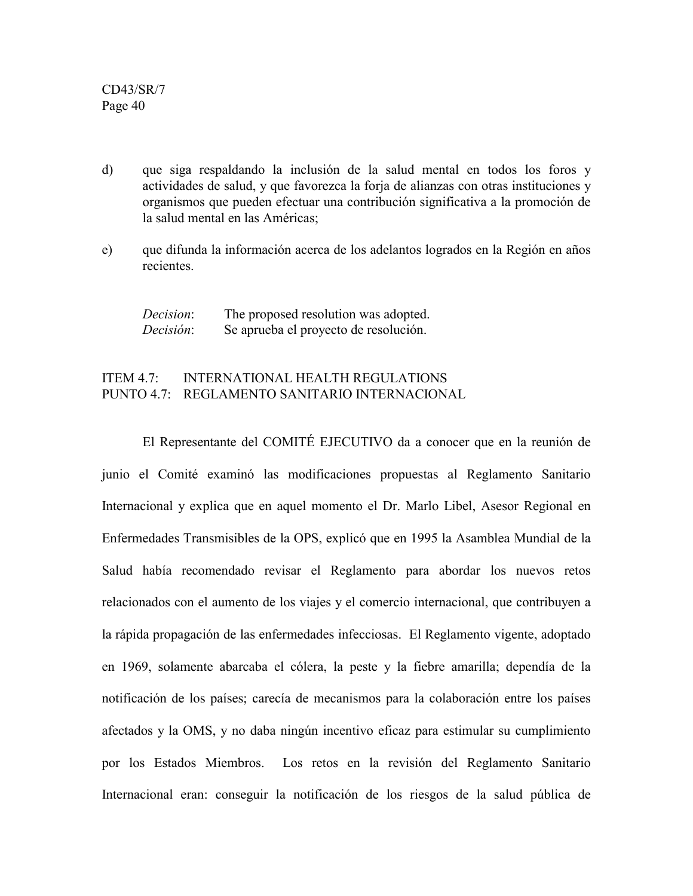d) que siga respaldando la inclusión de la salud mental en todos los foros y actividades de salud, y que favorezca la forja de alianzas con otras instituciones y organismos que pueden efectuar una contribución significativa a la promoción de la salud mental en las Américas;

e) que difunda la información acerca de los adelantos logrados en la Región en años recientes.

*Decision*: The proposed resolution was adopted.
*Decisión*: Se aprueba el proyecto de resolución.

## ITEM 4.7: INTERNATIONAL HEALTH REGULATIONS
## PUNTO 4.7: REGLAMENTO SANITARIO INTERNACIONAL

El Representante del COMITÉ EJECUTIVO da a conocer que en la reunión de junio el Comité examinó las modificaciones propuestas al Reglamento Sanitario Internacional y explica que en aquel momento el Dr. Marlo Libel, Asesor Regional en Enfermedades Transmisibles de la OPS, explicó que en 1995 la Asamblea Mundial de la Salud había recomendado revisar el Reglamento para abordar los nuevos retos relacionados con el aumento de los viajes y el comercio internacional, que contribuyen a la rápida propagación de las enfermedades infecciosas. El Reglamento vigente, adoptado en 1969, solamente abarcaba el cólera, la peste y la fiebre amarilla; dependía de la notificación de los países; carecía de mecanismos para la colaboración entre los países afectados y la OMS, y no daba ningún incentivo eficaz para estimular su cumplimiento por los Estados Miembros. Los retos en la revisión del Reglamento Sanitario Internacional eran: conseguir la notificación de los riesgos de la salud pública de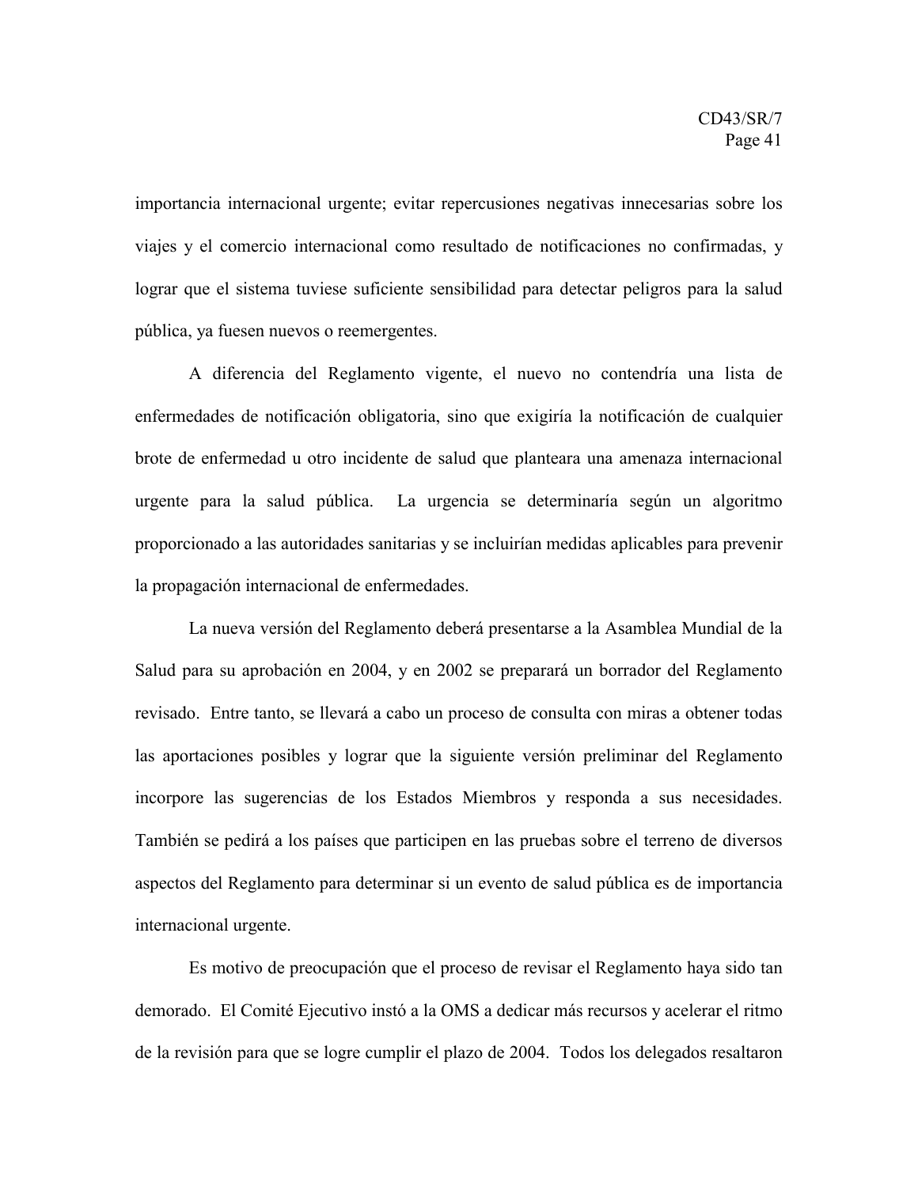importancia internacional urgente; evitar repercusiones negativas innecesarias sobre los viajes y el comercio internacional como resultado de notificaciones no confirmadas, y lograr que el sistema tuviese suficiente sensibilidad para detectar peligros para la salud pública, ya fuesen nuevos o reemergentes.

A diferencia del Reglamento vigente, el nuevo no contendría una lista de enfermedades de notificación obligatoria, sino que exigiría la notificación de cualquier brote de enfermedad u otro incidente de salud que planteara una amenaza internacional urgente para la salud pública. La urgencia se determinaría según un algoritmo proporcionado a las autoridades sanitarias y se incluirían medidas aplicables para prevenir la propagación internacional de enfermedades.

La nueva versión del Reglamento deberá presentarse a la Asamblea Mundial de la Salud para su aprobación en 2004, y en 2002 se preparará un borrador del Reglamento revisado. Entre tanto, se llevará a cabo un proceso de consulta con miras a obtener todas las aportaciones posibles y lograr que la siguiente versión preliminar del Reglamento incorpore las sugerencias de los Estados Miembros y responda a sus necesidades. También se pedirá a los países que participen en las pruebas sobre el terreno de diversos aspectos del Reglamento para determinar si un evento de salud pública es de importancia internacional urgente.

Es motivo de preocupación que el proceso de revisar el Reglamento haya sido tan demorado. El Comité Ejecutivo instó a la OMS a dedicar más recursos y acelerar el ritmo de la revisión para que se logre cumplir el plazo de 2004. Todos los delegados resaltaron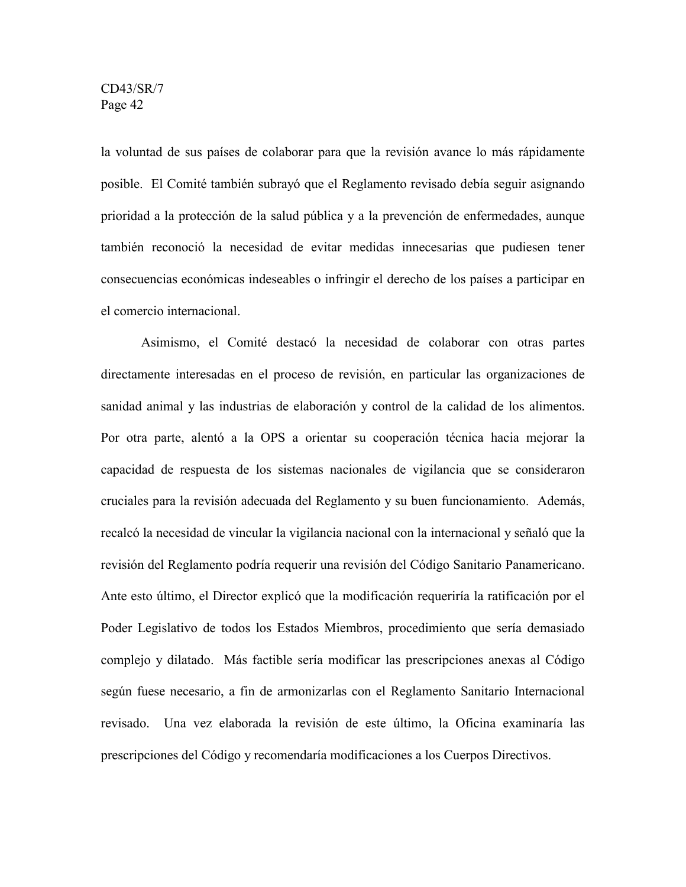la voluntad de sus países de colaborar para que la revisión avance lo más rápidamente posible. El Comité también subrayó que el Reglamento revisado debía seguir asignando prioridad a la protección de la salud pública y a la prevención de enfermedades, aunque también reconoció la necesidad de evitar medidas innecesarias que pudiesen tener consecuencias económicas indeseables o infringir el derecho de los países a participar en el comercio internacional.

Asimismo, el Comité destacó la necesidad de colaborar con otras partes directamente interesadas en el proceso de revisión, en particular las organizaciones de sanidad animal y las industrias de elaboración y control de la calidad de los alimentos. Por otra parte, alentó a la OPS a orientar su cooperación técnica hacia mejorar la capacidad de respuesta de los sistemas nacionales de vigilancia que se consideraron cruciales para la revisión adecuada del Reglamento y su buen funcionamiento. Además, recalcó la necesidad de vincular la vigilancia nacional con la internacional y señaló que la revisión del Reglamento podría requerir una revisión del Código Sanitario Panamericano. Ante esto último, el Director explicó que la modificación requeriría la ratificación por el Poder Legislativo de todos los Estados Miembros, procedimiento que sería demasiado complejo y dilatado. Más factible sería modificar las prescripciones anexas al Código según fuese necesario, a fin de armonizarlas con el Reglamento Sanitario Internacional revisado. Una vez elaborada la revisión de este último, la Oficina examinaría las prescripciones del Código y recomendaría modificaciones a los Cuerpos Directivos.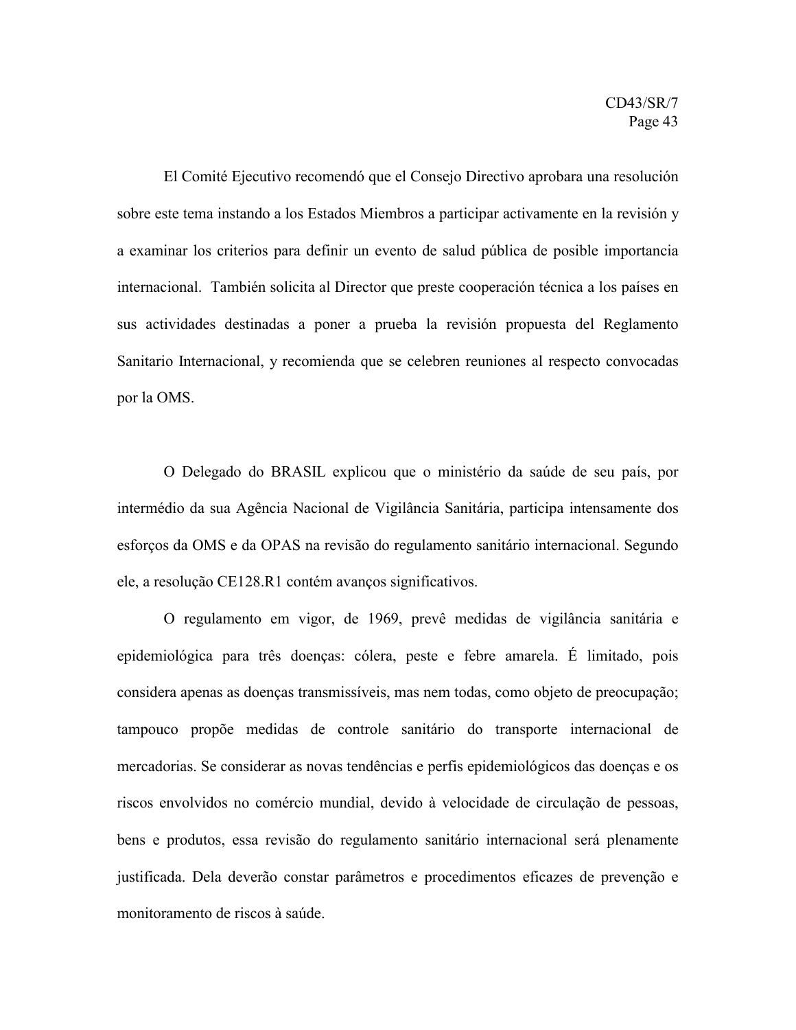El Comité Ejecutivo recomendó que el Consejo Directivo aprobara una resolución sobre este tema instando a los Estados Miembros a participar activamente en la revisión y a examinar los criterios para definir un evento de salud pública de posible importancia internacional. También solicita al Director que preste cooperación técnica a los países en sus actividades destinadas a poner a prueba la revisión propuesta del Reglamento Sanitario Internacional, y recomienda que se celebren reuniones al respecto convocadas por la OMS.

O Delegado do BRASIL explicou que o ministério da saúde de seu país, por intermédio da sua Agência Nacional de Vigilância Sanitária, participa intensamente dos esforços da OMS e da OPAS na revisão do regulamento sanitário internacional. Segundo ele, a resolução CE128.R1 contém avanços significativos.

O regulamento em vigor, de 1969, prevê medidas de vigilância sanitária e epidemiológica para três doenças: cólera, peste e febre amarela. É limitado, pois considera apenas as doenças transmissíveis, mas nem todas, como objeto de preocupação; tampouco propõe medidas de controle sanitário do transporte internacional de mercadorias. Se considerar as novas tendências e perfis epidemiológicos das doenças e os riscos envolvidos no comércio mundial, devido à velocidade de circulação de pessoas, bens e produtos, essa revisão do regulamento sanitário internacional será plenamente justificada. Dela deverão constar parâmetros e procedimentos eficazes de prevenção e monitoramento de riscos à saúde.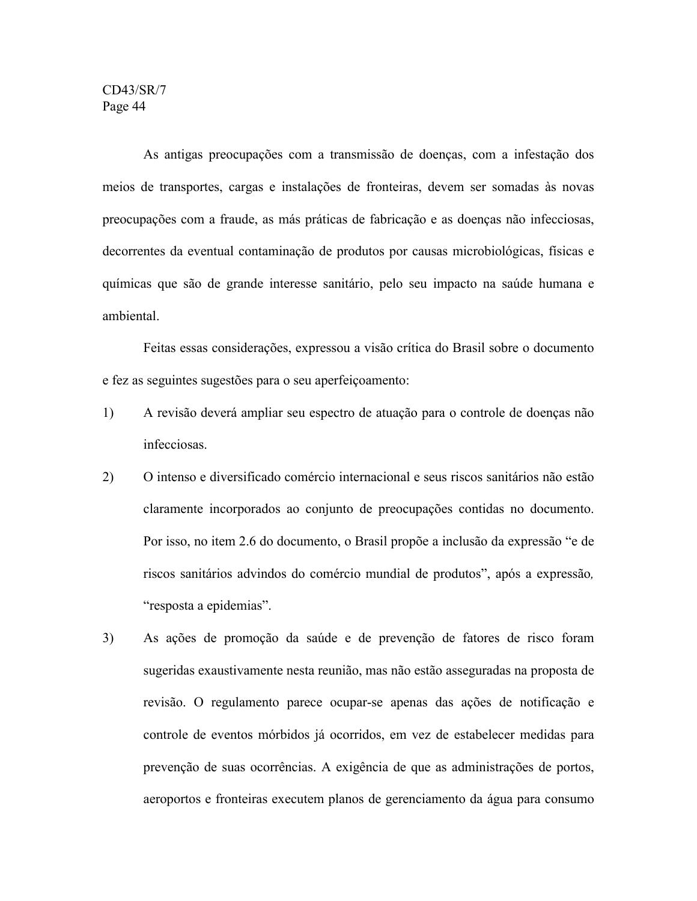As antigas preocupações com a transmissão de doenças, com a infestação dos meios de transportes, cargas e instalações de fronteiras, devem ser somadas às novas preocupações com a fraude, as más práticas de fabricação e as doenças não infecciosas, decorrentes da eventual contaminação de produtos por causas microbiológicas, físicas e químicas que são de grande interesse sanitário, pelo seu impacto na saúde humana e ambiental.

Feitas essas considerações, expressou a visão crítica do Brasil sobre o documento e fez as seguintes sugestões para o seu aperfeiçoamento:

1) A revisão deverá ampliar seu espectro de atuação para o controle de doenças não infecciosas.

2) O intenso e diversificado comércio internacional e seus riscos sanitários não estão claramente incorporados ao conjunto de preocupações contidas no documento. Por isso, no item 2.6 do documento, o Brasil propõe a inclusão da expressão "e de riscos sanitários advindos do comércio mundial de produtos", após a expressão, "resposta a epidemias".

3) As ações de promoção da saúde e de prevenção de fatores de risco foram sugeridas exaustivamente nesta reunião, mas não estão asseguradas na proposta de revisão. O regulamento parece ocupar-se apenas das ações de notificação e controle de eventos mórbidos já ocorridos, em vez de estabelecer medidas para prevenção de suas ocorrências. A exigência de que as administrações de portos, aeroportos e fronteiras executem planos de gerenciamento da água para consumo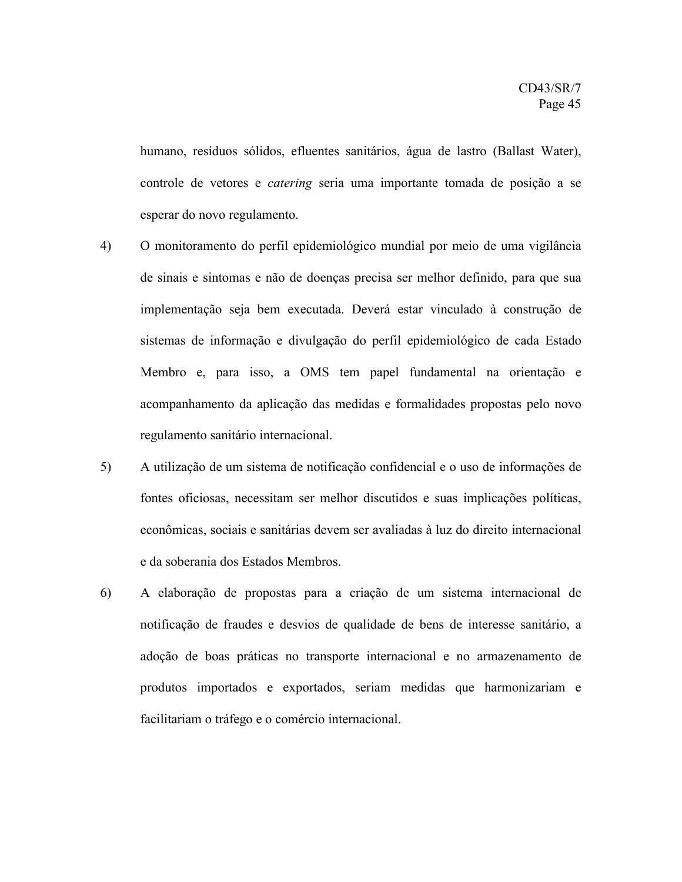humano, resíduos sólidos, efluentes sanitários, água de lastro (Ballast Water), controle de vetores e *catering* seria uma importante tomada de posição a se esperar do novo regulamento.

4) O monitoramento do perfil epidemiológico mundial por meio de uma vigilância de sinais e sintomas e não de doenças precisa ser melhor definido, para que sua implementação seja bem executada. Deverá estar vinculado à construção de sistemas de informação e divulgação do perfil epidemiológico de cada Estado Membro e, para isso, a OMS tem papel fundamental na orientação e acompanhamento da aplicação das medidas e formalidades propostas pelo novo regulamento sanitário internacional.

5) A utilização de um sistema de notificação confidencial e o uso de informações de fontes oficiosas, necessitam ser melhor discutidos e suas implicações políticas, econômicas, sociais e sanitárias devem ser avaliadas à luz do direito internacional e da soberania dos Estados Membros.

6) A elaboração de propostas para a criação de um sistema internacional de notificação de fraudes e desvios de qualidade de bens de interesse sanitário, a adoção de boas práticas no transporte internacional e no armazenamento de produtos importados e exportados, seriam medidas que harmonizariam e facilitariam o tráfego e o comércio internacional.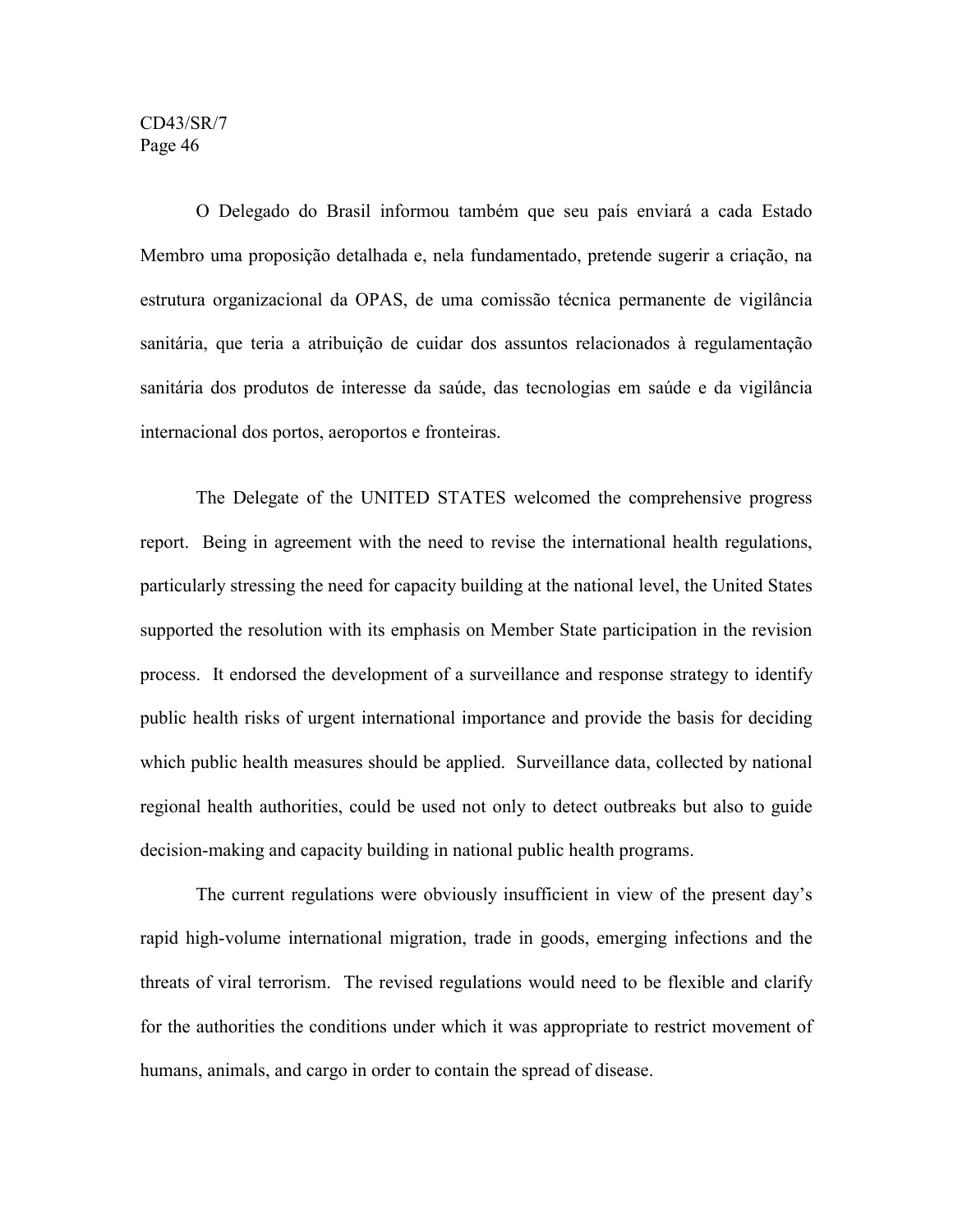O Delegado do Brasil informou também que seu país enviará a cada Estado Membro uma proposição detalhada e, nela fundamentado, pretende sugerir a criação, na estrutura organizacional da OPAS, de uma comissão técnica permanente de vigilância sanitária, que teria a atribuição de cuidar dos assuntos relacionados à regulamentação sanitária dos produtos de interesse da saúde, das tecnologias em saúde e da vigilância internacional dos portos, aeroportos e fronteiras.

The Delegate of the UNITED STATES welcomed the comprehensive progress report. Being in agreement with the need to revise the international health regulations, particularly stressing the need for capacity building at the national level, the United States supported the resolution with its emphasis on Member State participation in the revision process. It endorsed the development of a surveillance and response strategy to identify public health risks of urgent international importance and provide the basis for deciding which public health measures should be applied. Surveillance data, collected by national regional health authorities, could be used not only to detect outbreaks but also to guide decision-making and capacity building in national public health programs.

The current regulations were obviously insufficient in view of the present day's rapid high-volume international migration, trade in goods, emerging infections and the threats of viral terrorism. The revised regulations would need to be flexible and clarify for the authorities the conditions under which it was appropriate to restrict movement of humans, animals, and cargo in order to contain the spread of disease.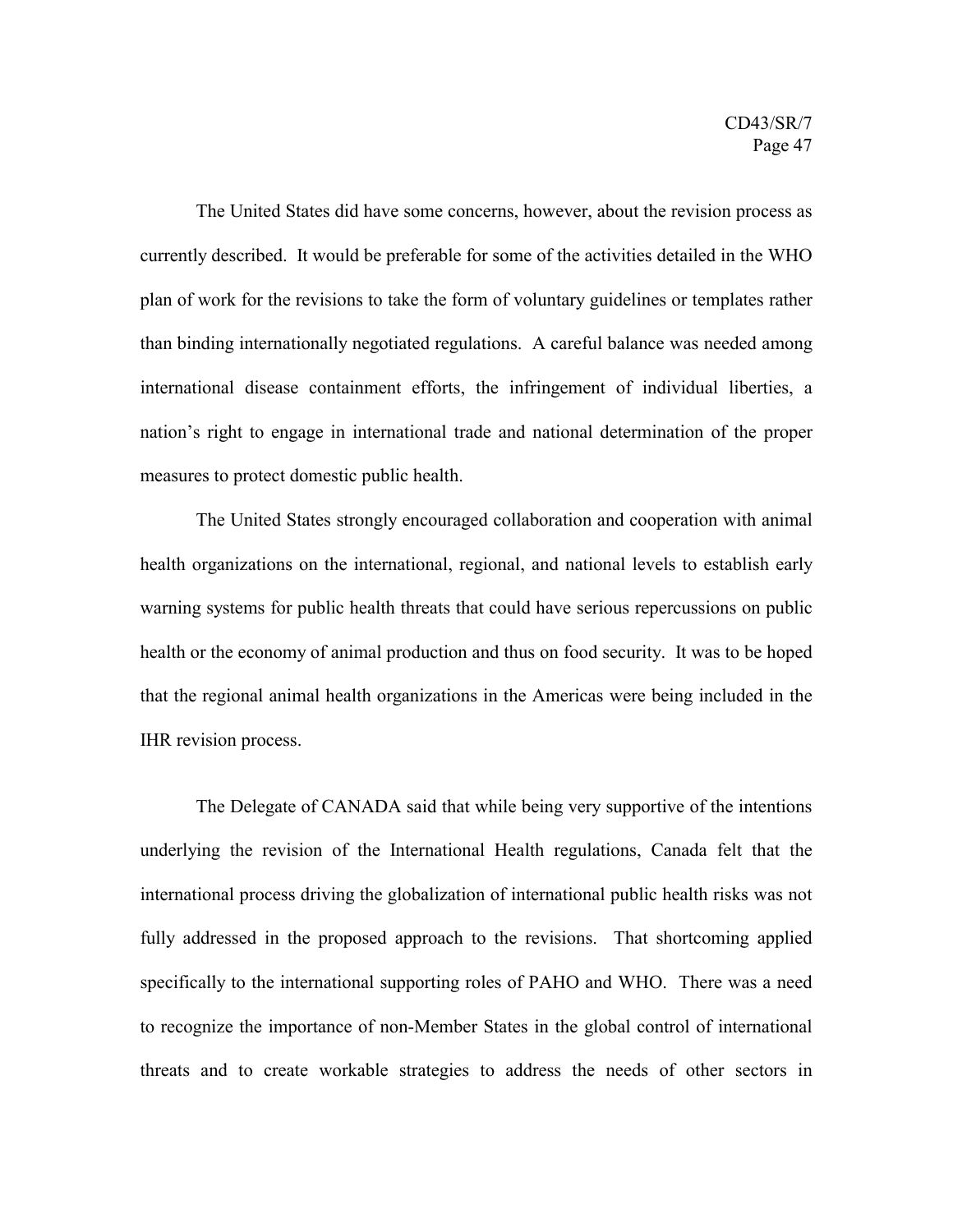The United States did have some concerns, however, about the revision process as currently described. It would be preferable for some of the activities detailed in the WHO plan of work for the revisions to take the form of voluntary guidelines or templates rather than binding internationally negotiated regulations. A careful balance was needed among international disease containment efforts, the infringement of individual liberties, a nation's right to engage in international trade and national determination of the proper measures to protect domestic public health.

The United States strongly encouraged collaboration and cooperation with animal health organizations on the international, regional, and national levels to establish early warning systems for public health threats that could have serious repercussions on public health or the economy of animal production and thus on food security. It was to be hoped that the regional animal health organizations in the Americas were being included in the IHR revision process.

The Delegate of CANADA said that while being very supportive of the intentions underlying the revision of the International Health regulations, Canada felt that the international process driving the globalization of international public health risks was not fully addressed in the proposed approach to the revisions. That shortcoming applied specifically to the international supporting roles of PAHO and WHO. There was a need to recognize the importance of non-Member States in the global control of international threats and to create workable strategies to address the needs of other sectors in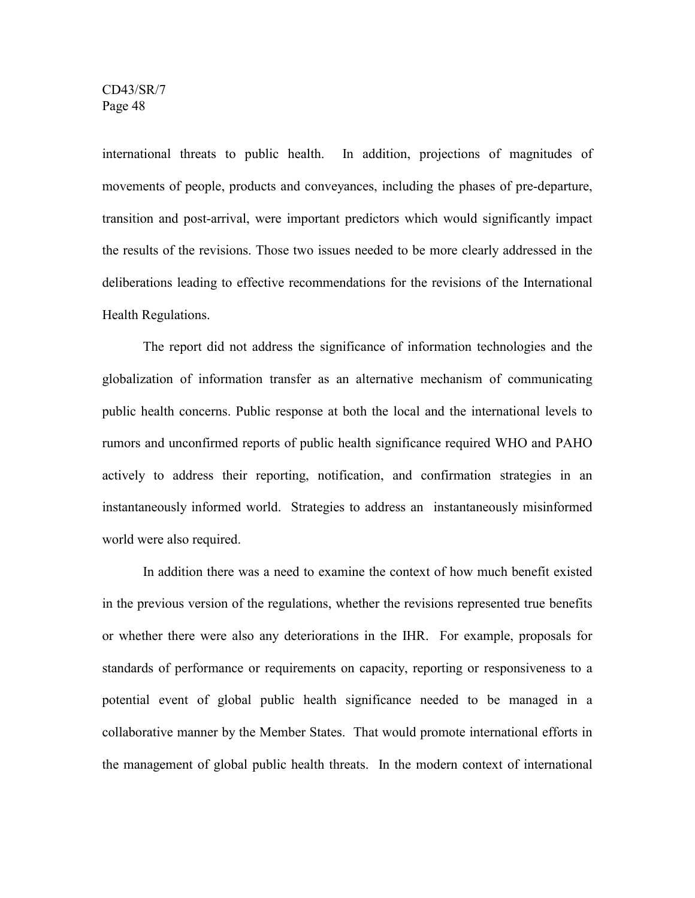international threats to public health. In addition, projections of magnitudes of movements of people, products and conveyances, including the phases of pre-departure, transition and post-arrival, were important predictors which would significantly impact the results of the revisions. Those two issues needed to be more clearly addressed in the deliberations leading to effective recommendations for the revisions of the International Health Regulations.

The report did not address the significance of information technologies and the globalization of information transfer as an alternative mechanism of communicating public health concerns. Public response at both the local and the international levels to rumors and unconfirmed reports of public health significance required WHO and PAHO actively to address their reporting, notification, and confirmation strategies in an instantaneously informed world. Strategies to address an instantaneously misinformed world were also required.

In addition there was a need to examine the context of how much benefit existed in the previous version of the regulations, whether the revisions represented true benefits or whether there were also any deteriorations in the IHR. For example, proposals for standards of performance or requirements on capacity, reporting or responsiveness to a potential event of global public health significance needed to be managed in a collaborative manner by the Member States. That would promote international efforts in the management of global public health threats. In the modern context of international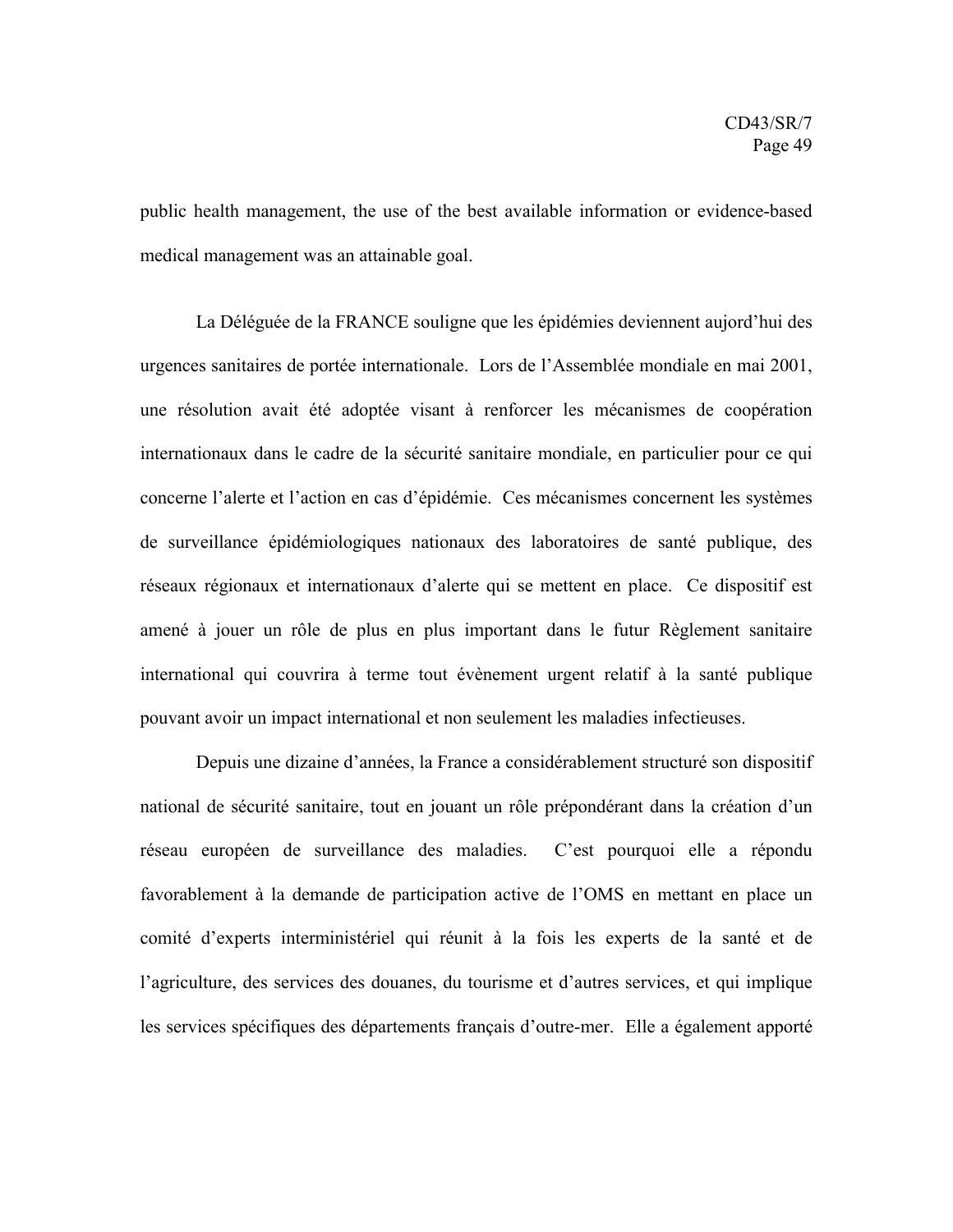public health management, the use of the best available information or evidence-based medical management was an attainable goal.

La Déléguée de la FRANCE souligne que les épidémies deviennent aujord'hui des urgences sanitaires de portée internationale. Lors de l'Assemblée mondiale en mai 2001, une résolution avait été adoptée visant à renforcer les mécanismes de coopération internationaux dans le cadre de la sécurité sanitaire mondiale, en particulier pour ce qui concerne l'alerte et l'action en cas d'épidémie. Ces mécanismes concernent les systèmes de surveillance épidémiologiques nationaux des laboratoires de santé publique, des réseaux régionaux et internationaux d'alerte qui se mettent en place. Ce dispositif est amené à jouer un rôle de plus en plus important dans le futur Règlement sanitaire international qui couvrira à terme tout évènement urgent relatif à la santé publique pouvant avoir un impact international et non seulement les maladies infectieuses.

Depuis une dizaine d'années, la France a considérablement structuré son dispositif national de sécurité sanitaire, tout en jouant un rôle prépondérant dans la création d'un réseau européen de surveillance des maladies. C'est pourquoi elle a répondu favorablement à la demande de participation active de l'OMS en mettant en place un comité d'experts interministériel qui réunit à la fois les experts de la santé et de l'agriculture, des services des douanes, du tourisme et d'autres services, et qui implique les services spécifiques des départements français d'outre-mer. Elle a également apporté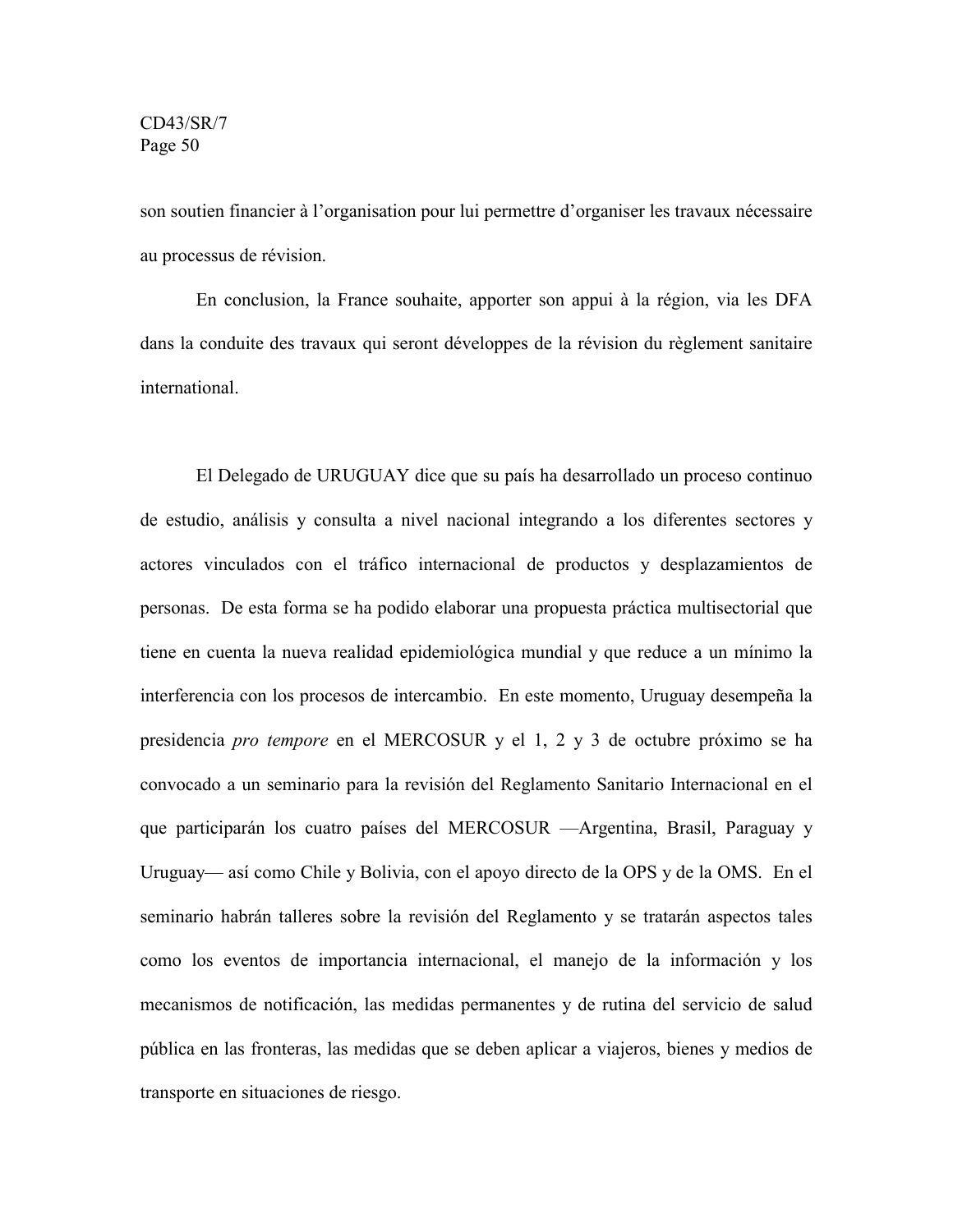son soutien financier à l'organisation pour lui permettre d'organiser les travaux nécessaire au processus de révision.

En conclusion, la France souhaite, apporter son appui à la région, via les DFA dans la conduite des travaux qui seront développes de la révision du règlement sanitaire international.

El Delegado de URUGUAY dice que su país ha desarrollado un proceso continuo de estudio, análisis y consulta a nivel nacional integrando a los diferentes sectores y actores vinculados con el tráfico internacional de productos y desplazamientos de personas. De esta forma se ha podido elaborar una propuesta práctica multisectorial que tiene en cuenta la nueva realidad epidemiológica mundial y que reduce a un mínimo la interferencia con los procesos de intercambio. En este momento, Uruguay desempeña la presidencia *pro tempore* en el MERCOSUR y el 1, 2 y 3 de octubre próximo se ha convocado a un seminario para la revisión del Reglamento Sanitario Internacional en el que participarán los cuatro países del MERCOSUR —Argentina, Brasil, Paraguay y Uruguay— así como Chile y Bolivia, con el apoyo directo de la OPS y de la OMS. En el seminario habrán talleres sobre la revisión del Reglamento y se tratarán aspectos tales como los eventos de importancia internacional, el manejo de la información y los mecanismos de notificación, las medidas permanentes y de rutina del servicio de salud pública en las fronteras, las medidas que se deben aplicar a viajeros, bienes y medios de transporte en situaciones de riesgo.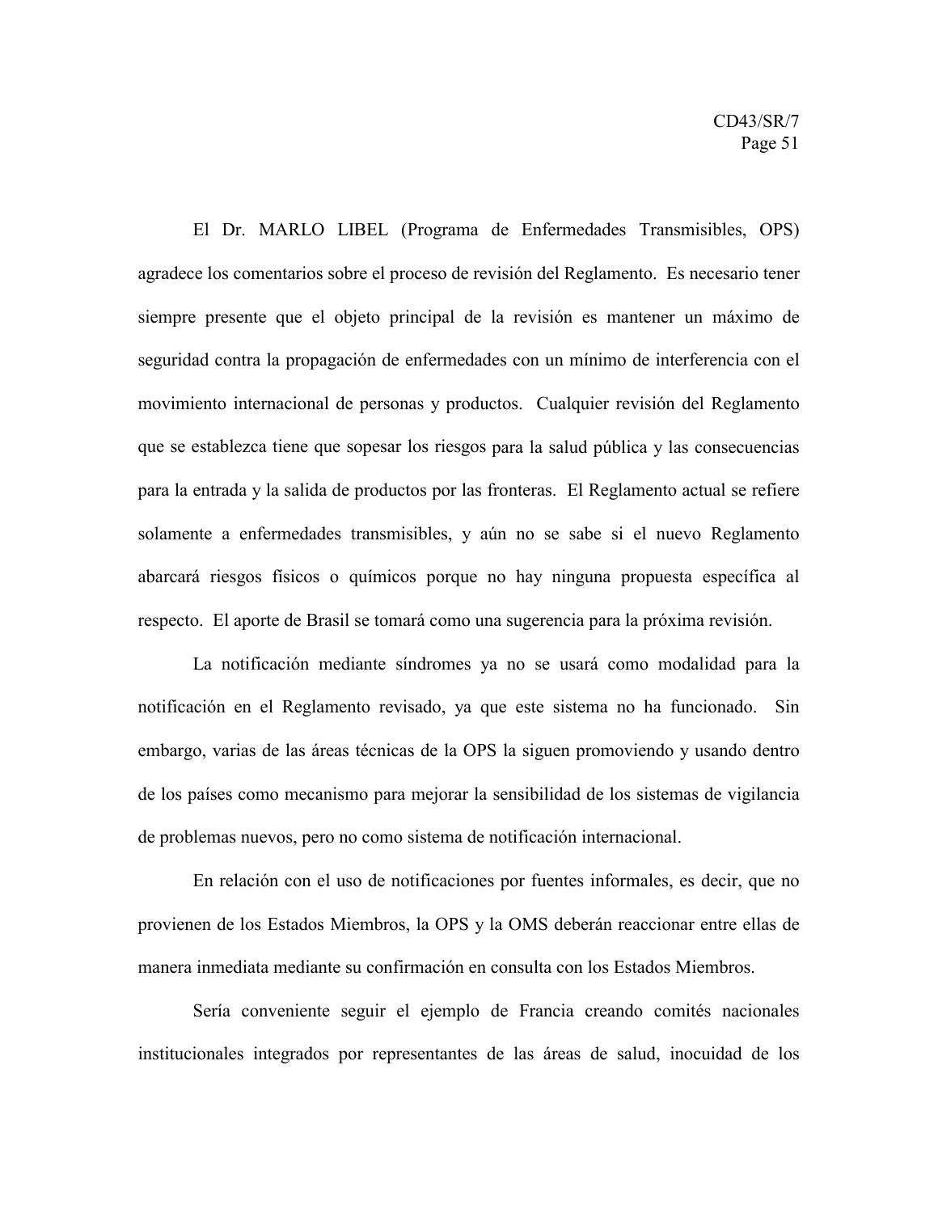El Dr. MARLO LIBEL (Programa de Enfermedades Transmisibles, OPS) agradece los comentarios sobre el proceso de revisión del Reglamento. Es necesario tener siempre presente que el objeto principal de la revisión es mantener un máximo de seguridad contra la propagación de enfermedades con un mínimo de interferencia con el movimiento internacional de personas y productos. Cualquier revisión del Reglamento que se establezca tiene que sopesar los riesgos para la salud pública y las consecuencias para la entrada y la salida de productos por las fronteras. El Reglamento actual se refiere solamente a enfermedades transmisibles, y aún no se sabe si el nuevo Reglamento abarcará riesgos físicos o químicos porque no hay ninguna propuesta específica al respecto. El aporte de Brasil se tomará como una sugerencia para la próxima revisión.

La notificación mediante síndromes ya no se usará como modalidad para la notificación en el Reglamento revisado, ya que este sistema no ha funcionado. Sin embargo, varias de las áreas técnicas de la OPS la siguen promoviendo y usando dentro de los países como mecanismo para mejorar la sensibilidad de los sistemas de vigilancia de problemas nuevos, pero no como sistema de notificación internacional.

En relación con el uso de notificaciones por fuentes informales, es decir, que no provienen de los Estados Miembros, la OPS y la OMS deberán reaccionar entre ellas de manera inmediata mediante su confirmación en consulta con los Estados Miembros.

Sería conveniente seguir el ejemplo de Francia creando comités nacionales institucionales integrados por representantes de las áreas de salud, inocuidad de los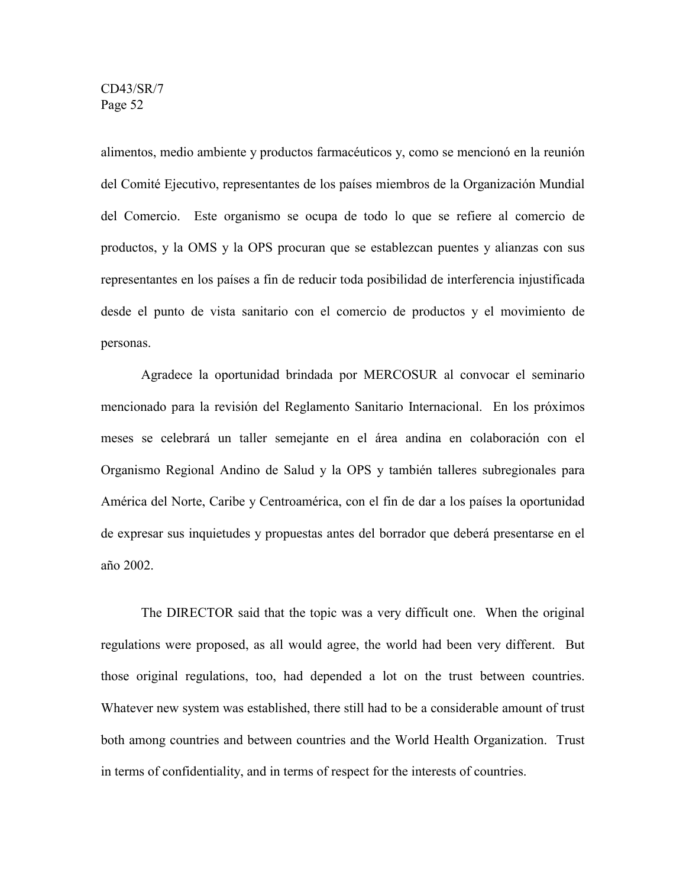alimentos, medio ambiente y productos farmacéuticos y, como se mencionó en la reunión del Comité Ejecutivo, representantes de los países miembros de la Organización Mundial del Comercio. Este organismo se ocupa de todo lo que se refiere al comercio de productos, y la OMS y la OPS procuran que se establezcan puentes y alianzas con sus representantes en los países a fin de reducir toda posibilidad de interferencia injustificada desde el punto de vista sanitario con el comercio de productos y el movimiento de personas.

Agradece la oportunidad brindada por MERCOSUR al convocar el seminario mencionado para la revisión del Reglamento Sanitario Internacional. En los próximos meses se celebrará un taller semejante en el área andina en colaboración con el Organismo Regional Andino de Salud y la OPS y también talleres subregionales para América del Norte, Caribe y Centroamérica, con el fin de dar a los países la oportunidad de expresar sus inquietudes y propuestas antes del borrador que deberá presentarse en el año 2002.

The DIRECTOR said that the topic was a very difficult one. When the original regulations were proposed, as all would agree, the world had been very different. But those original regulations, too, had depended a lot on the trust between countries. Whatever new system was established, there still had to be a considerable amount of trust both among countries and between countries and the World Health Organization. Trust in terms of confidentiality, and in terms of respect for the interests of countries.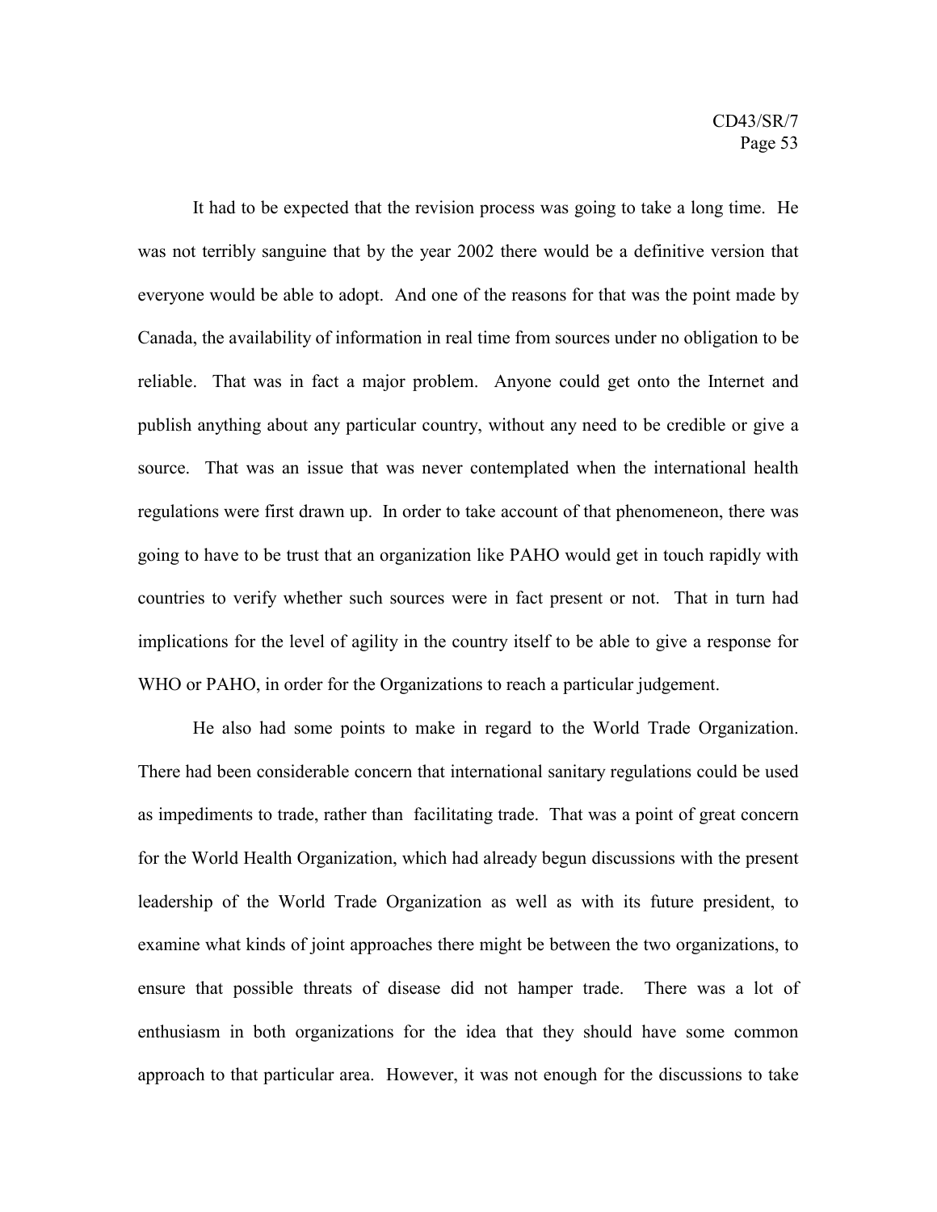It had to be expected that the revision process was going to take a long time. He was not terribly sanguine that by the year 2002 there would be a definitive version that everyone would be able to adopt. And one of the reasons for that was the point made by Canada, the availability of information in real time from sources under no obligation to be reliable. That was in fact a major problem. Anyone could get onto the Internet and publish anything about any particular country, without any need to be credible or give a source. That was an issue that was never contemplated when the international health regulations were first drawn up. In order to take account of that phenomeneon, there was going to have to be trust that an organization like PAHO would get in touch rapidly with countries to verify whether such sources were in fact present or not. That in turn had implications for the level of agility in the country itself to be able to give a response for WHO or PAHO, in order for the Organizations to reach a particular judgement.

He also had some points to make in regard to the World Trade Organization. There had been considerable concern that international sanitary regulations could be used as impediments to trade, rather than facilitating trade. That was a point of great concern for the World Health Organization, which had already begun discussions with the present leadership of the World Trade Organization as well as with its future president, to examine what kinds of joint approaches there might be between the two organizations, to ensure that possible threats of disease did not hamper trade. There was a lot of enthusiasm in both organizations for the idea that they should have some common approach to that particular area. However, it was not enough for the discussions to take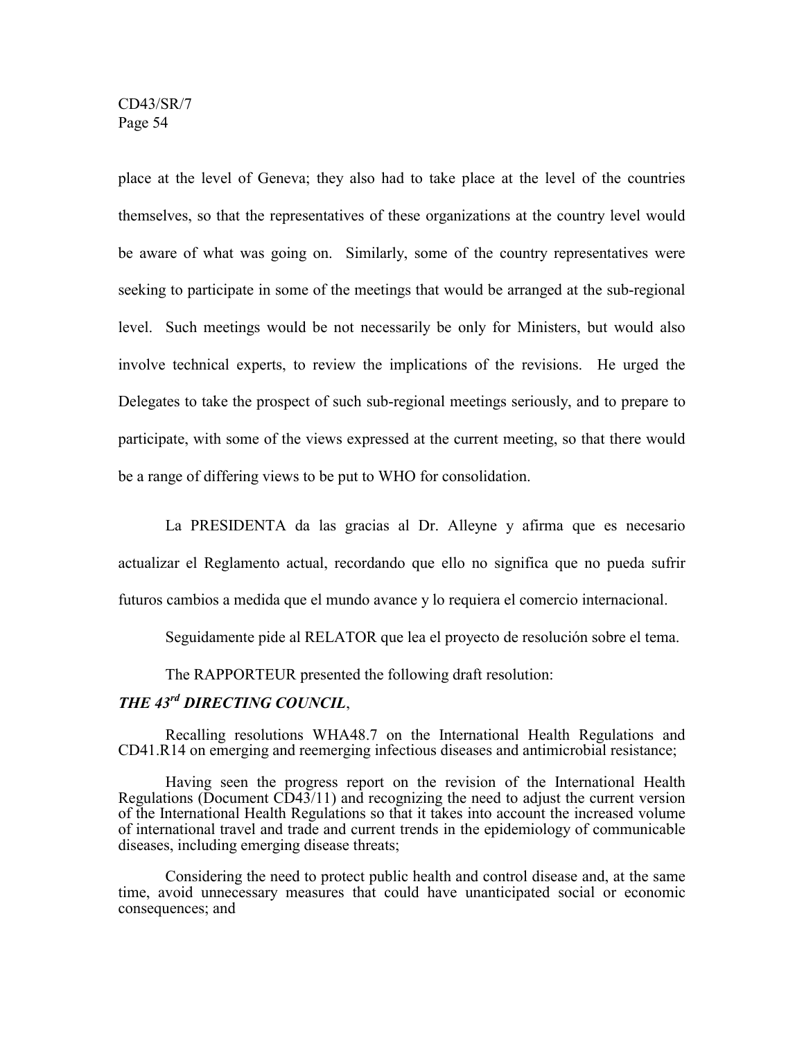place at the level of Geneva; they also had to take place at the level of the countries themselves, so that the representatives of these organizations at the country level would be aware of what was going on. Similarly, some of the country representatives were seeking to participate in some of the meetings that would be arranged at the sub-regional level. Such meetings would be not necessarily be only for Ministers, but would also involve technical experts, to review the implications of the revisions. He urged the Delegates to take the prospect of such sub-regional meetings seriously, and to prepare to participate, with some of the views expressed at the current meeting, so that there would be a range of differing views to be put to WHO for consolidation.

La PRESIDENTA da las gracias al Dr. Alleyne y afirma que es necesario actualizar el Reglamento actual, recordando que ello no significa que no pueda sufrir futuros cambios a medida que el mundo avance y lo requiera el comercio internacional.

Seguidamente pide al RELATOR que lea el proyecto de resolución sobre el tema.

The RAPPORTEUR presented the following draft resolution:

***THE 43rd DIRECTING COUNCIL***,

Recalling resolutions WHA48.7 on the International Health Regulations and CD41.R14 on emerging and reemerging infectious diseases and antimicrobial resistance;

Having seen the progress report on the revision of the International Health Regulations (Document CD43/11) and recognizing the need to adjust the current version of the International Health Regulations so that it takes into account the increased volume of international travel and trade and current trends in the epidemiology of communicable diseases, including emerging disease threats;

Considering the need to protect public health and control disease and, at the same time, avoid unnecessary measures that could have unanticipated social or economic consequences; and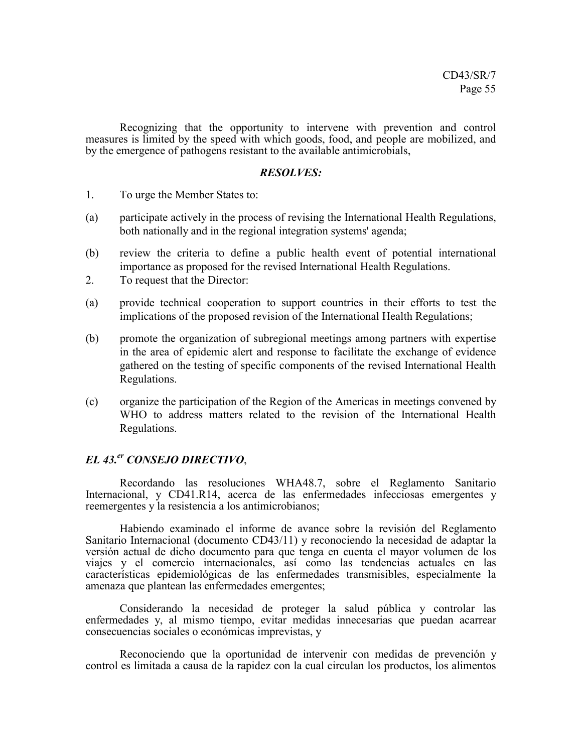Recognizing that the opportunity to intervene with prevention and control measures is limited by the speed with which goods, food, and people are mobilized, and by the emergence of pathogens resistant to the available antimicrobials,

***RESOLVES:***

1. To urge the Member States to:

(a) participate actively in the process of revising the International Health Regulations, both nationally and in the regional integration systems' agenda;

(b) review the criteria to define a public health event of potential international importance as proposed for the revised International Health Regulations.

2. To request that the Director:

(a) provide technical cooperation to support countries in their efforts to test the implications of the proposed revision of the International Health Regulations;

(b) promote the organization of subregional meetings among partners with expertise in the area of epidemic alert and response to facilitate the exchange of evidence gathered on the testing of specific components of the revised International Health Regulations.

(c) organize the participation of the Region of the Americas in meetings convened by WHO to address matters related to the revision of the International Health Regulations.

***EL 43.er CONSEJO DIRECTIVO***,

Recordando las resoluciones WHA48.7, sobre el Reglamento Sanitario Internacional, y CD41.R14, acerca de las enfermedades infecciosas emergentes y reemergentes y la resistencia a los antimicrobianos;

Habiendo examinado el informe de avance sobre la revisión del Reglamento Sanitario Internacional (documento CD43/11) y reconociendo la necesidad de adaptar la versión actual de dicho documento para que tenga en cuenta el mayor volumen de los viajes y el comercio internacionales, así como las tendencias actuales en las características epidemiológicas de las enfermedades transmisibles, especialmente la amenaza que plantean las enfermedades emergentes;

Considerando la necesidad de proteger la salud pública y controlar las enfermedades y, al mismo tiempo, evitar medidas innecesarias que puedan acarrear consecuencias sociales o económicas imprevistas, y

Reconociendo que la oportunidad de intervenir con medidas de prevención y control es limitada a causa de la rapidez con la cual circulan los productos, los alimentos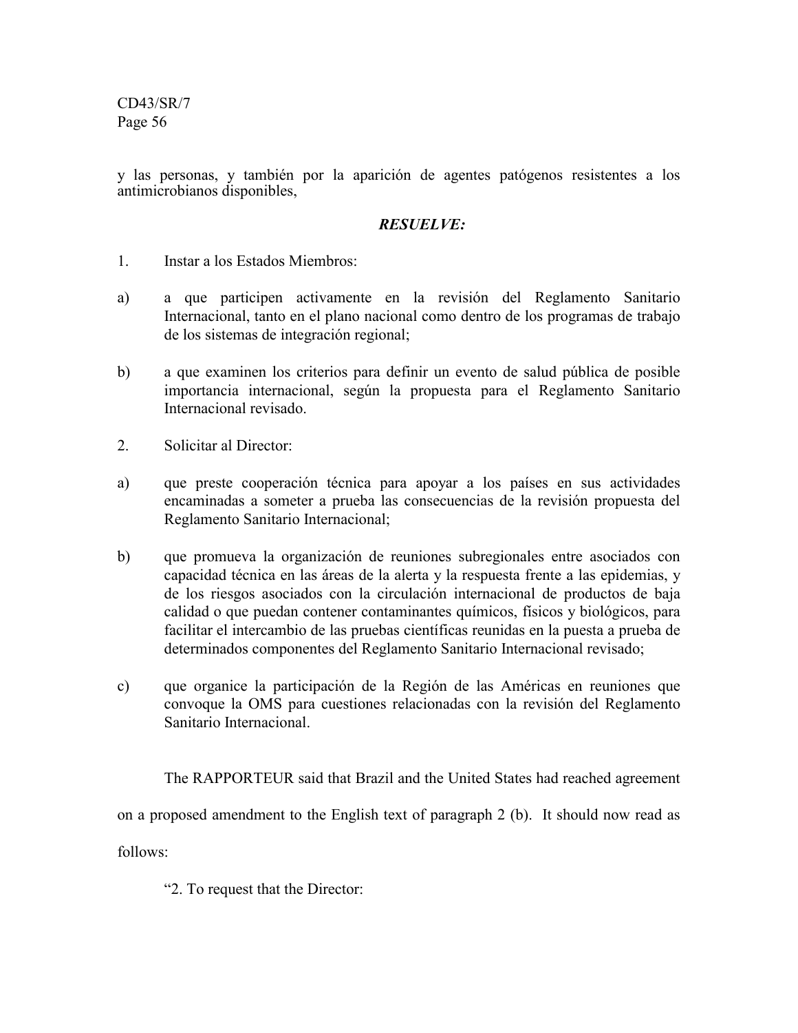y las personas, y también por la aparición de agentes patógenos resistentes a los antimicrobianos disponibles,

***RESUELVE:***

1. Instar a los Estados Miembros:

a) a que participen activamente en la revisión del Reglamento Sanitario Internacional, tanto en el plano nacional como dentro de los programas de trabajo de los sistemas de integración regional;

b) a que examinen los criterios para definir un evento de salud pública de posible importancia internacional, según la propuesta para el Reglamento Sanitario Internacional revisado.

2. Solicitar al Director:

a) que preste cooperación técnica para apoyar a los países en sus actividades encaminadas a someter a prueba las consecuencias de la revisión propuesta del Reglamento Sanitario Internacional;

b) que promueva la organización de reuniones subregionales entre asociados con capacidad técnica en las áreas de la alerta y la respuesta frente a las epidemias, y de los riesgos asociados con la circulación internacional de productos de baja calidad o que puedan contener contaminantes químicos, físicos y biológicos, para facilitar el intercambio de las pruebas científicas reunidas en la puesta a prueba de determinados componentes del Reglamento Sanitario Internacional revisado;

c) que organice la participación de la Región de las Américas en reuniones que convoque la OMS para cuestiones relacionadas con la revisión del Reglamento Sanitario Internacional.

The RAPPORTEUR said that Brazil and the United States had reached agreement on a proposed amendment to the English text of paragraph 2 (b). It should now read as follows:

"2. To request that the Director: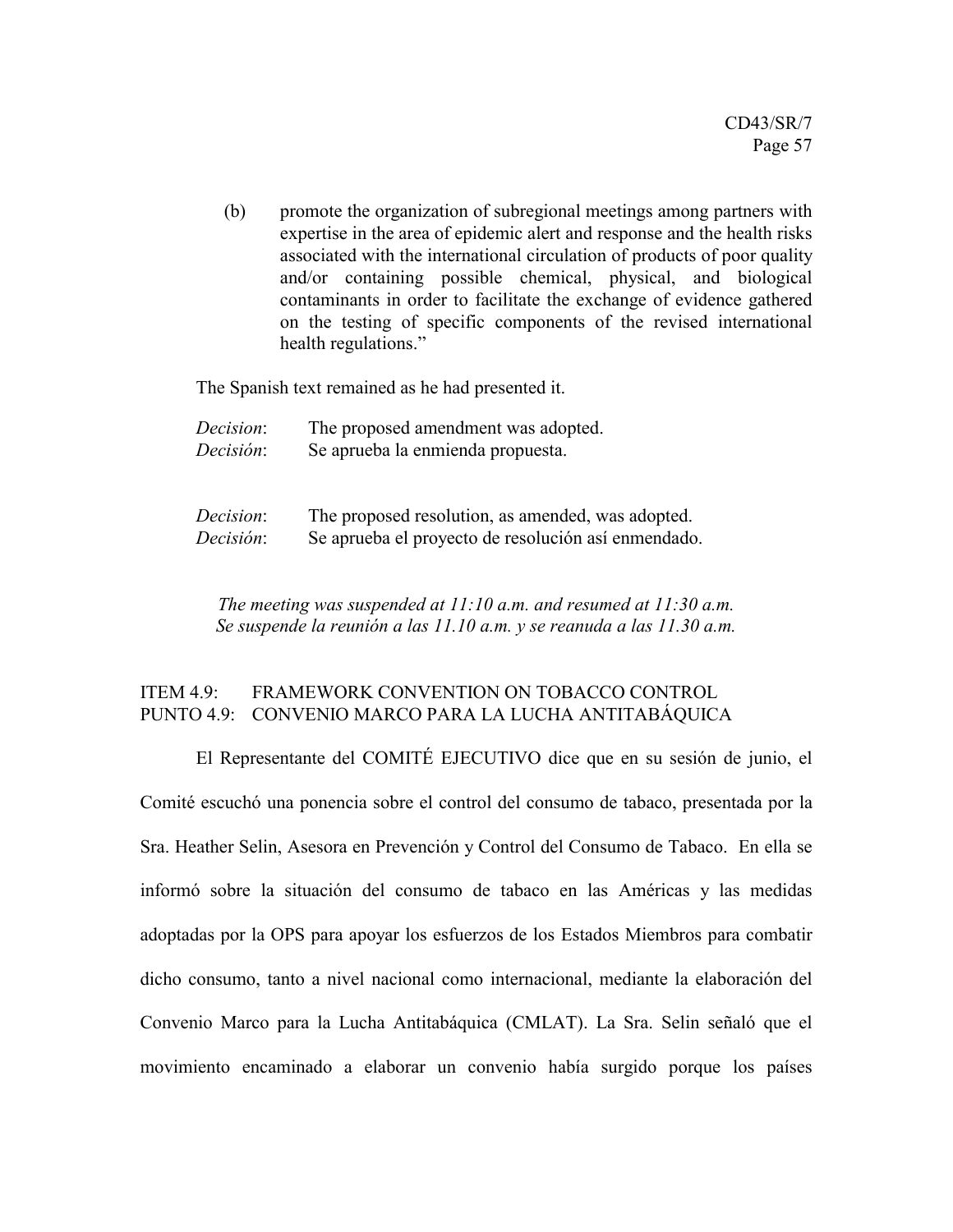(b) promote the organization of subregional meetings among partners with expertise in the area of epidemic alert and response and the health risks associated with the international circulation of products of poor quality and/or containing possible chemical, physical, and biological contaminants in order to facilitate the exchange of evidence gathered on the testing of specific components of the revised international health regulations."

The Spanish text remained as he had presented it.

*Decision*: The proposed amendment was adopted.
*Decisión*: Se aprueba la enmienda propuesta.

*Decision*: The proposed resolution, as amended, was adopted.
*Decisión*: Se aprueba el proyecto de resolución así enmendado.

*The meeting was suspended at 11:10 a.m. and resumed at 11:30 a.m.*
*Se suspende la reunión a las 11.10 a.m. y se reanuda a las 11.30 a.m.*

## ITEM 4.9: FRAMEWORK CONVENTION ON TOBACCO CONTROL
## PUNTO 4.9: CONVENIO MARCO PARA LA LUCHA ANTITABÁQUICA

El Representante del COMITÉ EJECUTIVO dice que en su sesión de junio, el Comité escuchó una ponencia sobre el control del consumo de tabaco, presentada por la Sra. Heather Selin, Asesora en Prevención y Control del Consumo de Tabaco. En ella se informó sobre la situación del consumo de tabaco en las Américas y las medidas adoptadas por la OPS para apoyar los esfuerzos de los Estados Miembros para combatir dicho consumo, tanto a nivel nacional como internacional, mediante la elaboración del Convenio Marco para la Lucha Antitabáquica (CMLAT). La Sra. Selin señaló que el movimiento encaminado a elaborar un convenio había surgido porque los países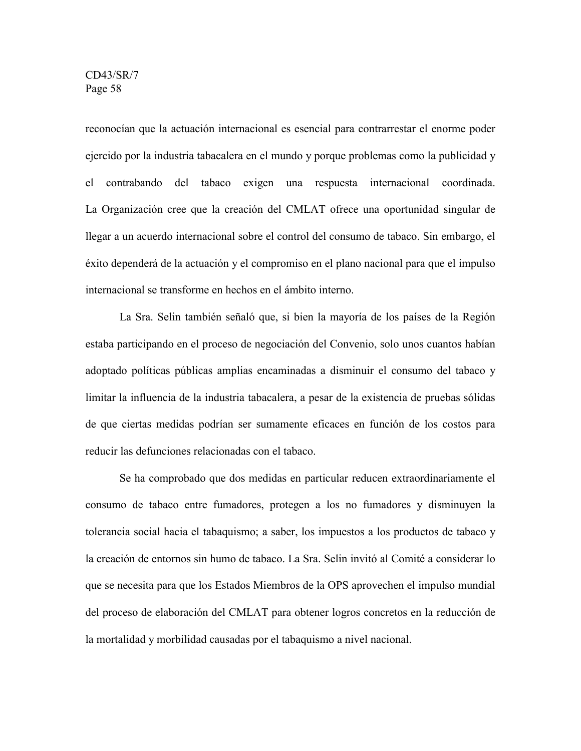reconocían que la actuación internacional es esencial para contrarrestar el enorme poder ejercido por la industria tabacalera en el mundo y porque problemas como la publicidad y el contrabando del tabaco exigen una respuesta internacional coordinada. La Organización cree que la creación del CMLAT ofrece una oportunidad singular de llegar a un acuerdo internacional sobre el control del consumo de tabaco. Sin embargo, el éxito dependerá de la actuación y el compromiso en el plano nacional para que el impulso internacional se transforme en hechos en el ámbito interno.

La Sra. Selin también señaló que, si bien la mayoría de los países de la Región estaba participando en el proceso de negociación del Convenio, solo unos cuantos habían adoptado políticas públicas amplias encaminadas a disminuir el consumo del tabaco y limitar la influencia de la industria tabacalera, a pesar de la existencia de pruebas sólidas de que ciertas medidas podrían ser sumamente eficaces en función de los costos para reducir las defunciones relacionadas con el tabaco.

Se ha comprobado que dos medidas en particular reducen extraordinariamente el consumo de tabaco entre fumadores, protegen a los no fumadores y disminuyen la tolerancia social hacia el tabaquismo; a saber, los impuestos a los productos de tabaco y la creación de entornos sin humo de tabaco. La Sra. Selin invitó al Comité a considerar lo que se necesita para que los Estados Miembros de la OPS aprovechen el impulso mundial del proceso de elaboración del CMLAT para obtener logros concretos en la reducción de la mortalidad y morbilidad causadas por el tabaquismo a nivel nacional.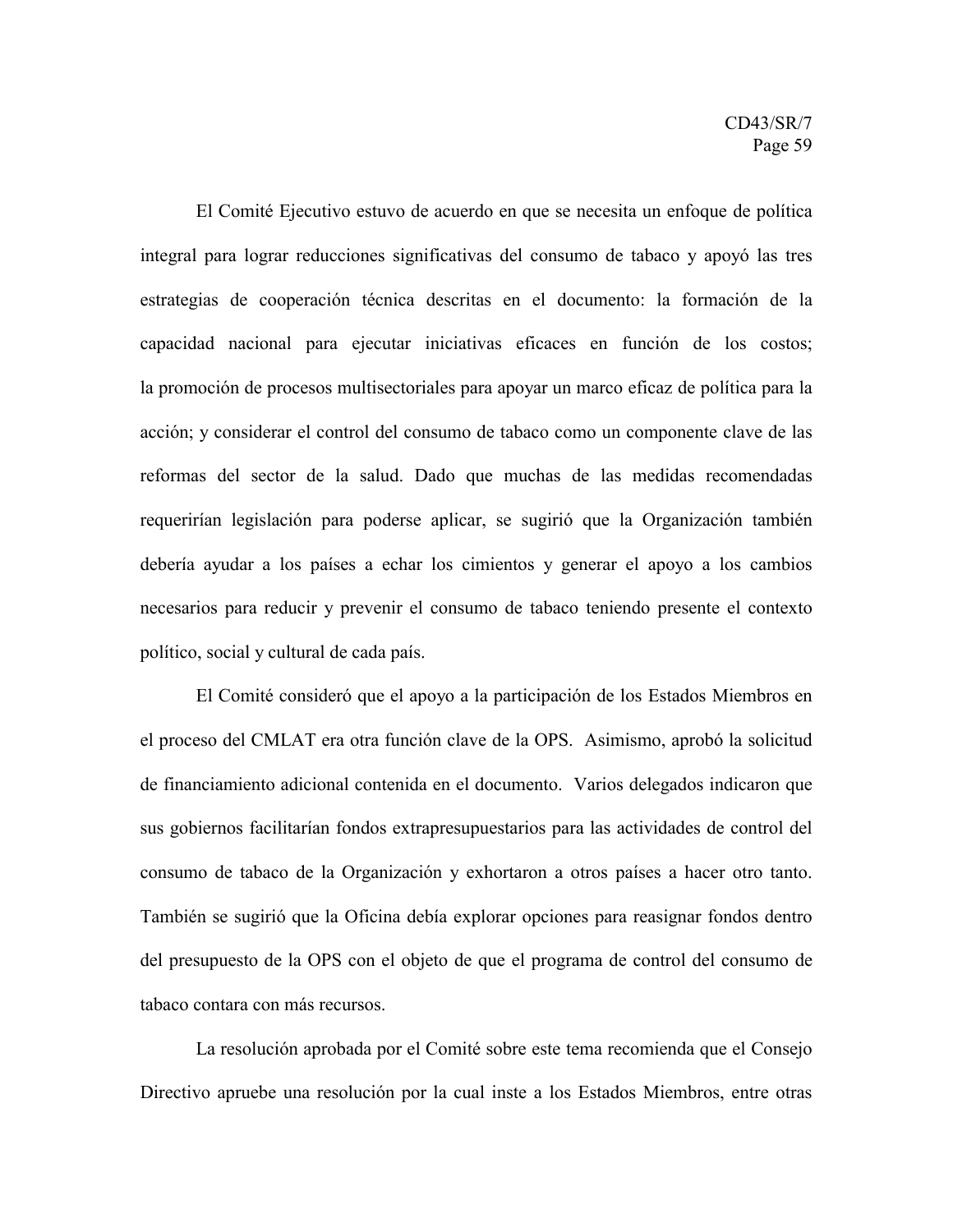El Comité Ejecutivo estuvo de acuerdo en que se necesita un enfoque de política integral para lograr reducciones significativas del consumo de tabaco y apoyó las tres estrategias de cooperación técnica descritas en el documento: la formación de la capacidad nacional para ejecutar iniciativas eficaces en función de los costos; la promoción de procesos multisectoriales para apoyar un marco eficaz de política para la acción; y considerar el control del consumo de tabaco como un componente clave de las reformas del sector de la salud. Dado que muchas de las medidas recomendadas requerirían legislación para poderse aplicar, se sugirió que la Organización también debería ayudar a los países a echar los cimientos y generar el apoyo a los cambios necesarios para reducir y prevenir el consumo de tabaco teniendo presente el contexto político, social y cultural de cada país.

El Comité consideró que el apoyo a la participación de los Estados Miembros en el proceso del CMLAT era otra función clave de la OPS. Asimismo, aprobó la solicitud de financiamiento adicional contenida en el documento. Varios delegados indicaron que sus gobiernos facilitarían fondos extrapresupuestarios para las actividades de control del consumo de tabaco de la Organización y exhortaron a otros países a hacer otro tanto. También se sugirió que la Oficina debía explorar opciones para reasignar fondos dentro del presupuesto de la OPS con el objeto de que el programa de control del consumo de tabaco contara con más recursos.

La resolución aprobada por el Comité sobre este tema recomienda que el Consejo Directivo apruebe una resolución por la cual inste a los Estados Miembros, entre otras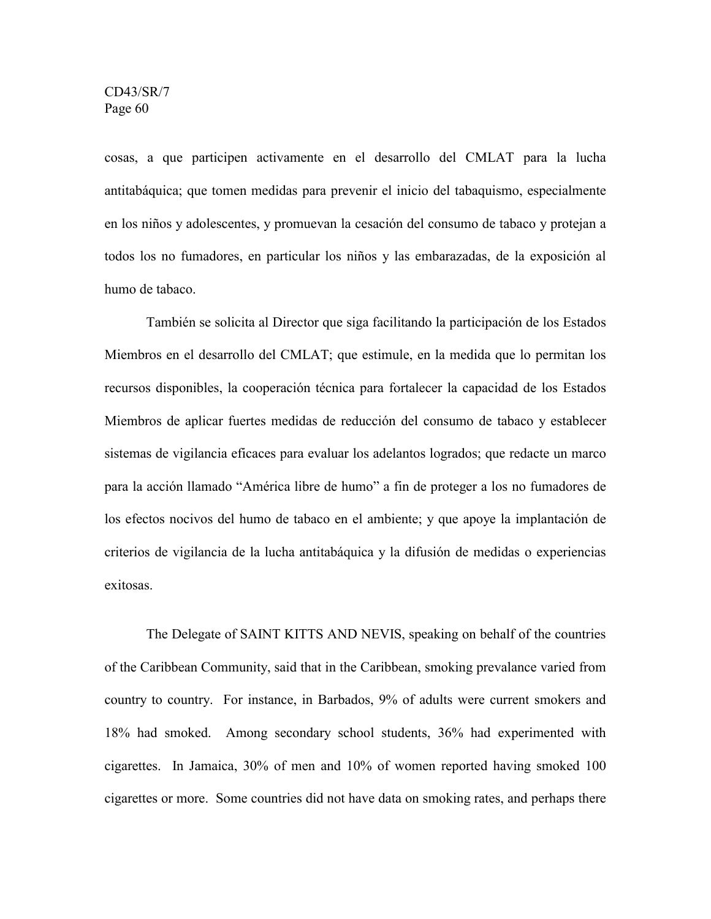cosas, a que participen activamente en el desarrollo del CMLAT para la lucha antitabáquica; que tomen medidas para prevenir el inicio del tabaquismo, especialmente en los niños y adolescentes, y promuevan la cesación del consumo de tabaco y protejan a todos los no fumadores, en particular los niños y las embarazadas, de la exposición al humo de tabaco.

También se solicita al Director que siga facilitando la participación de los Estados Miembros en el desarrollo del CMLAT; que estimule, en la medida que lo permitan los recursos disponibles, la cooperación técnica para fortalecer la capacidad de los Estados Miembros de aplicar fuertes medidas de reducción del consumo de tabaco y establecer sistemas de vigilancia eficaces para evaluar los adelantos logrados; que redacte un marco para la acción llamado "América libre de humo" a fin de proteger a los no fumadores de los efectos nocivos del humo de tabaco en el ambiente; y que apoye la implantación de criterios de vigilancia de la lucha antitabáquica y la difusión de medidas o experiencias exitosas.

The Delegate of SAINT KITTS AND NEVIS, speaking on behalf of the countries of the Caribbean Community, said that in the Caribbean, smoking prevalance varied from country to country. For instance, in Barbados, 9% of adults were current smokers and 18% had smoked. Among secondary school students, 36% had experimented with cigarettes. In Jamaica, 30% of men and 10% of women reported having smoked 100 cigarettes or more. Some countries did not have data on smoking rates, and perhaps there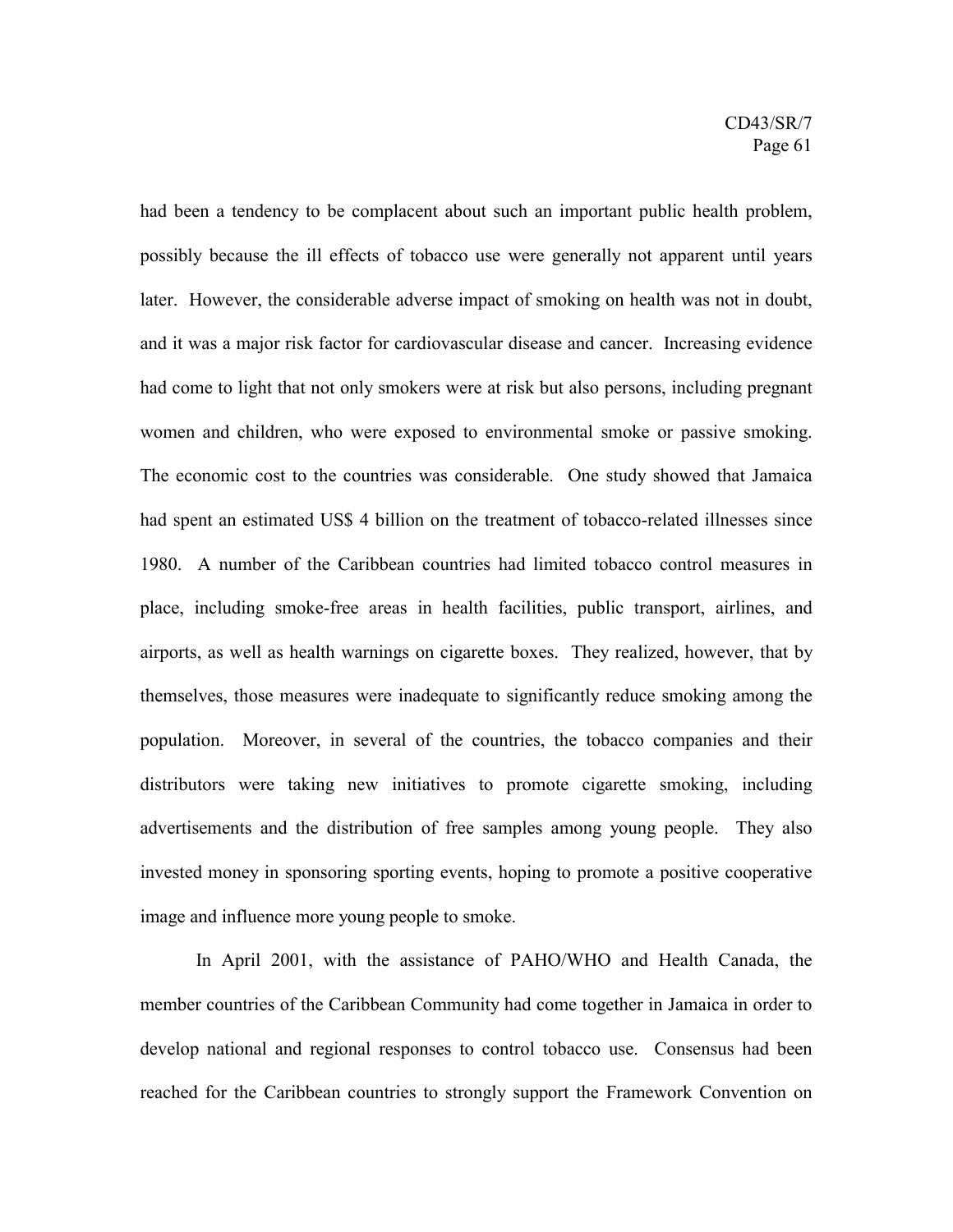had been a tendency to be complacent about such an important public health problem, possibly because the ill effects of tobacco use were generally not apparent until years later. However, the considerable adverse impact of smoking on health was not in doubt, and it was a major risk factor for cardiovascular disease and cancer. Increasing evidence had come to light that not only smokers were at risk but also persons, including pregnant women and children, who were exposed to environmental smoke or passive smoking. The economic cost to the countries was considerable. One study showed that Jamaica had spent an estimated US$ 4 billion on the treatment of tobacco-related illnesses since 1980. A number of the Caribbean countries had limited tobacco control measures in place, including smoke-free areas in health facilities, public transport, airlines, and airports, as well as health warnings on cigarette boxes. They realized, however, that by themselves, those measures were inadequate to significantly reduce smoking among the population. Moreover, in several of the countries, the tobacco companies and their distributors were taking new initiatives to promote cigarette smoking, including advertisements and the distribution of free samples among young people. They also invested money in sponsoring sporting events, hoping to promote a positive cooperative image and influence more young people to smoke.

In April 2001, with the assistance of PAHO/WHO and Health Canada, the member countries of the Caribbean Community had come together in Jamaica in order to develop national and regional responses to control tobacco use. Consensus had been reached for the Caribbean countries to strongly support the Framework Convention on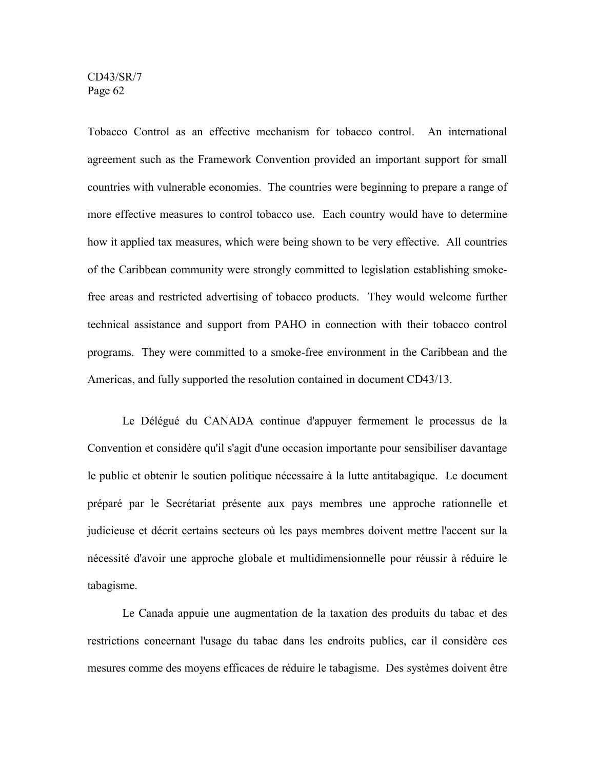Tobacco Control as an effective mechanism for tobacco control. An international agreement such as the Framework Convention provided an important support for small countries with vulnerable economies. The countries were beginning to prepare a range of more effective measures to control tobacco use. Each country would have to determine how it applied tax measures, which were being shown to be very effective. All countries of the Caribbean community were strongly committed to legislation establishing smoke-free areas and restricted advertising of tobacco products. They would welcome further technical assistance and support from PAHO in connection with their tobacco control programs. They were committed to a smoke-free environment in the Caribbean and the Americas, and fully supported the resolution contained in document CD43/13.

Le Délégué du CANADA continue d'appuyer fermement le processus de la Convention et considère qu'il s'agit d'une occasion importante pour sensibiliser davantage le public et obtenir le soutien politique nécessaire à la lutte antitabagique. Le document préparé par le Secrétariat présente aux pays membres une approche rationnelle et judicieuse et décrit certains secteurs où les pays membres doivent mettre l'accent sur la nécessité d'avoir une approche globale et multidimensionnelle pour réussir à réduire le tabagisme.

Le Canada appuie une augmentation de la taxation des produits du tabac et des restrictions concernant l'usage du tabac dans les endroits publics, car il considère ces mesures comme des moyens efficaces de réduire le tabagisme. Des systèmes doivent être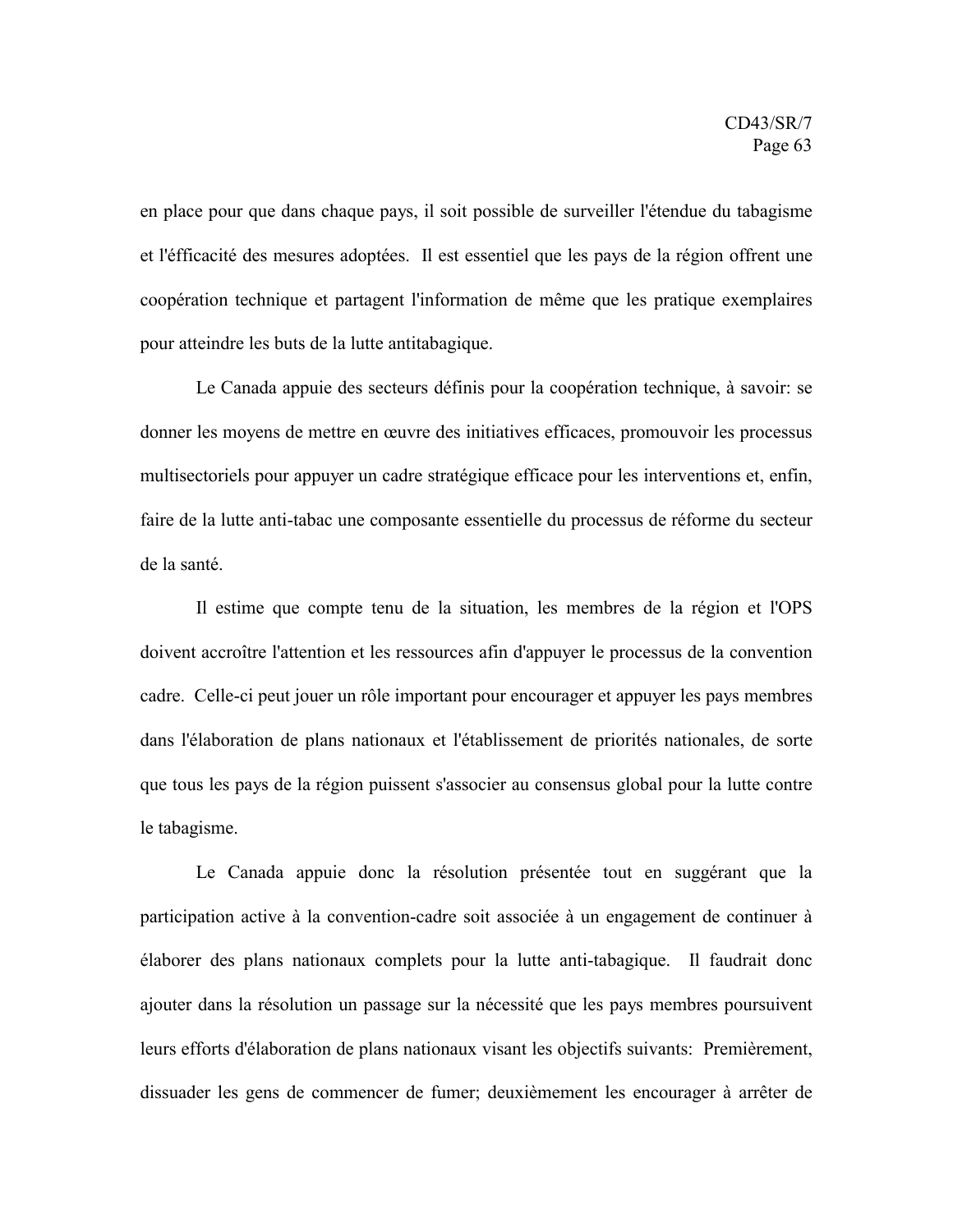en place pour que dans chaque pays, il soit possible de surveiller l'étendue du tabagisme et l'éfficacité des mesures adoptées. Il est essentiel que les pays de la région offrent une coopération technique et partagent l'information de même que les pratique exemplaires pour atteindre les buts de la lutte antitabagique.

Le Canada appuie des secteurs définis pour la coopération technique, à savoir: se donner les moyens de mettre en œuvre des initiatives efficaces, promouvoir les processus multisectoriels pour appuyer un cadre stratégique efficace pour les interventions et, enfin, faire de la lutte anti-tabac une composante essentielle du processus de réforme du secteur de la santé.

Il estime que compte tenu de la situation, les membres de la région et l'OPS doivent accroître l'attention et les ressources afin d'appuyer le processus de la convention cadre. Celle-ci peut jouer un rôle important pour encourager et appuyer les pays membres dans l'élaboration de plans nationaux et l'établissement de priorités nationales, de sorte que tous les pays de la région puissent s'associer au consensus global pour la lutte contre le tabagisme.

Le Canada appuie donc la résolution présentée tout en suggérant que la participation active à la convention-cadre soit associée à un engagement de continuer à élaborer des plans nationaux complets pour la lutte anti-tabagique. Il faudrait donc ajouter dans la résolution un passage sur la nécessité que les pays membres poursuivent leurs efforts d'élaboration de plans nationaux visant les objectifs suivants: Premièrement, dissuader les gens de commencer de fumer; deuxièmement les encourager à arrêter de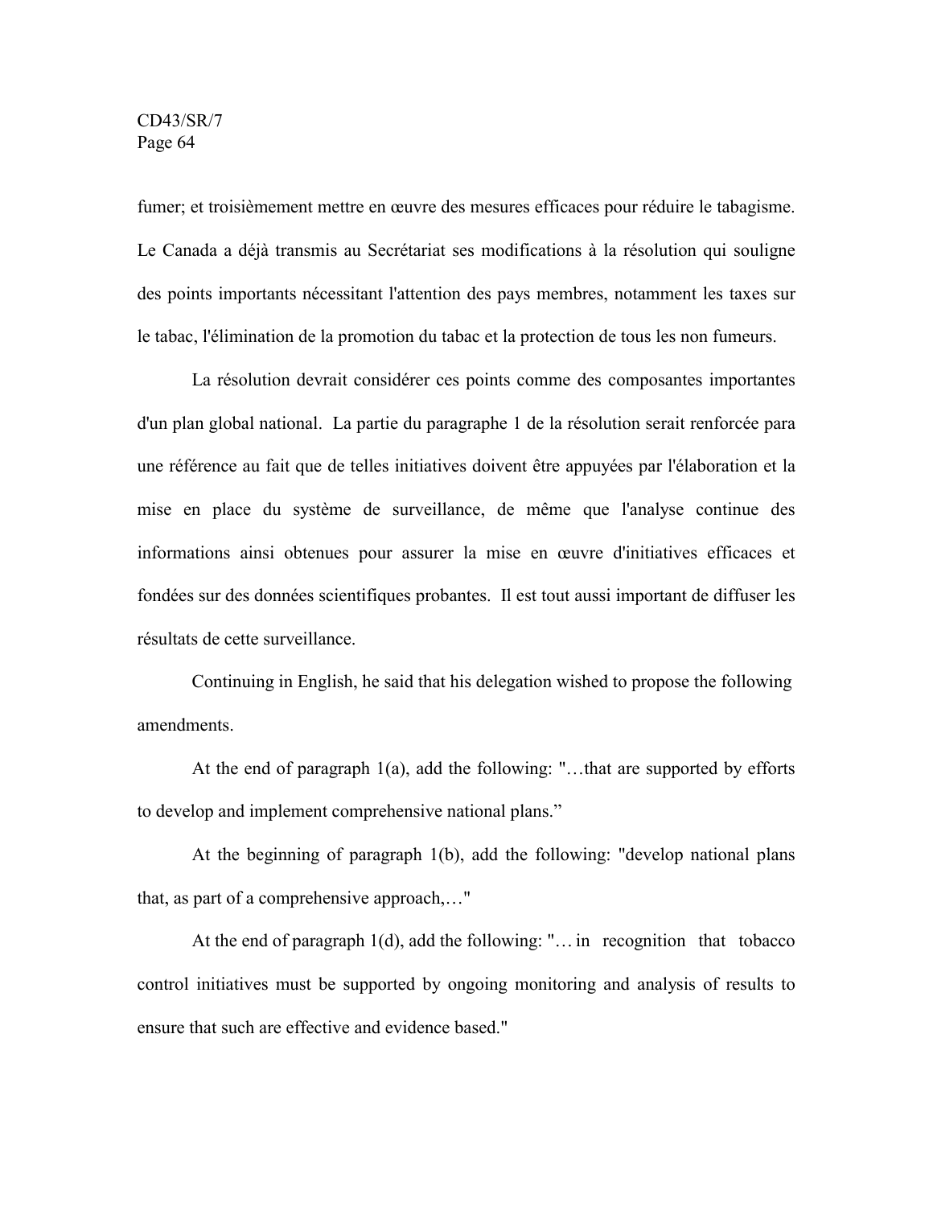fumer; et troisièmement mettre en œuvre des mesures efficaces pour réduire le tabagisme. Le Canada a déjà transmis au Secrétariat ses modifications à la résolution qui souligne des points importants nécessitant l'attention des pays membres, notamment les taxes sur le tabac, l'élimination de la promotion du tabac et la protection de tous les non fumeurs.

La résolution devrait considérer ces points comme des composantes importantes d'un plan global national. La partie du paragraphe 1 de la résolution serait renforcée para une référence au fait que de telles initiatives doivent être appuyées par l'élaboration et la mise en place du système de surveillance, de même que l'analyse continue des informations ainsi obtenues pour assurer la mise en œuvre d'initiatives efficaces et fondées sur des données scientifiques probantes. Il est tout aussi important de diffuser les résultats de cette surveillance.

Continuing in English, he said that his delegation wished to propose the following amendments.

At the end of paragraph 1(a), add the following: "…that are supported by efforts to develop and implement comprehensive national plans."

At the beginning of paragraph 1(b), add the following: "develop national plans that, as part of a comprehensive approach,…"

At the end of paragraph 1(d), add the following: "… in recognition that tobacco control initiatives must be supported by ongoing monitoring and analysis of results to ensure that such are effective and evidence based."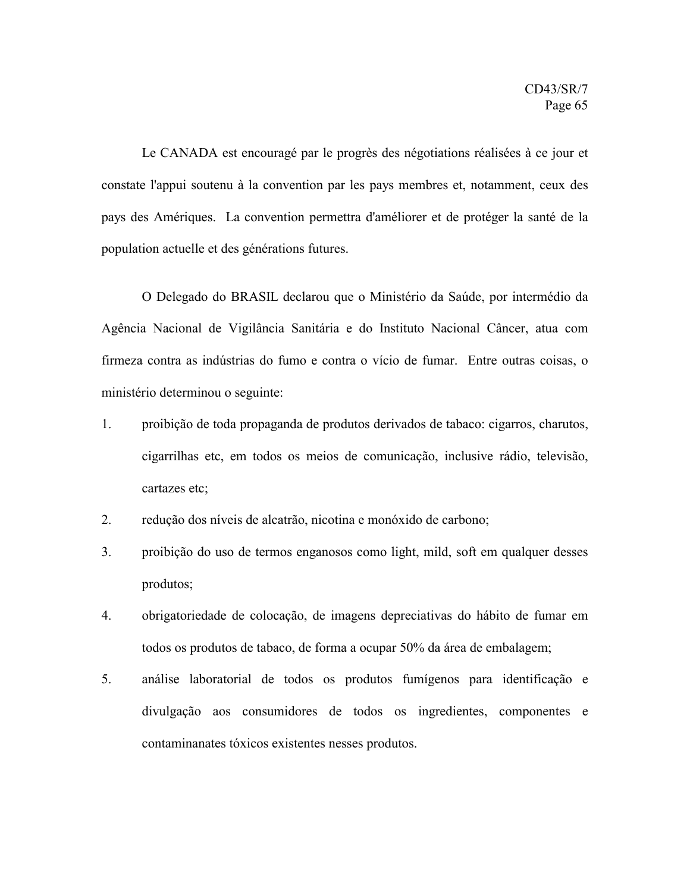Le CANADA est encouragé par le progrès des négotiations réalisées à ce jour et constate l'appui soutenu à la convention par les pays membres et, notamment, ceux des pays des Amériques. La convention permettra d'améliorer et de protéger la santé de la population actuelle et des générations futures.

O Delegado do BRASIL declarou que o Ministério da Saúde, por intermédio da Agência Nacional de Vigilância Sanitária e do Instituto Nacional Câncer, atua com firmeza contra as indústrias do fumo e contra o vício de fumar. Entre outras coisas, o ministério determinou o seguinte:

1. proibição de toda propaganda de produtos derivados de tabaco: cigarros, charutos, cigarrilhas etc, em todos os meios de comunicação, inclusive rádio, televisão, cartazes etc;
2. redução dos níveis de alcatrão, nicotina e monóxido de carbono;
3. proibição do uso de termos enganosos como light, mild, soft em qualquer desses produtos;
4. obrigatoriedade de colocação, de imagens depreciativas do hábito de fumar em todos os produtos de tabaco, de forma a ocupar 50% da área de embalagem;
5. análise laboratorial de todos os produtos fumígenos para identificação e divulgação aos consumidores de todos os ingredientes, componentes e contaminanates tóxicos existentes nesses produtos.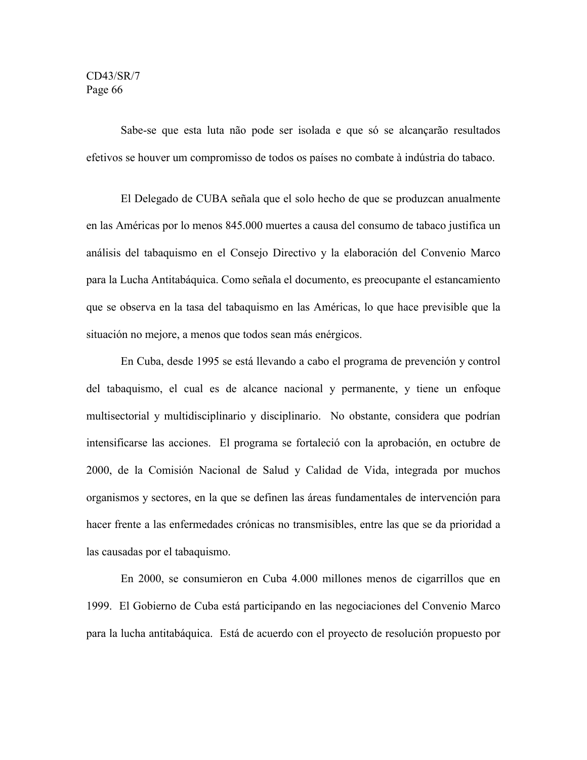Sabe-se que esta luta não pode ser isolada e que só se alcançarão resultados efetivos se houver um compromisso de todos os países no combate à indústria do tabaco.

El Delegado de CUBA señala que el solo hecho de que se produzcan anualmente en las Américas por lo menos 845.000 muertes a causa del consumo de tabaco justifica un análisis del tabaquismo en el Consejo Directivo y la elaboración del Convenio Marco para la Lucha Antitabáquica. Como señala el documento, es preocupante el estancamiento que se observa en la tasa del tabaquismo en las Américas, lo que hace previsible que la situación no mejore, a menos que todos sean más enérgicos.

En Cuba, desde 1995 se está llevando a cabo el programa de prevención y control del tabaquismo, el cual es de alcance nacional y permanente, y tiene un enfoque multisectorial y multidisciplinario y disciplinario. No obstante, considera que podrían intensificarse las acciones. El programa se fortaleció con la aprobación, en octubre de 2000, de la Comisión Nacional de Salud y Calidad de Vida, integrada por muchos organismos y sectores, en la que se definen las áreas fundamentales de intervención para hacer frente a las enfermedades crónicas no transmisibles, entre las que se da prioridad a las causadas por el tabaquismo.

En 2000, se consumieron en Cuba 4.000 millones menos de cigarrillos que en 1999. El Gobierno de Cuba está participando en las negociaciones del Convenio Marco para la lucha antitabáquica. Está de acuerdo con el proyecto de resolución propuesto por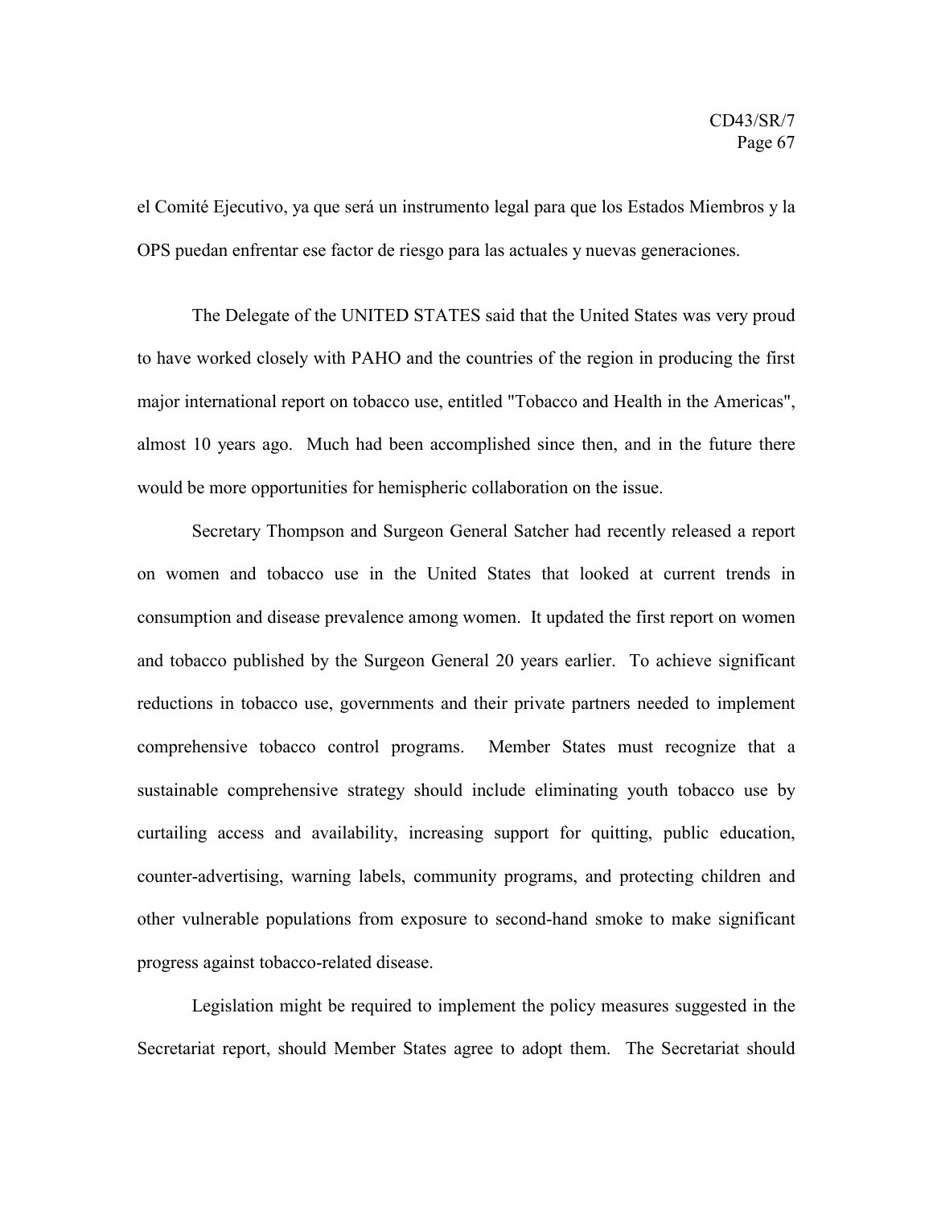el Comité Ejecutivo, ya que será un instrumento legal para que los Estados Miembros y la OPS puedan enfrentar ese factor de riesgo para las actuales y nuevas generaciones.

The Delegate of the UNITED STATES said that the United States was very proud to have worked closely with PAHO and the countries of the region in producing the first major international report on tobacco use, entitled "Tobacco and Health in the Americas", almost 10 years ago. Much had been accomplished since then, and in the future there would be more opportunities for hemispheric collaboration on the issue.

Secretary Thompson and Surgeon General Satcher had recently released a report on women and tobacco use in the United States that looked at current trends in consumption and disease prevalence among women. It updated the first report on women and tobacco published by the Surgeon General 20 years earlier. To achieve significant reductions in tobacco use, governments and their private partners needed to implement comprehensive tobacco control programs. Member States must recognize that a sustainable comprehensive strategy should include eliminating youth tobacco use by curtailing access and availability, increasing support for quitting, public education, counter-advertising, warning labels, community programs, and protecting children and other vulnerable populations from exposure to second-hand smoke to make significant progress against tobacco-related disease.

Legislation might be required to implement the policy measures suggested in the Secretariat report, should Member States agree to adopt them. The Secretariat should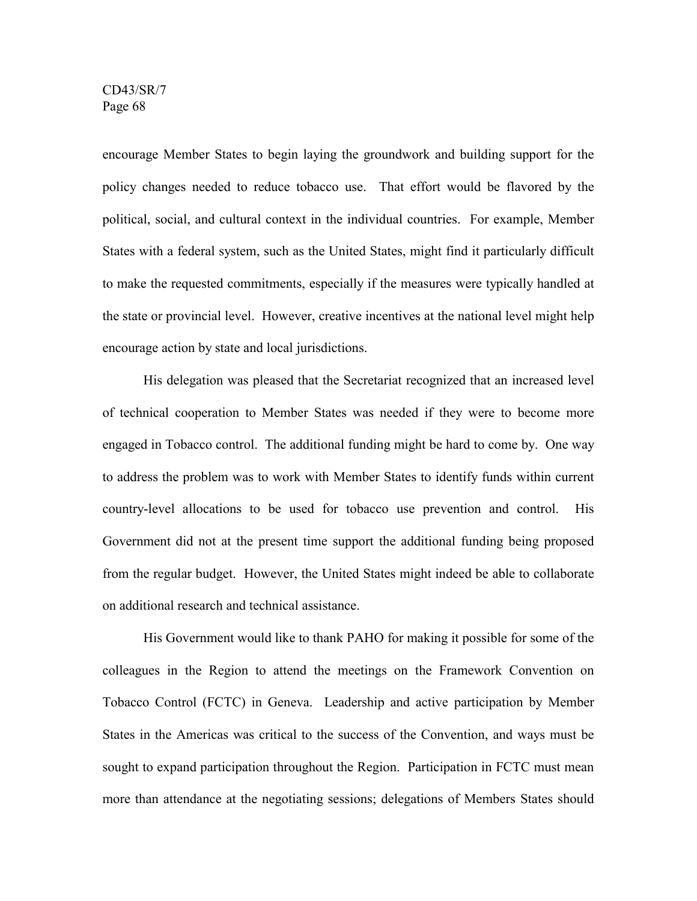encourage Member States to begin laying the groundwork and building support for the policy changes needed to reduce tobacco use. That effort would be flavored by the political, social, and cultural context in the individual countries. For example, Member States with a federal system, such as the United States, might find it particularly difficult to make the requested commitments, especially if the measures were typically handled at the state or provincial level. However, creative incentives at the national level might help encourage action by state and local jurisdictions.

His delegation was pleased that the Secretariat recognized that an increased level of technical cooperation to Member States was needed if they were to become more engaged in Tobacco control. The additional funding might be hard to come by. One way to address the problem was to work with Member States to identify funds within current country-level allocations to be used for tobacco use prevention and control. His Government did not at the present time support the additional funding being proposed from the regular budget. However, the United States might indeed be able to collaborate on additional research and technical assistance.

His Government would like to thank PAHO for making it possible for some of the colleagues in the Region to attend the meetings on the Framework Convention on Tobacco Control (FCTC) in Geneva. Leadership and active participation by Member States in the Americas was critical to the success of the Convention, and ways must be sought to expand participation throughout the Region. Participation in FCTC must mean more than attendance at the negotiating sessions; delegations of Members States should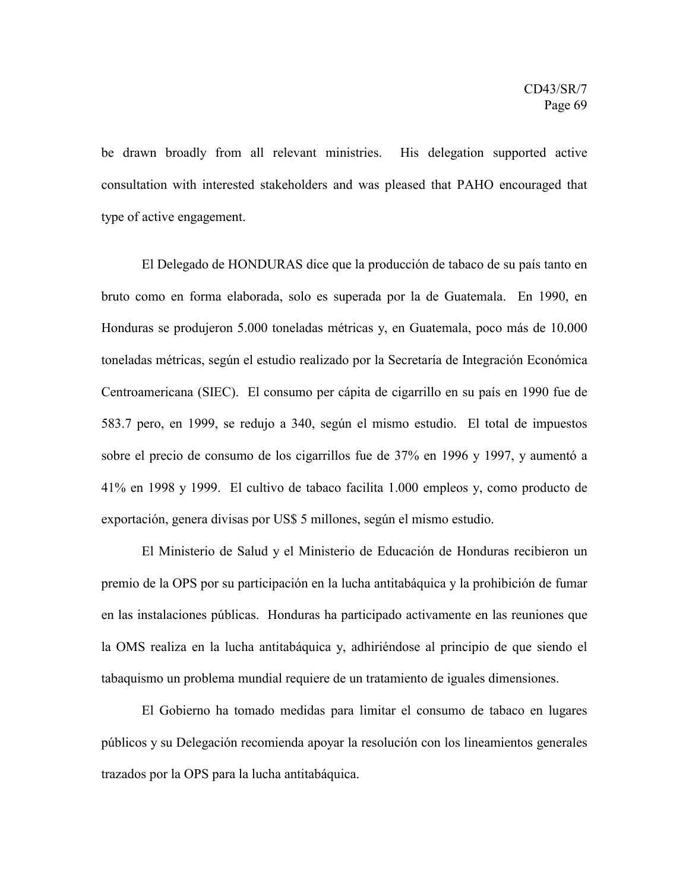be drawn broadly from all relevant ministries. His delegation supported active consultation with interested stakeholders and was pleased that PAHO encouraged that type of active engagement.

El Delegado de HONDURAS dice que la producción de tabaco de su país tanto en bruto como en forma elaborada, solo es superada por la de Guatemala. En 1990, en Honduras se produjeron 5.000 toneladas métricas y, en Guatemala, poco más de 10.000 toneladas métricas, según el estudio realizado por la Secretaría de Integración Económica Centroamericana (SIEC). El consumo per cápita de cigarrillo en su país en 1990 fue de 583.7 pero, en 1999, se redujo a 340, según el mismo estudio. El total de impuestos sobre el precio de consumo de los cigarrillos fue de 37% en 1996 y 1997, y aumentó a 41% en 1998 y 1999. El cultivo de tabaco facilita 1.000 empleos y, como producto de exportación, genera divisas por US$ 5 millones, según el mismo estudio.

El Ministerio de Salud y el Ministerio de Educación de Honduras recibieron un premio de la OPS por su participación en la lucha antitabáquica y la prohibición de fumar en las instalaciones públicas. Honduras ha participado activamente en las reuniones que la OMS realiza en la lucha antitabáquica y, adhiriéndose al principio de que siendo el tabaquismo un problema mundial requiere de un tratamiento de iguales dimensiones.

El Gobierno ha tomado medidas para limitar el consumo de tabaco en lugares públicos y su Delegación recomienda apoyar la resolución con los lineamientos generales trazados por la OPS para la lucha antitabáquica.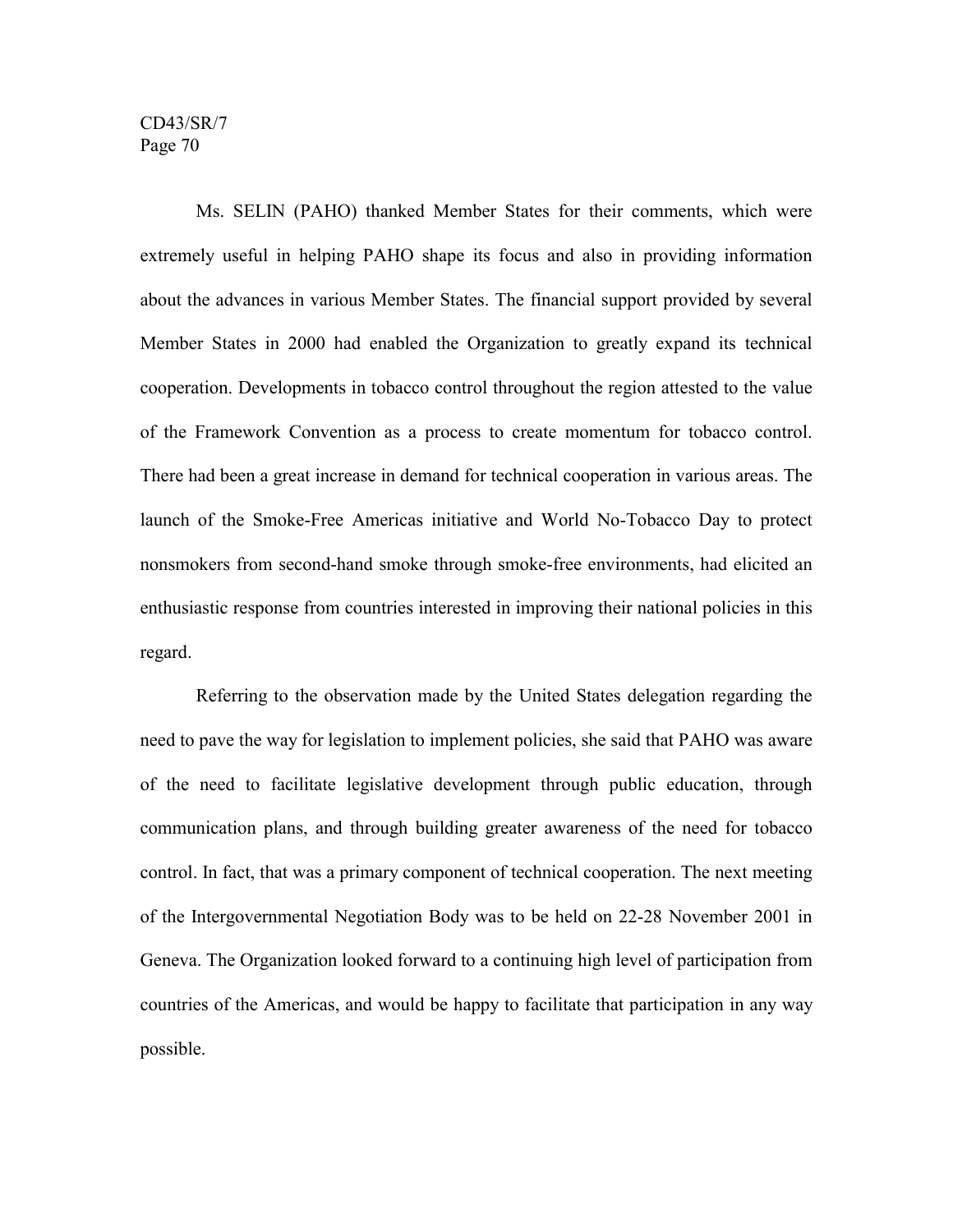Ms. SELIN (PAHO) thanked Member States for their comments, which were extremely useful in helping PAHO shape its focus and also in providing information about the advances in various Member States. The financial support provided by several Member States in 2000 had enabled the Organization to greatly expand its technical cooperation. Developments in tobacco control throughout the region attested to the value of the Framework Convention as a process to create momentum for tobacco control. There had been a great increase in demand for technical cooperation in various areas. The launch of the Smoke-Free Americas initiative and World No-Tobacco Day to protect nonsmokers from second-hand smoke through smoke-free environments, had elicited an enthusiastic response from countries interested in improving their national policies in this regard.

Referring to the observation made by the United States delegation regarding the need to pave the way for legislation to implement policies, she said that PAHO was aware of the need to facilitate legislative development through public education, through communication plans, and through building greater awareness of the need for tobacco control. In fact, that was a primary component of technical cooperation. The next meeting of the Intergovernmental Negotiation Body was to be held on 22-28 November 2001 in Geneva. The Organization looked forward to a continuing high level of participation from countries of the Americas, and would be happy to facilitate that participation in any way possible.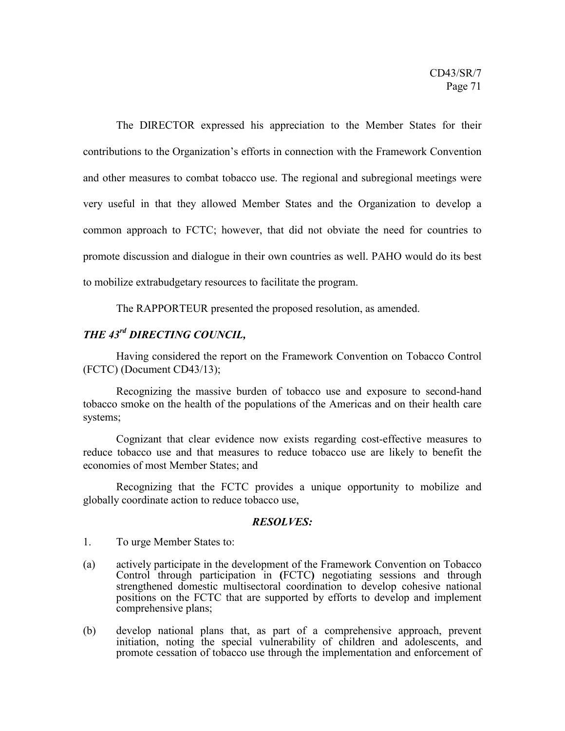The DIRECTOR expressed his appreciation to the Member States for their contributions to the Organization's efforts in connection with the Framework Convention and other measures to combat tobacco use. The regional and subregional meetings were very useful in that they allowed Member States and the Organization to develop a common approach to FCTC; however, that did not obviate the need for countries to promote discussion and dialogue in their own countries as well. PAHO would do its best to mobilize extrabudgetary resources to facilitate the program.

The RAPPORTEUR presented the proposed resolution, as amended.

***THE 43rd DIRECTING COUNCIL,***

Having considered the report on the Framework Convention on Tobacco Control (FCTC) (Document CD43/13);

Recognizing the massive burden of tobacco use and exposure to second-hand tobacco smoke on the health of the populations of the Americas and on their health care systems;

Cognizant that clear evidence now exists regarding cost-effective measures to reduce tobacco use and that measures to reduce tobacco use are likely to benefit the economies of most Member States; and

Recognizing that the FCTC provides a unique opportunity to mobilize and globally coordinate action to reduce tobacco use,

***RESOLVES:***

1. To urge Member States to:

(a) actively participate in the development of the Framework Convention on Tobacco Control through participation in **(**FCTC**)** negotiating sessions and through strengthened domestic multisectoral coordination to develop cohesive national positions on the FCTC that are supported by efforts to develop and implement comprehensive plans;

(b) develop national plans that, as part of a comprehensive approach, prevent initiation, noting the special vulnerability of children and adolescents, and promote cessation of tobacco use through the implementation and enforcement of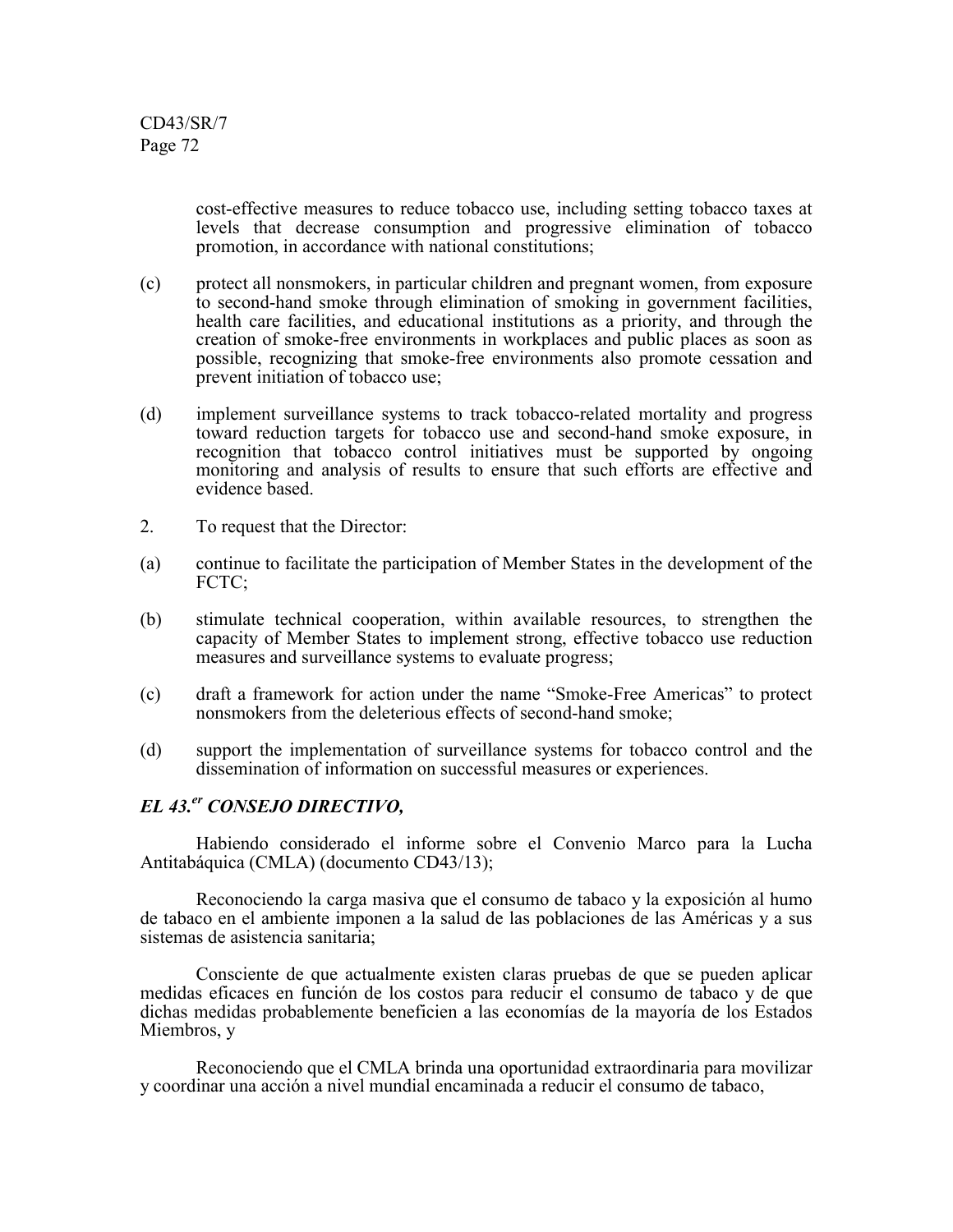cost-effective measures to reduce tobacco use, including setting tobacco taxes at levels that decrease consumption and progressive elimination of tobacco promotion, in accordance with national constitutions;

(c) protect all nonsmokers, in particular children and pregnant women, from exposure to second-hand smoke through elimination of smoking in government facilities, health care facilities, and educational institutions as a priority, and through the creation of smoke-free environments in workplaces and public places as soon as possible, recognizing that smoke-free environments also promote cessation and prevent initiation of tobacco use;

(d) implement surveillance systems to track tobacco-related mortality and progress toward reduction targets for tobacco use and second-hand smoke exposure, in recognition that tobacco control initiatives must be supported by ongoing monitoring and analysis of results to ensure that such efforts are effective and evidence based.

2. To request that the Director:

(a) continue to facilitate the participation of Member States in the development of the FCTC;

(b) stimulate technical cooperation, within available resources, to strengthen the capacity of Member States to implement strong, effective tobacco use reduction measures and surveillance systems to evaluate progress;

(c) draft a framework for action under the name "Smoke-Free Americas" to protect nonsmokers from the deleterious effects of second-hand smoke;

(d) support the implementation of surveillance systems for tobacco control and the dissemination of information on successful measures or experiences.

***EL 43.er CONSEJO DIRECTIVO,***

Habiendo considerado el informe sobre el Convenio Marco para la Lucha Antitabáquica (CMLA) (documento CD43/13);

Reconociendo la carga masiva que el consumo de tabaco y la exposición al humo de tabaco en el ambiente imponen a la salud de las poblaciones de las Américas y a sus sistemas de asistencia sanitaria;

Consciente de que actualmente existen claras pruebas de que se pueden aplicar medidas eficaces en función de los costos para reducir el consumo de tabaco y de que dichas medidas probablemente beneficien a las economías de la mayoría de los Estados Miembros, y

Reconociendo que el CMLA brinda una oportunidad extraordinaria para movilizar y coordinar una acción a nivel mundial encaminada a reducir el consumo de tabaco,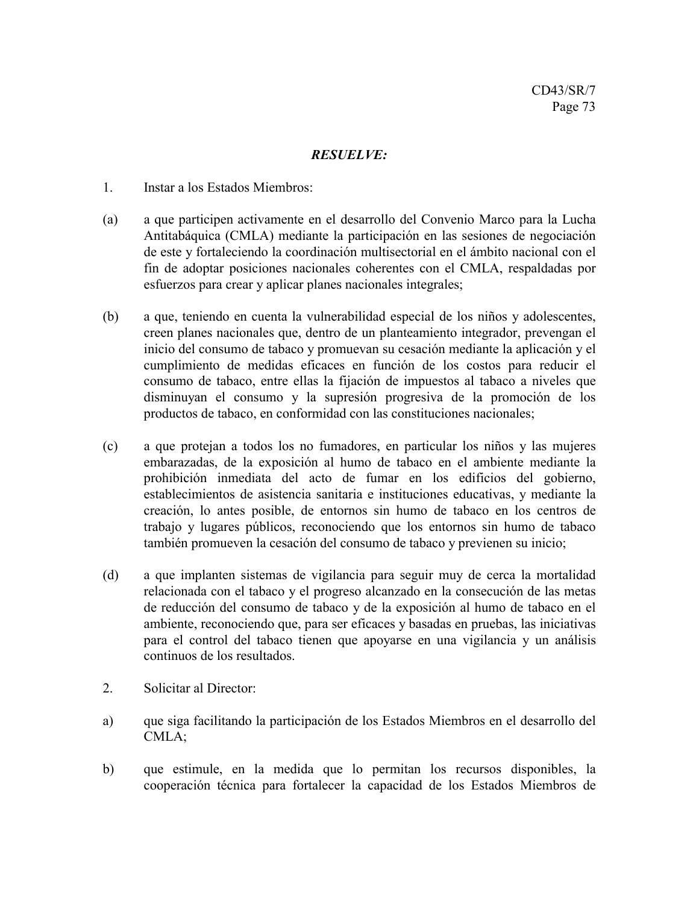***RESUELVE:***

1. Instar a los Estados Miembros:

(a) a que participen activamente en el desarrollo del Convenio Marco para la Lucha Antitabáquica (CMLA) mediante la participación en las sesiones de negociación de este y fortaleciendo la coordinación multisectorial en el ámbito nacional con el fin de adoptar posiciones nacionales coherentes con el CMLA, respaldadas por esfuerzos para crear y aplicar planes nacionales integrales;

(b) a que, teniendo en cuenta la vulnerabilidad especial de los niños y adolescentes, creen planes nacionales que, dentro de un planteamiento integrador, prevengan el inicio del consumo de tabaco y promuevan su cesación mediante la aplicación y el cumplimiento de medidas eficaces en función de los costos para reducir el consumo de tabaco, entre ellas la fijación de impuestos al tabaco a niveles que disminuyan el consumo y la supresión progresiva de la promoción de los productos de tabaco, en conformidad con las constituciones nacionales;

(c) a que protejan a todos los no fumadores, en particular los niños y las mujeres embarazadas, de la exposición al humo de tabaco en el ambiente mediante la prohibición inmediata del acto de fumar en los edificios del gobierno, establecimientos de asistencia sanitaria e instituciones educativas, y mediante la creación, lo antes posible, de entornos sin humo de tabaco en los centros de trabajo y lugares públicos, reconociendo que los entornos sin humo de tabaco también promueven la cesación del consumo de tabaco y previenen su inicio;

(d) a que implanten sistemas de vigilancia para seguir muy de cerca la mortalidad relacionada con el tabaco y el progreso alcanzado en la consecución de las metas de reducción del consumo de tabaco y de la exposición al humo de tabaco en el ambiente, reconociendo que, para ser eficaces y basadas en pruebas, las iniciativas para el control del tabaco tienen que apoyarse en una vigilancia y un análisis continuos de los resultados.

2. Solicitar al Director:

a) que siga facilitando la participación de los Estados Miembros en el desarrollo del CMLA;

b) que estimule, en la medida que lo permitan los recursos disponibles, la cooperación técnica para fortalecer la capacidad de los Estados Miembros de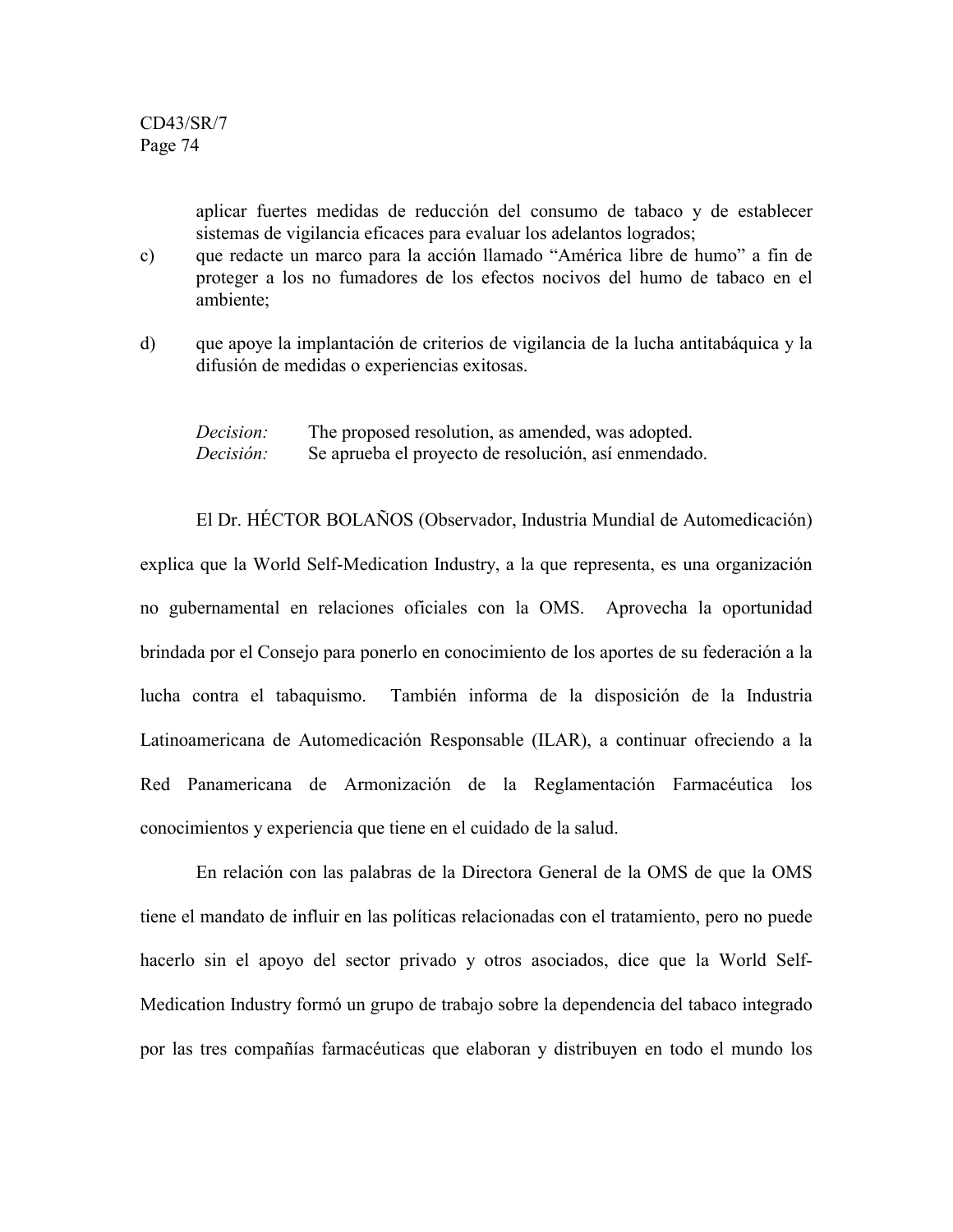aplicar fuertes medidas de reducción del consumo de tabaco y de establecer sistemas de vigilancia eficaces para evaluar los adelantos logrados;

c) que redacte un marco para la acción llamado "América libre de humo" a fin de proteger a los no fumadores de los efectos nocivos del humo de tabaco en el ambiente;

d) que apoye la implantación de criterios de vigilancia de la lucha antitabáquica y la difusión de medidas o experiencias exitosas.

*Decision:* The proposed resolution, as amended, was adopted.
*Decisión:* Se aprueba el proyecto de resolución, así enmendado.

El Dr. HÉCTOR BOLAÑOS (Observador, Industria Mundial de Automedicación) explica que la World Self-Medication Industry, a la que representa, es una organización no gubernamental en relaciones oficiales con la OMS. Aprovecha la oportunidad brindada por el Consejo para ponerlo en conocimiento de los aportes de su federación a la lucha contra el tabaquismo. También informa de la disposición de la Industria Latinoamericana de Automedicación Responsable (ILAR), a continuar ofreciendo a la Red Panamericana de Armonización de la Reglamentación Farmacéutica los conocimientos y experiencia que tiene en el cuidado de la salud.

En relación con las palabras de la Directora General de la OMS de que la OMS tiene el mandato de influir en las políticas relacionadas con el tratamiento, pero no puede hacerlo sin el apoyo del sector privado y otros asociados, dice que la World Self-Medication Industry formó un grupo de trabajo sobre la dependencia del tabaco integrado por las tres compañías farmacéuticas que elaboran y distribuyen en todo el mundo los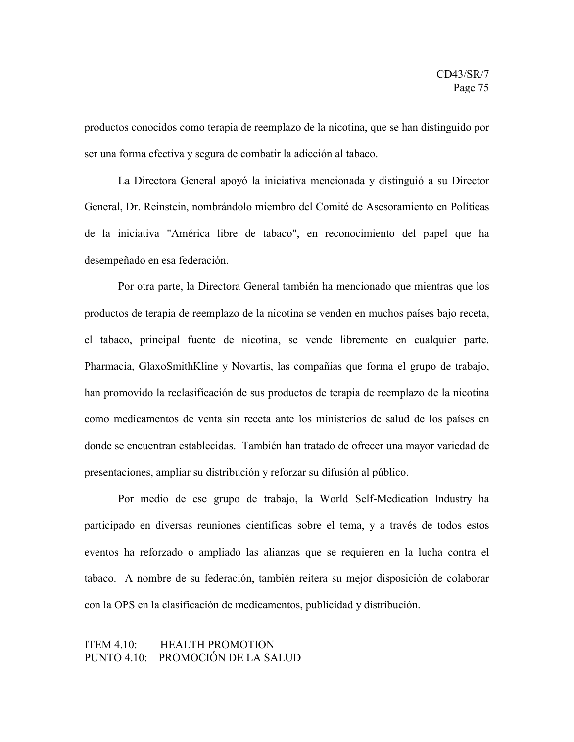productos conocidos como terapia de reemplazo de la nicotina, que se han distinguido por ser una forma efectiva y segura de combatir la adicción al tabaco.

La Directora General apoyó la iniciativa mencionada y distinguió a su Director General, Dr. Reinstein, nombrándolo miembro del Comité de Asesoramiento en Políticas de la iniciativa "América libre de tabaco", en reconocimiento del papel que ha desempeñado en esa federación.

Por otra parte, la Directora General también ha mencionado que mientras que los productos de terapia de reemplazo de la nicotina se venden en muchos países bajo receta, el tabaco, principal fuente de nicotina, se vende libremente en cualquier parte. Pharmacia, GlaxoSmithKline y Novartis, las compañías que forma el grupo de trabajo, han promovido la reclasificación de sus productos de terapia de reemplazo de la nicotina como medicamentos de venta sin receta ante los ministerios de salud de los países en donde se encuentran establecidas. También han tratado de ofrecer una mayor variedad de presentaciones, ampliar su distribución y reforzar su difusión al público.

Por medio de ese grupo de trabajo, la World Self-Medication Industry ha participado en diversas reuniones científicas sobre el tema, y a través de todos estos eventos ha reforzado o ampliado las alianzas que se requieren en la lucha contra el tabaco. A nombre de su federación, también reitera su mejor disposición de colaborar con la OPS en la clasificación de medicamentos, publicidad y distribución.

ITEM 4.10: HEALTH PROMOTION
PUNTO 4.10: PROMOCIÓN DE LA SALUD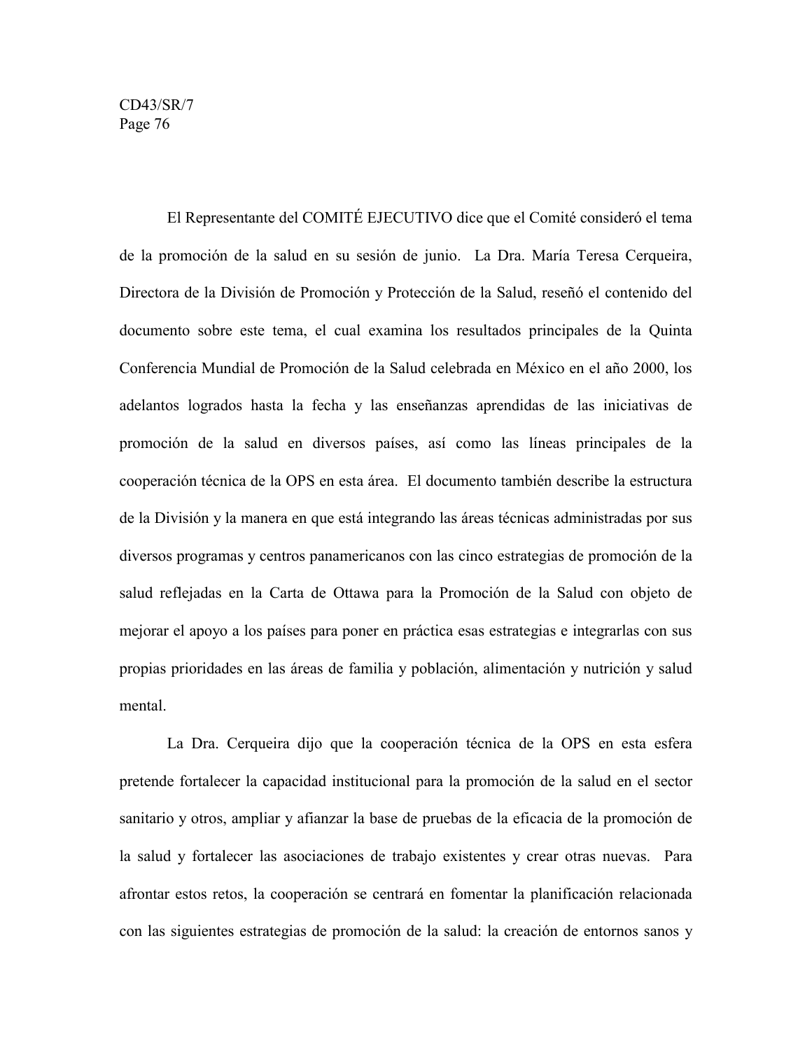El Representante del COMITÉ EJECUTIVO dice que el Comité consideró el tema de la promoción de la salud en su sesión de junio. La Dra. María Teresa Cerqueira, Directora de la División de Promoción y Protección de la Salud, reseñó el contenido del documento sobre este tema, el cual examina los resultados principales de la Quinta Conferencia Mundial de Promoción de la Salud celebrada en México en el año 2000, los adelantos logrados hasta la fecha y las enseñanzas aprendidas de las iniciativas de promoción de la salud en diversos países, así como las líneas principales de la cooperación técnica de la OPS en esta área. El documento también describe la estructura de la División y la manera en que está integrando las áreas técnicas administradas por sus diversos programas y centros panamericanos con las cinco estrategias de promoción de la salud reflejadas en la Carta de Ottawa para la Promoción de la Salud con objeto de mejorar el apoyo a los países para poner en práctica esas estrategias e integrarlas con sus propias prioridades en las áreas de familia y población, alimentación y nutrición y salud mental.

La Dra. Cerqueira dijo que la cooperación técnica de la OPS en esta esfera pretende fortalecer la capacidad institucional para la promoción de la salud en el sector sanitario y otros, ampliar y afianzar la base de pruebas de la eficacia de la promoción de la salud y fortalecer las asociaciones de trabajo existentes y crear otras nuevas. Para afrontar estos retos, la cooperación se centrará en fomentar la planificación relacionada con las siguientes estrategias de promoción de la salud: la creación de entornos sanos y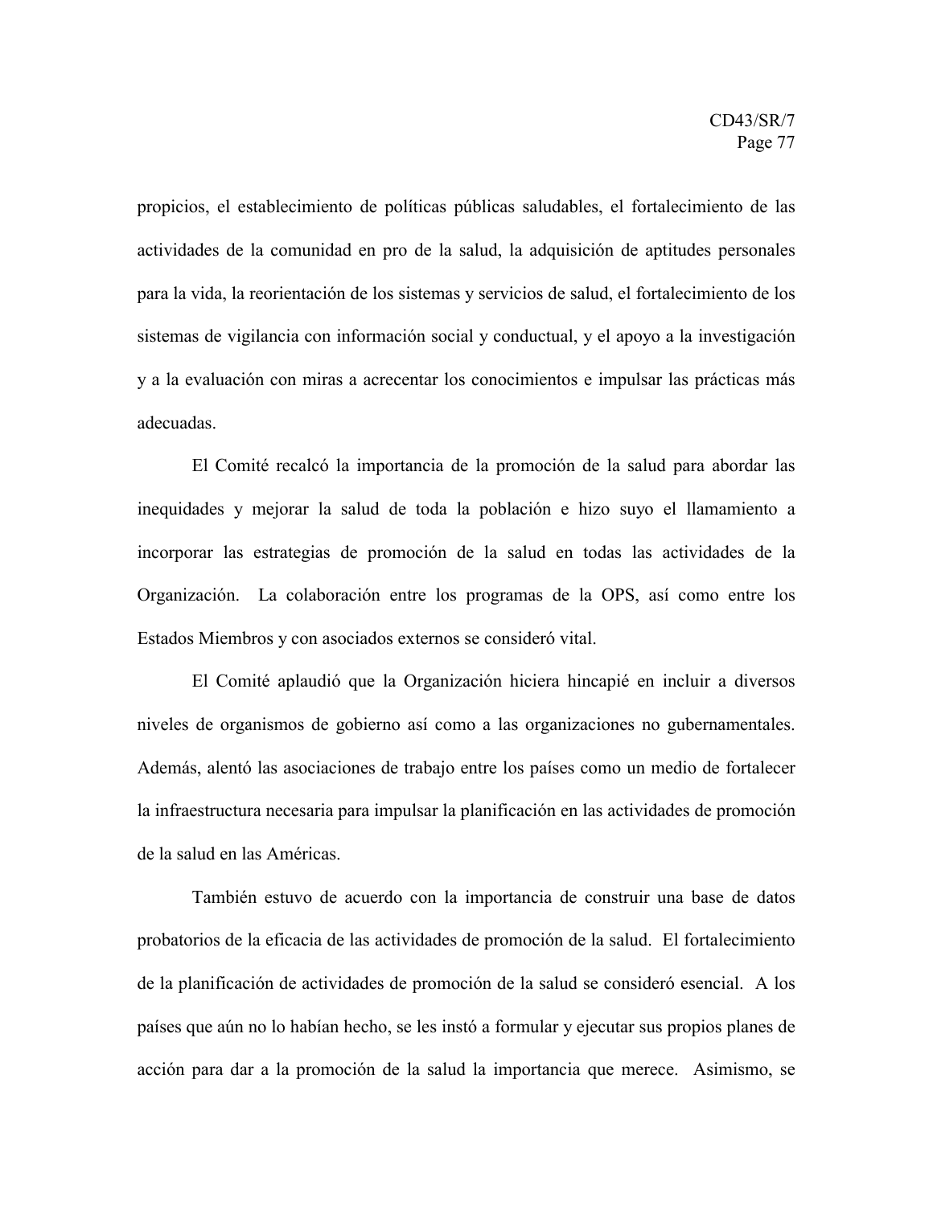propicios, el establecimiento de políticas públicas saludables, el fortalecimiento de las actividades de la comunidad en pro de la salud, la adquisición de aptitudes personales para la vida, la reorientación de los sistemas y servicios de salud, el fortalecimiento de los sistemas de vigilancia con información social y conductual, y el apoyo a la investigación y a la evaluación con miras a acrecentar los conocimientos e impulsar las prácticas más adecuadas.

El Comité recalcó la importancia de la promoción de la salud para abordar las inequidades y mejorar la salud de toda la población e hizo suyo el llamamiento a incorporar las estrategias de promoción de la salud en todas las actividades de la Organización. La colaboración entre los programas de la OPS, así como entre los Estados Miembros y con asociados externos se consideró vital.

El Comité aplaudió que la Organización hiciera hincapié en incluir a diversos niveles de organismos de gobierno así como a las organizaciones no gubernamentales. Además, alentó las asociaciones de trabajo entre los países como un medio de fortalecer la infraestructura necesaria para impulsar la planificación en las actividades de promoción de la salud en las Américas.

También estuvo de acuerdo con la importancia de construir una base de datos probatorios de la eficacia de las actividades de promoción de la salud. El fortalecimiento de la planificación de actividades de promoción de la salud se consideró esencial. A los países que aún no lo habían hecho, se les instó a formular y ejecutar sus propios planes de acción para dar a la promoción de la salud la importancia que merece. Asimismo, se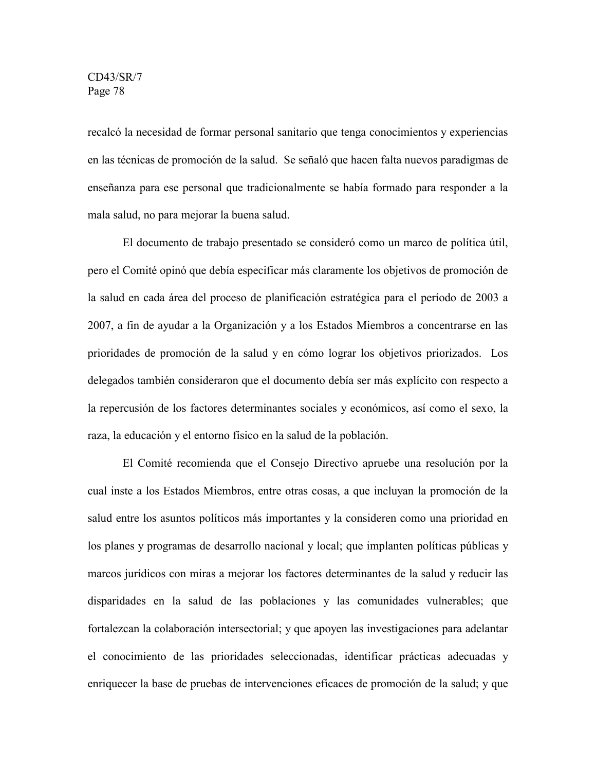recalcó la necesidad de formar personal sanitario que tenga conocimientos y experiencias en las técnicas de promoción de la salud. Se señaló que hacen falta nuevos paradigmas de enseñanza para ese personal que tradicionalmente se había formado para responder a la mala salud, no para mejorar la buena salud.

El documento de trabajo presentado se consideró como un marco de política útil, pero el Comité opinó que debía especificar más claramente los objetivos de promoción de la salud en cada área del proceso de planificación estratégica para el período de 2003 a 2007, a fin de ayudar a la Organización y a los Estados Miembros a concentrarse en las prioridades de promoción de la salud y en cómo lograr los objetivos priorizados. Los delegados también consideraron que el documento debía ser más explícito con respecto a la repercusión de los factores determinantes sociales y económicos, así como el sexo, la raza, la educación y el entorno físico en la salud de la población.

El Comité recomienda que el Consejo Directivo apruebe una resolución por la cual inste a los Estados Miembros, entre otras cosas, a que incluyan la promoción de la salud entre los asuntos políticos más importantes y la consideren como una prioridad en los planes y programas de desarrollo nacional y local; que implanten políticas públicas y marcos jurídicos con miras a mejorar los factores determinantes de la salud y reducir las disparidades en la salud de las poblaciones y las comunidades vulnerables; que fortalezcan la colaboración intersectorial; y que apoyen las investigaciones para adelantar el conocimiento de las prioridades seleccionadas, identificar prácticas adecuadas y enriquecer la base de pruebas de intervenciones eficaces de promoción de la salud; y que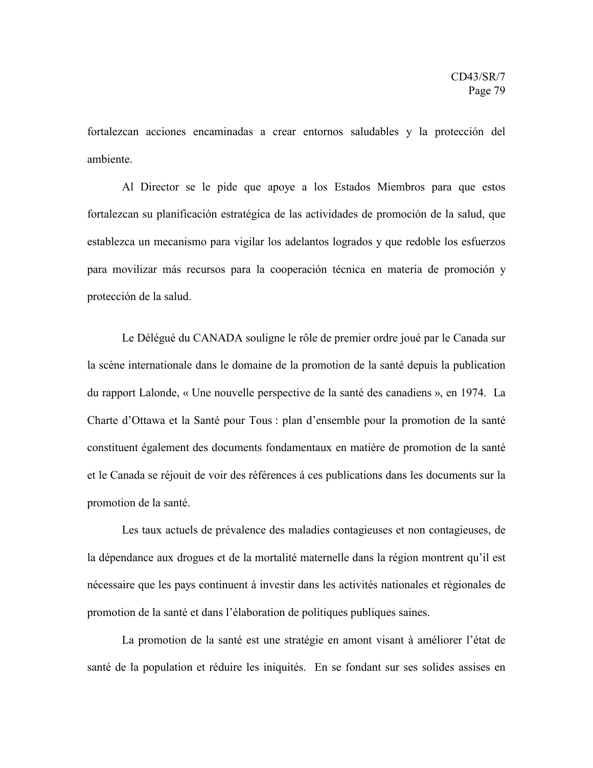fortalezcan acciones encaminadas a crear entornos saludables y la protección del ambiente.

Al Director se le pide que apoye a los Estados Miembros para que estos fortalezcan su planificación estratégica de las actividades de promoción de la salud, que establezca un mecanismo para vigilar los adelantos logrados y que redoble los esfuerzos para movilizar más recursos para la cooperación técnica en materia de promoción y protección de la salud.

Le Délégué du CANADA souligne le rôle de premier ordre joué par le Canada sur la scène internationale dans le domaine de la promotion de la santé depuis la publication du rapport Lalonde, « Une nouvelle perspective de la santé des canadiens », en 1974. La Charte d'Ottawa et la Santé pour Tous : plan d'ensemble pour la promotion de la santé constituent également des documents fondamentaux en matière de promotion de la santé et le Canada se réjouit de voir des références á ces publications dans les documents sur la promotion de la santé.

Les taux actuels de prévalence des maladies contagieuses et non contagieuses, de la dépendance aux drogues et de la mortalité maternelle dans la région montrent qu'il est nécessaire que les pays continuent á investir dans les activités nationales et régionales de promotion de la santé et dans l'élaboration de politiques publiques saines.

La promotion de la santé est une stratégie en amont visant à améliorer l'état de santé de la population et réduire les iniquités. En se fondant sur ses solides assises en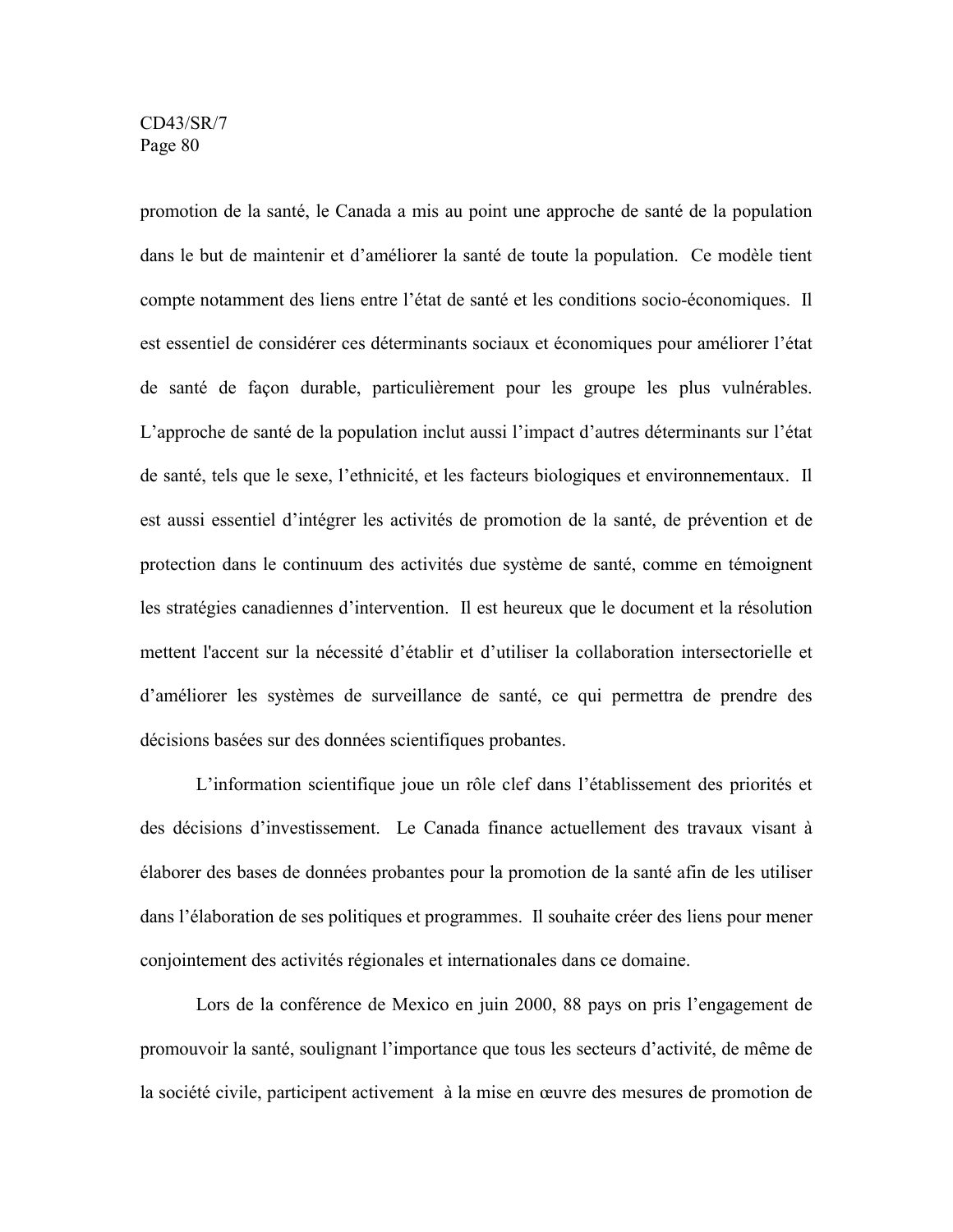promotion de la santé, le Canada a mis au point une approche de santé de la population dans le but de maintenir et d'améliorer la santé de toute la population. Ce modèle tient compte notamment des liens entre l'état de santé et les conditions socio-économiques. Il est essentiel de considérer ces déterminants sociaux et économiques pour améliorer l'état de santé de façon durable, particulièrement pour les groupe les plus vulnérables. L'approche de santé de la population inclut aussi l'impact d'autres déterminants sur l'état de santé, tels que le sexe, l'ethnicité, et les facteurs biologiques et environnementaux. Il est aussi essentiel d'intégrer les activités de promotion de la santé, de prévention et de protection dans le continuum des activités due système de santé, comme en témoignent les stratégies canadiennes d'intervention. Il est heureux que le document et la résolution mettent l'accent sur la nécessité d'établir et d'utiliser la collaboration intersectorielle et d'améliorer les systèmes de surveillance de santé, ce qui permettra de prendre des décisions basées sur des données scientifiques probantes.

L'information scientifique joue un rôle clef dans l'établissement des priorités et des décisions d'investissement. Le Canada finance actuellement des travaux visant à élaborer des bases de données probantes pour la promotion de la santé afin de les utiliser dans l'élaboration de ses politiques et programmes. Il souhaite créer des liens pour mener conjointement des activités régionales et internationales dans ce domaine.

Lors de la conférence de Mexico en juin 2000, 88 pays on pris l'engagement de promouvoir la santé, soulignant l'importance que tous les secteurs d'activité, de même de la société civile, participent activement à la mise en œuvre des mesures de promotion de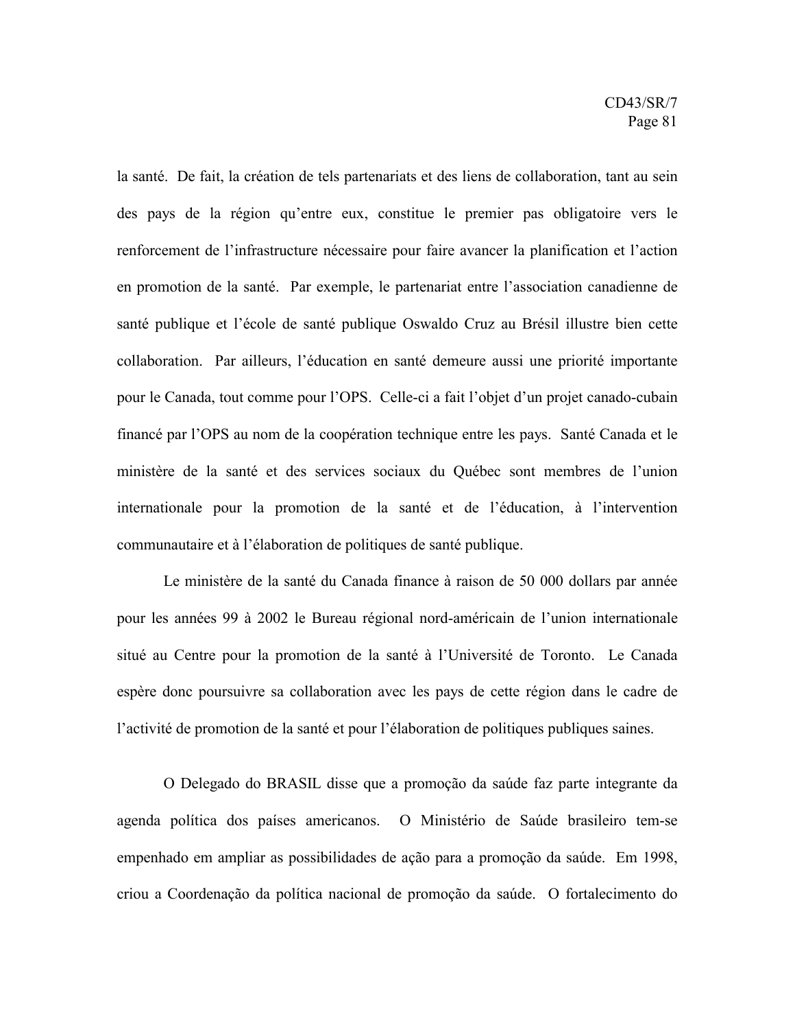la santé. De fait, la création de tels partenariats et des liens de collaboration, tant au sein des pays de la région qu'entre eux, constitue le premier pas obligatoire vers le renforcement de l'infrastructure nécessaire pour faire avancer la planification et l'action en promotion de la santé. Par exemple, le partenariat entre l'association canadienne de santé publique et l'école de santé publique Oswaldo Cruz au Brésil illustre bien cette collaboration. Par ailleurs, l'éducation en santé demeure aussi une priorité importante pour le Canada, tout comme pour l'OPS. Celle-ci a fait l'objet d'un projet canado-cubain financé par l'OPS au nom de la coopération technique entre les pays. Santé Canada et le ministère de la santé et des services sociaux du Québec sont membres de l'union internationale pour la promotion de la santé et de l'éducation, à l'intervention communautaire et à l'élaboration de politiques de santé publique.

Le ministère de la santé du Canada finance à raison de 50 000 dollars par année pour les années 99 à 2002 le Bureau régional nord-américain de l'union internationale situé au Centre pour la promotion de la santé à l'Université de Toronto. Le Canada espère donc poursuivre sa collaboration avec les pays de cette région dans le cadre de l'activité de promotion de la santé et pour l'élaboration de politiques publiques saines.

O Delegado do BRASIL disse que a promoção da saúde faz parte integrante da agenda política dos países americanos. O Ministério de Saúde brasileiro tem-se empenhado em ampliar as possibilidades de ação para a promoção da saúde. Em 1998, criou a Coordenação da política nacional de promoção da saúde. O fortalecimento do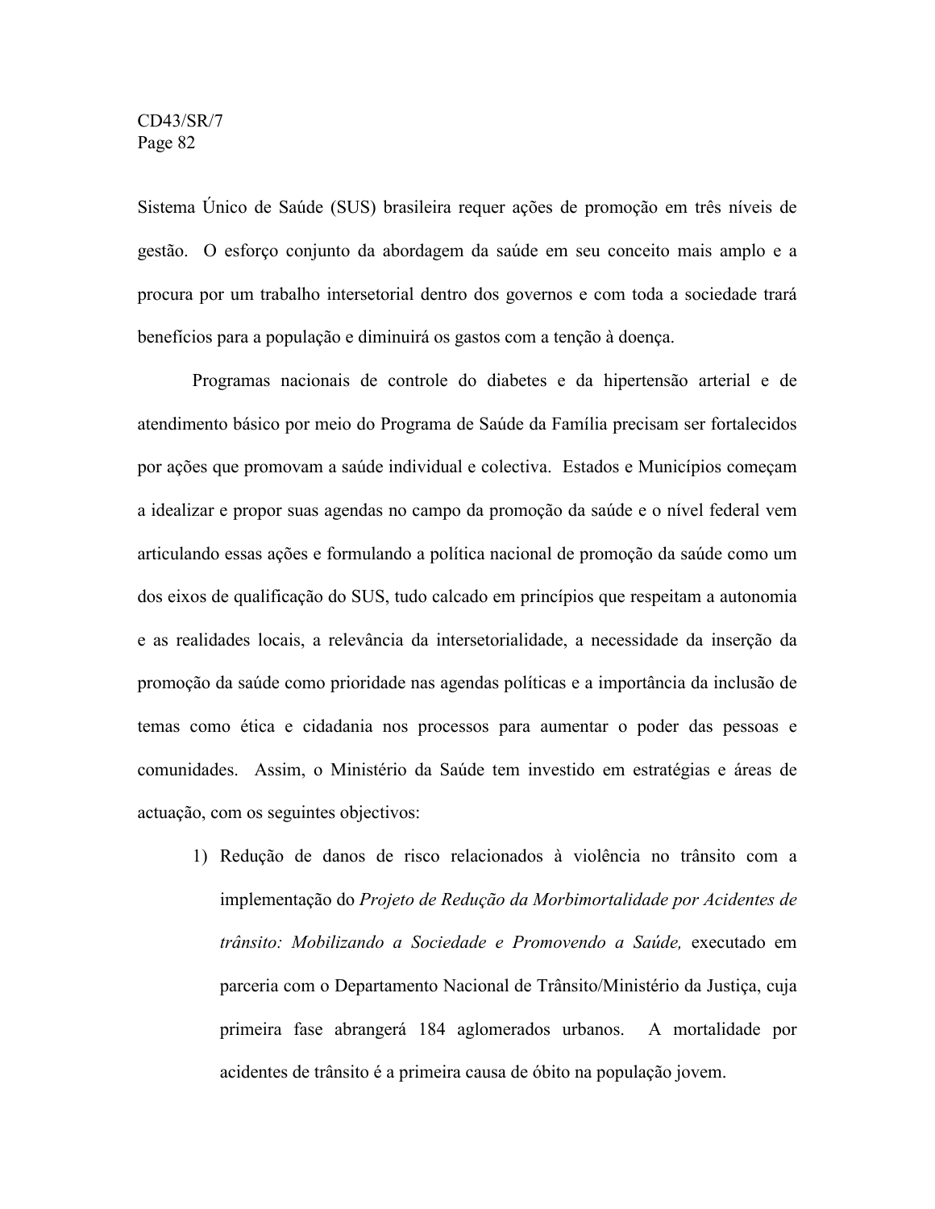Sistema Único de Saúde (SUS) brasileira requer ações de promoção em três níveis de gestão. O esforço conjunto da abordagem da saúde em seu conceito mais amplo e a procura por um trabalho intersetorial dentro dos governos e com toda a sociedade trará benefícios para a população e diminuirá os gastos com a tenção à doença.

Programas nacionais de controle do diabetes e da hipertensão arterial e de atendimento básico por meio do Programa de Saúde da Família precisam ser fortalecidos por ações que promovam a saúde individual e colectiva. Estados e Municípios começam a idealizar e propor suas agendas no campo da promoção da saúde e o nível federal vem articulando essas ações e formulando a política nacional de promoção da saúde como um dos eixos de qualificação do SUS, tudo calcado em princípios que respeitam a autonomia e as realidades locais, a relevância da intersetorialidade, a necessidade da inserção da promoção da saúde como prioridade nas agendas políticas e a importância da inclusão de temas como ética e cidadania nos processos para aumentar o poder das pessoas e comunidades. Assim, o Ministério da Saúde tem investido em estratégias e áreas de actuação, com os seguintes objectivos:

1) Redução de danos de risco relacionados à violência no trânsito com a implementação do *Projeto de Redução da Morbimortalidade por Acidentes de trânsito: Mobilizando a Sociedade e Promovendo a Saúde,* executado em parceria com o Departamento Nacional de Trânsito/Ministério da Justiça, cuja primeira fase abrangerá 184 aglomerados urbanos. A mortalidade por acidentes de trânsito é a primeira causa de óbito na população jovem.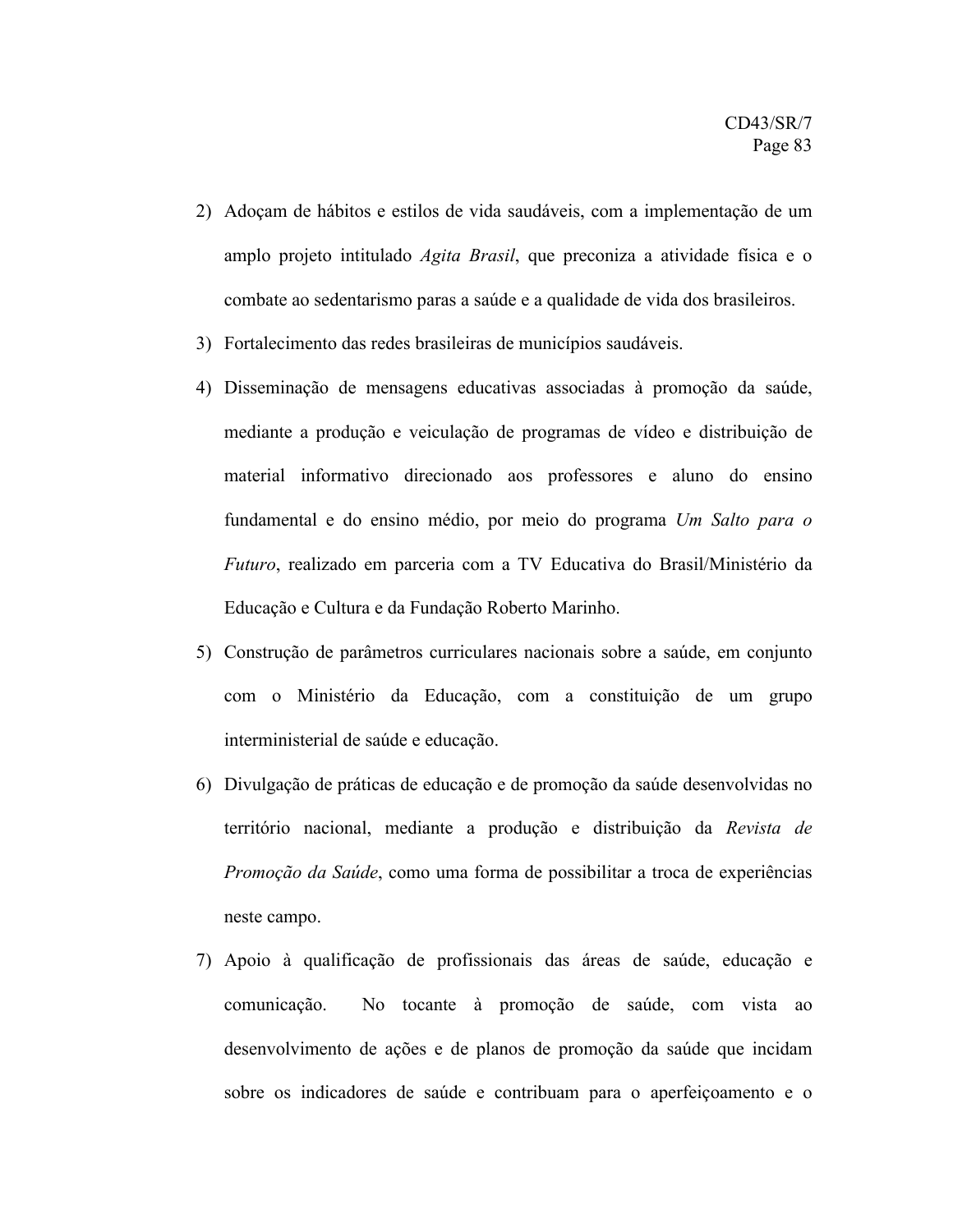2) Adoçam de hábitos e estilos de vida saudáveis, com a implementação de um amplo projeto intitulado *Agita Brasil*, que preconiza a atividade física e o combate ao sedentarismo paras a saúde e a qualidade de vida dos brasileiros.
3) Fortalecimento das redes brasileiras de municípios saudáveis.
4) Disseminação de mensagens educativas associadas à promoção da saúde, mediante a produção e veiculação de programas de vídeo e distribuição de material informativo direcionado aos professores e aluno do ensino fundamental e do ensino médio, por meio do programa *Um Salto para o Futuro*, realizado em parceria com a TV Educativa do Brasil/Ministério da Educação e Cultura e da Fundação Roberto Marinho.
5) Construção de parâmetros curriculares nacionais sobre a saúde, em conjunto com o Ministério da Educação, com a constituição de um grupo interministerial de saúde e educação.
6) Divulgação de práticas de educação e de promoção da saúde desenvolvidas no território nacional, mediante a produção e distribuição da *Revista de Promoção da Saúde*, como uma forma de possibilitar a troca de experiências neste campo.
7) Apoio à qualificação de profissionais das áreas de saúde, educação e comunicação. No tocante à promoção de saúde, com vista ao desenvolvimento de ações e de planos de promoção da saúde que incidam sobre os indicadores de saúde e contribuam para o aperfeiçoamento e o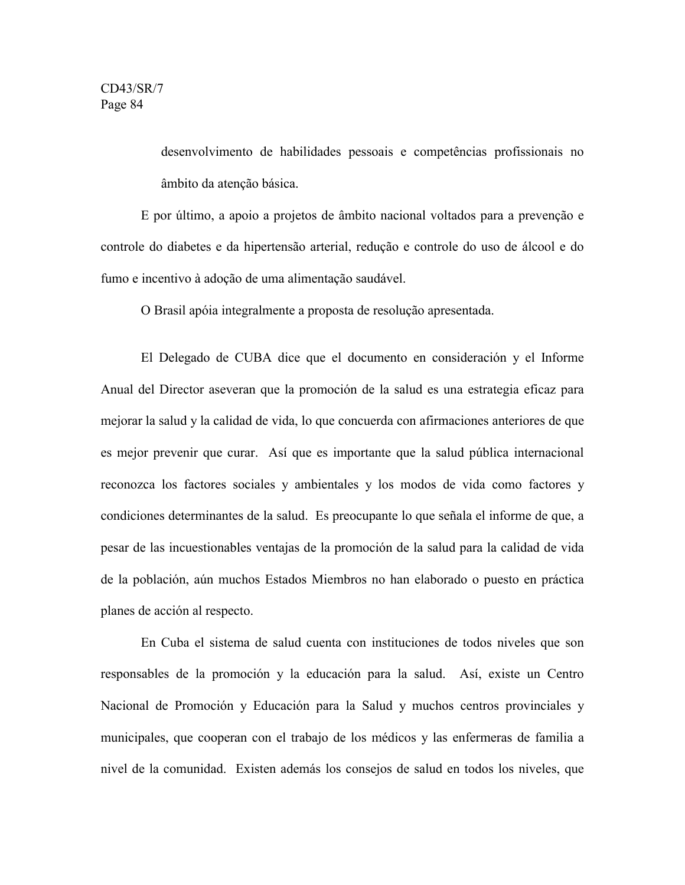desenvolvimento de habilidades pessoais e competências profissionais no âmbito da atenção básica.

E por último, a apoio a projetos de âmbito nacional voltados para a prevenção e controle do diabetes e da hipertensão arterial, redução e controle do uso de álcool e do fumo e incentivo à adoção de uma alimentação saudável.

O Brasil apóia integralmente a proposta de resolução apresentada.

El Delegado de CUBA dice que el documento en consideración y el Informe Anual del Director aseveran que la promoción de la salud es una estrategia eficaz para mejorar la salud y la calidad de vida, lo que concuerda con afirmaciones anteriores de que es mejor prevenir que curar. Así que es importante que la salud pública internacional reconozca los factores sociales y ambientales y los modos de vida como factores y condiciones determinantes de la salud. Es preocupante lo que señala el informe de que, a pesar de las incuestionables ventajas de la promoción de la salud para la calidad de vida de la población, aún muchos Estados Miembros no han elaborado o puesto en práctica planes de acción al respecto.

En Cuba el sistema de salud cuenta con instituciones de todos niveles que son responsables de la promoción y la educación para la salud. Así, existe un Centro Nacional de Promoción y Educación para la Salud y muchos centros provinciales y municipales, que cooperan con el trabajo de los médicos y las enfermeras de familia a nivel de la comunidad. Existen además los consejos de salud en todos los niveles, que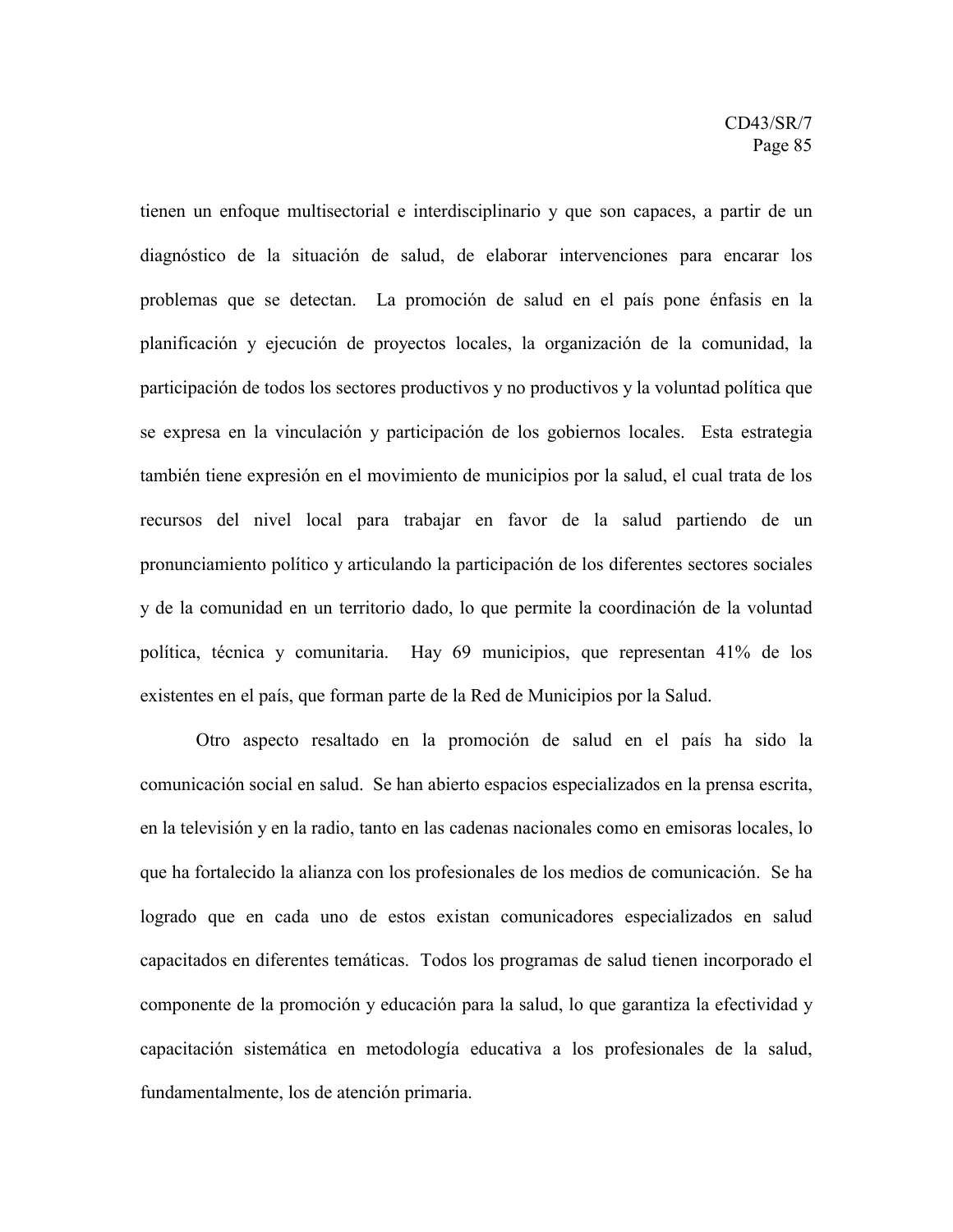tienen un enfoque multisectorial e interdisciplinario y que son capaces, a partir de un diagnóstico de la situación de salud, de elaborar intervenciones para encarar los problemas que se detectan. La promoción de salud en el país pone énfasis en la planificación y ejecución de proyectos locales, la organización de la comunidad, la participación de todos los sectores productivos y no productivos y la voluntad política que se expresa en la vinculación y participación de los gobiernos locales. Esta estrategia también tiene expresión en el movimiento de municipios por la salud, el cual trata de los recursos del nivel local para trabajar en favor de la salud partiendo de un pronunciamiento político y articulando la participación de los diferentes sectores sociales y de la comunidad en un territorio dado, lo que permite la coordinación de la voluntad política, técnica y comunitaria. Hay 69 municipios, que representan 41% de los existentes en el país, que forman parte de la Red de Municipios por la Salud.

Otro aspecto resaltado en la promoción de salud en el país ha sido la comunicación social en salud. Se han abierto espacios especializados en la prensa escrita, en la televisión y en la radio, tanto en las cadenas nacionales como en emisoras locales, lo que ha fortalecido la alianza con los profesionales de los medios de comunicación. Se ha logrado que en cada uno de estos existan comunicadores especializados en salud capacitados en diferentes temáticas. Todos los programas de salud tienen incorporado el componente de la promoción y educación para la salud, lo que garantiza la efectividad y capacitación sistemática en metodología educativa a los profesionales de la salud, fundamentalmente, los de atención primaria.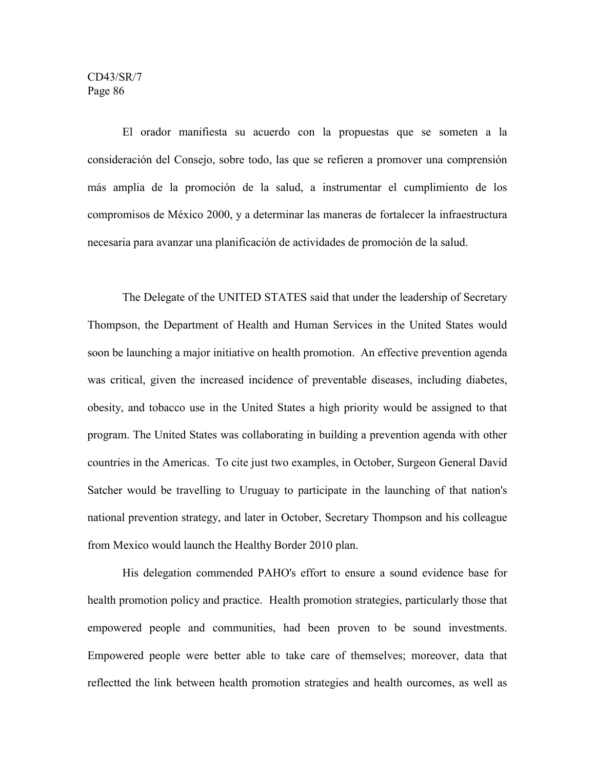El orador manifiesta su acuerdo con la propuestas que se someten a la consideración del Consejo, sobre todo, las que se refieren a promover una comprensión más amplia de la promoción de la salud, a instrumentar el cumplimiento de los compromisos de México 2000, y a determinar las maneras de fortalecer la infraestructura necesaria para avanzar una planificación de actividades de promoción de la salud.

The Delegate of the UNITED STATES said that under the leadership of Secretary Thompson, the Department of Health and Human Services in the United States would soon be launching a major initiative on health promotion. An effective prevention agenda was critical, given the increased incidence of preventable diseases, including diabetes, obesity, and tobacco use in the United States a high priority would be assigned to that program. The United States was collaborating in building a prevention agenda with other countries in the Americas. To cite just two examples, in October, Surgeon General David Satcher would be travelling to Uruguay to participate in the launching of that nation's national prevention strategy, and later in October, Secretary Thompson and his colleague from Mexico would launch the Healthy Border 2010 plan.

His delegation commended PAHO's effort to ensure a sound evidence base for health promotion policy and practice. Health promotion strategies, particularly those that empowered people and communities, had been proven to be sound investments. Empowered people were better able to take care of themselves; moreover, data that reflectted the link between health promotion strategies and health ourcomes, as well as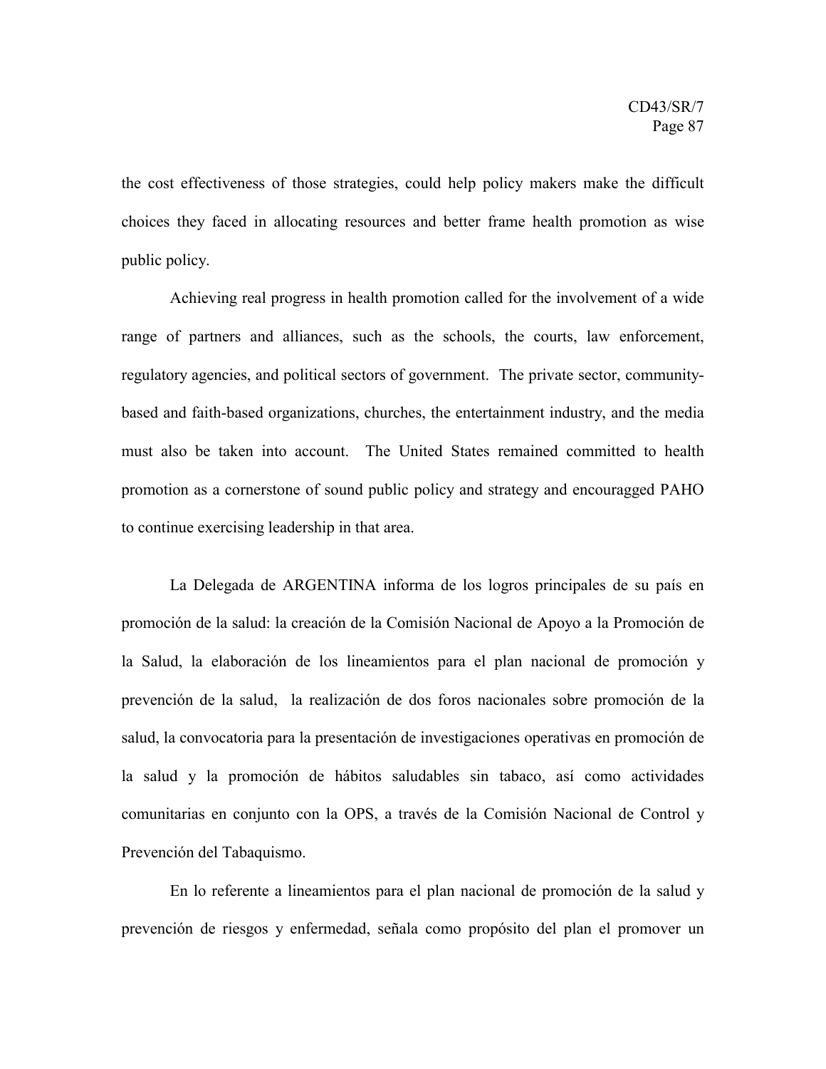the cost effectiveness of those strategies, could help policy makers make the difficult choices they faced in allocating resources and better frame health promotion as wise public policy.

Achieving real progress in health promotion called for the involvement of a wide range of partners and alliances, such as the schools, the courts, law enforcement, regulatory agencies, and political sectors of government. The private sector, community-based and faith-based organizations, churches, the entertainment industry, and the media must also be taken into account. The United States remained committed to health promotion as a cornerstone of sound public policy and strategy and encouragged PAHO to continue exercising leadership in that area.

La Delegada de ARGENTINA informa de los logros principales de su país en promoción de la salud: la creación de la Comisión Nacional de Apoyo a la Promoción de la Salud, la elaboración de los lineamientos para el plan nacional de promoción y prevención de la salud, la realización de dos foros nacionales sobre promoción de la salud, la convocatoria para la presentación de investigaciones operativas en promoción de la salud y la promoción de hábitos saludables sin tabaco, así como actividades comunitarias en conjunto con la OPS, a través de la Comisión Nacional de Control y Prevención del Tabaquismo.

En lo referente a lineamientos para el plan nacional de promoción de la salud y prevención de riesgos y enfermedad, señala como propósito del plan el promover un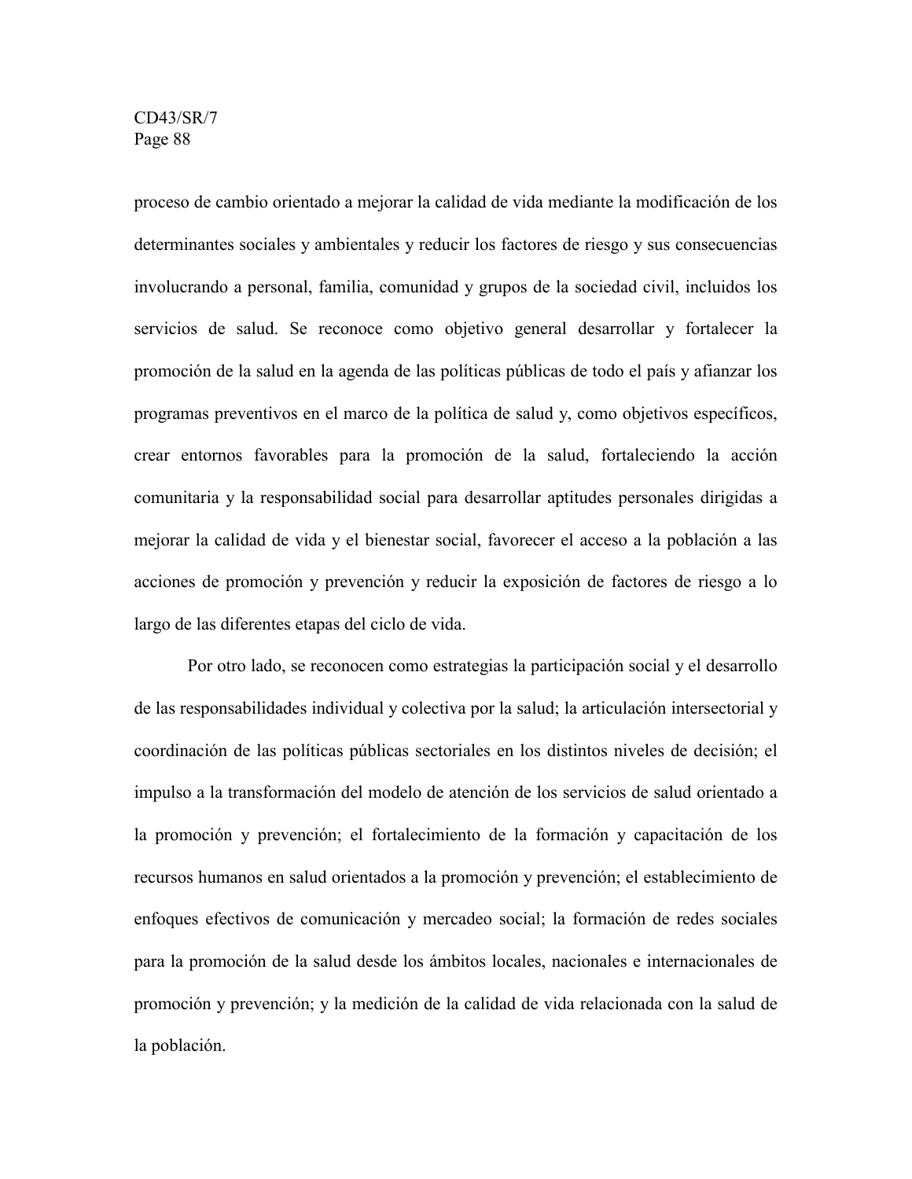proceso de cambio orientado a mejorar la calidad de vida mediante la modificación de los determinantes sociales y ambientales y reducir los factores de riesgo y sus consecuencias involucrando a personal, familia, comunidad y grupos de la sociedad civil, incluidos los servicios de salud. Se reconoce como objetivo general desarrollar y fortalecer la promoción de la salud en la agenda de las políticas públicas de todo el país y afianzar los programas preventivos en el marco de la política de salud y, como objetivos específicos, crear entornos favorables para la promoción de la salud, fortaleciendo la acción comunitaria y la responsabilidad social para desarrollar aptitudes personales dirigidas a mejorar la calidad de vida y el bienestar social, favorecer el acceso a la población a las acciones de promoción y prevención y reducir la exposición de factores de riesgo a lo largo de las diferentes etapas del ciclo de vida.

Por otro lado, se reconocen como estrategias la participación social y el desarrollo de las responsabilidades individual y colectiva por la salud; la articulación intersectorial y coordinación de las políticas públicas sectoriales en los distintos niveles de decisión; el impulso a la transformación del modelo de atención de los servicios de salud orientado a la promoción y prevención; el fortalecimiento de la formación y capacitación de los recursos humanos en salud orientados a la promoción y prevención; el establecimiento de enfoques efectivos de comunicación y mercadeo social; la formación de redes sociales para la promoción de la salud desde los ámbitos locales, nacionales e internacionales de promoción y prevención; y la medición de la calidad de vida relacionada con la salud de la población.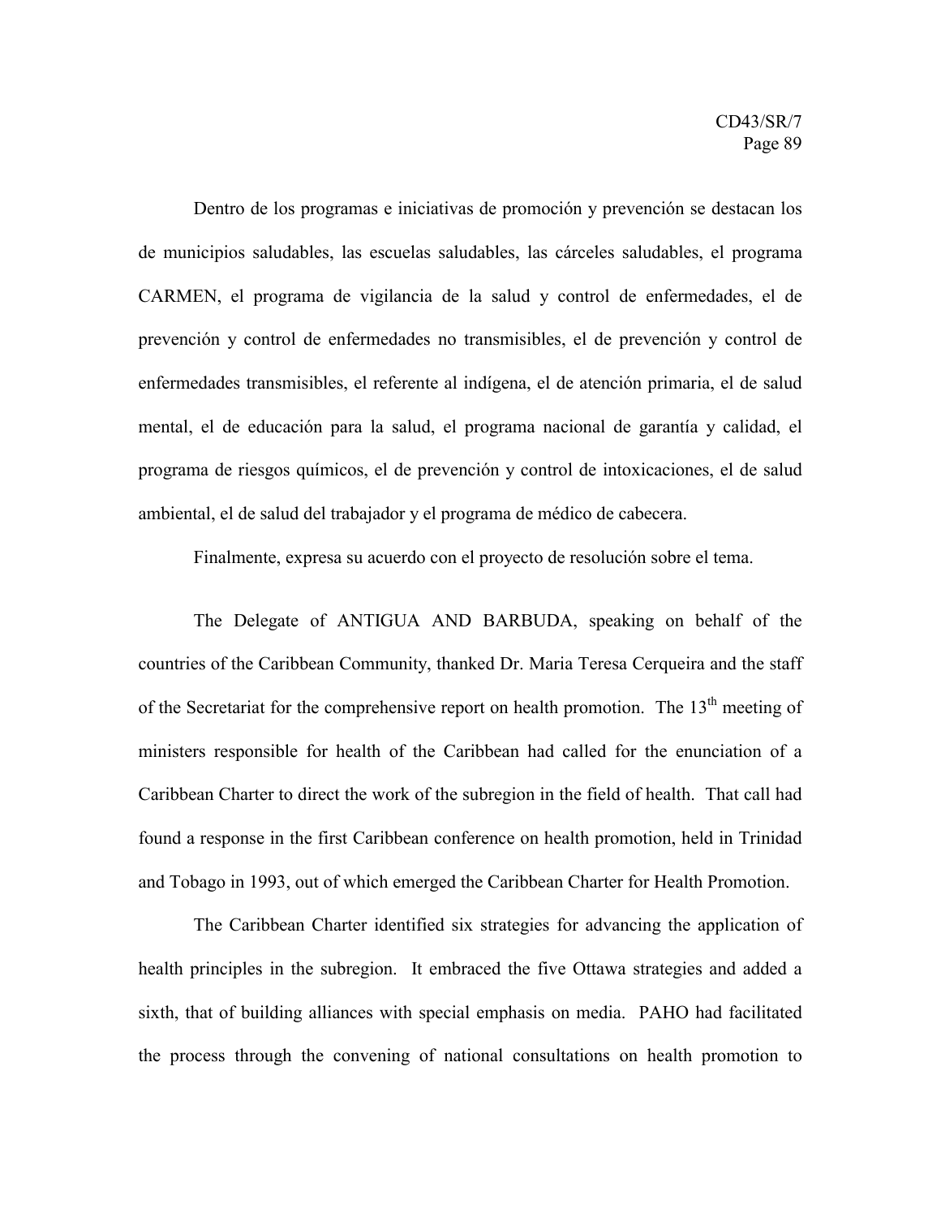Dentro de los programas e iniciativas de promoción y prevención se destacan los de municipios saludables, las escuelas saludables, las cárceles saludables, el programa CARMEN, el programa de vigilancia de la salud y control de enfermedades, el de prevención y control de enfermedades no transmisibles, el de prevención y control de enfermedades transmisibles, el referente al indígena, el de atención primaria, el de salud mental, el de educación para la salud, el programa nacional de garantía y calidad, el programa de riesgos químicos, el de prevención y control de intoxicaciones, el de salud ambiental, el de salud del trabajador y el programa de médico de cabecera.

Finalmente, expresa su acuerdo con el proyecto de resolución sobre el tema.

The Delegate of ANTIGUA AND BARBUDA, speaking on behalf of the countries of the Caribbean Community, thanked Dr. Maria Teresa Cerqueira and the staff of the Secretariat for the comprehensive report on health promotion. The 13th meeting of ministers responsible for health of the Caribbean had called for the enunciation of a Caribbean Charter to direct the work of the subregion in the field of health. That call had found a response in the first Caribbean conference on health promotion, held in Trinidad and Tobago in 1993, out of which emerged the Caribbean Charter for Health Promotion.

The Caribbean Charter identified six strategies for advancing the application of health principles in the subregion. It embraced the five Ottawa strategies and added a sixth, that of building alliances with special emphasis on media. PAHO had facilitated the process through the convening of national consultations on health promotion to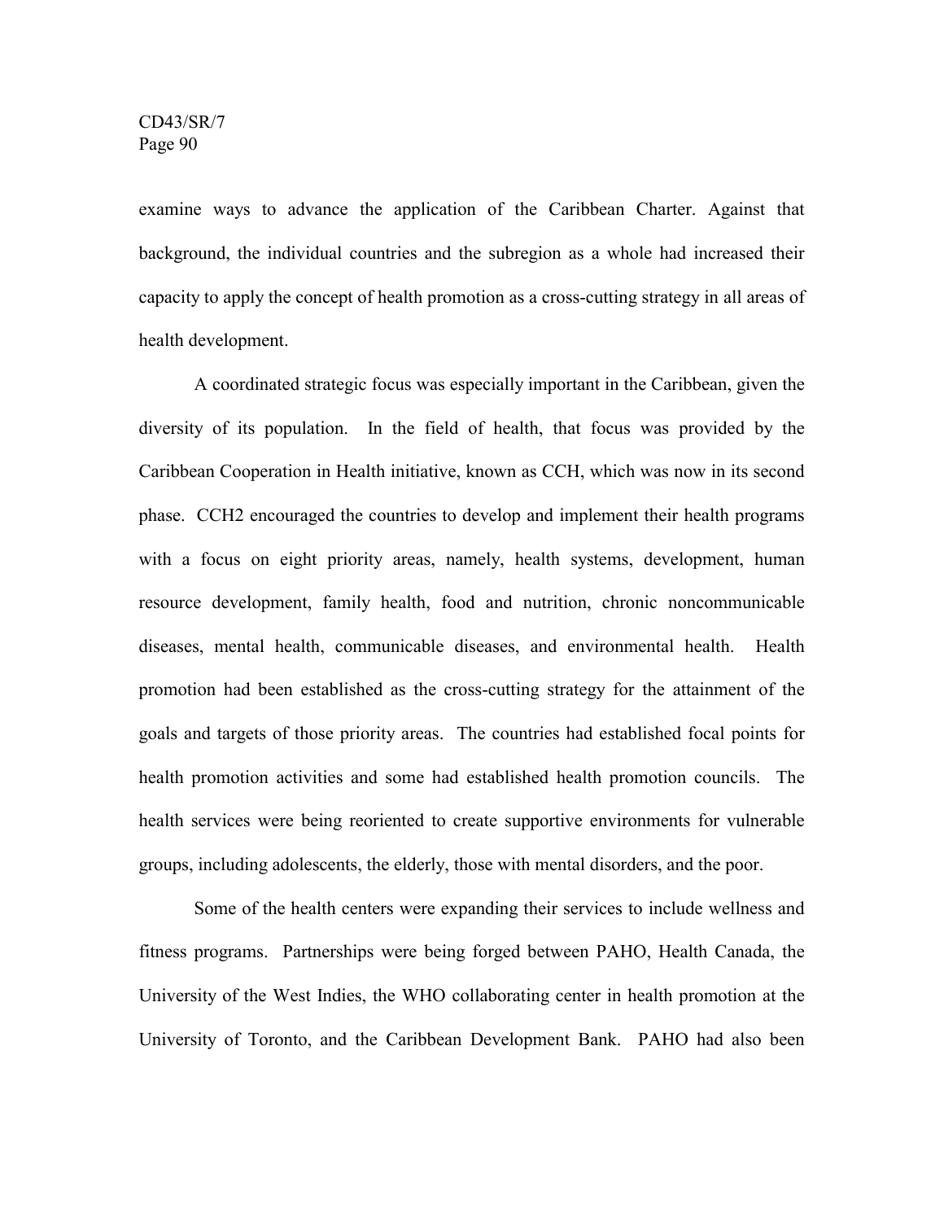examine ways to advance the application of the Caribbean Charter. Against that background, the individual countries and the subregion as a whole had increased their capacity to apply the concept of health promotion as a cross-cutting strategy in all areas of health development.

A coordinated strategic focus was especially important in the Caribbean, given the diversity of its population. In the field of health, that focus was provided by the Caribbean Cooperation in Health initiative, known as CCH, which was now in its second phase. CCH2 encouraged the countries to develop and implement their health programs with a focus on eight priority areas, namely, health systems, development, human resource development, family health, food and nutrition, chronic noncommunicable diseases, mental health, communicable diseases, and environmental health. Health promotion had been established as the cross-cutting strategy for the attainment of the goals and targets of those priority areas. The countries had established focal points for health promotion activities and some had established health promotion councils. The health services were being reoriented to create supportive environments for vulnerable groups, including adolescents, the elderly, those with mental disorders, and the poor.

Some of the health centers were expanding their services to include wellness and fitness programs. Partnerships were being forged between PAHO, Health Canada, the University of the West Indies, the WHO collaborating center in health promotion at the University of Toronto, and the Caribbean Development Bank. PAHO had also been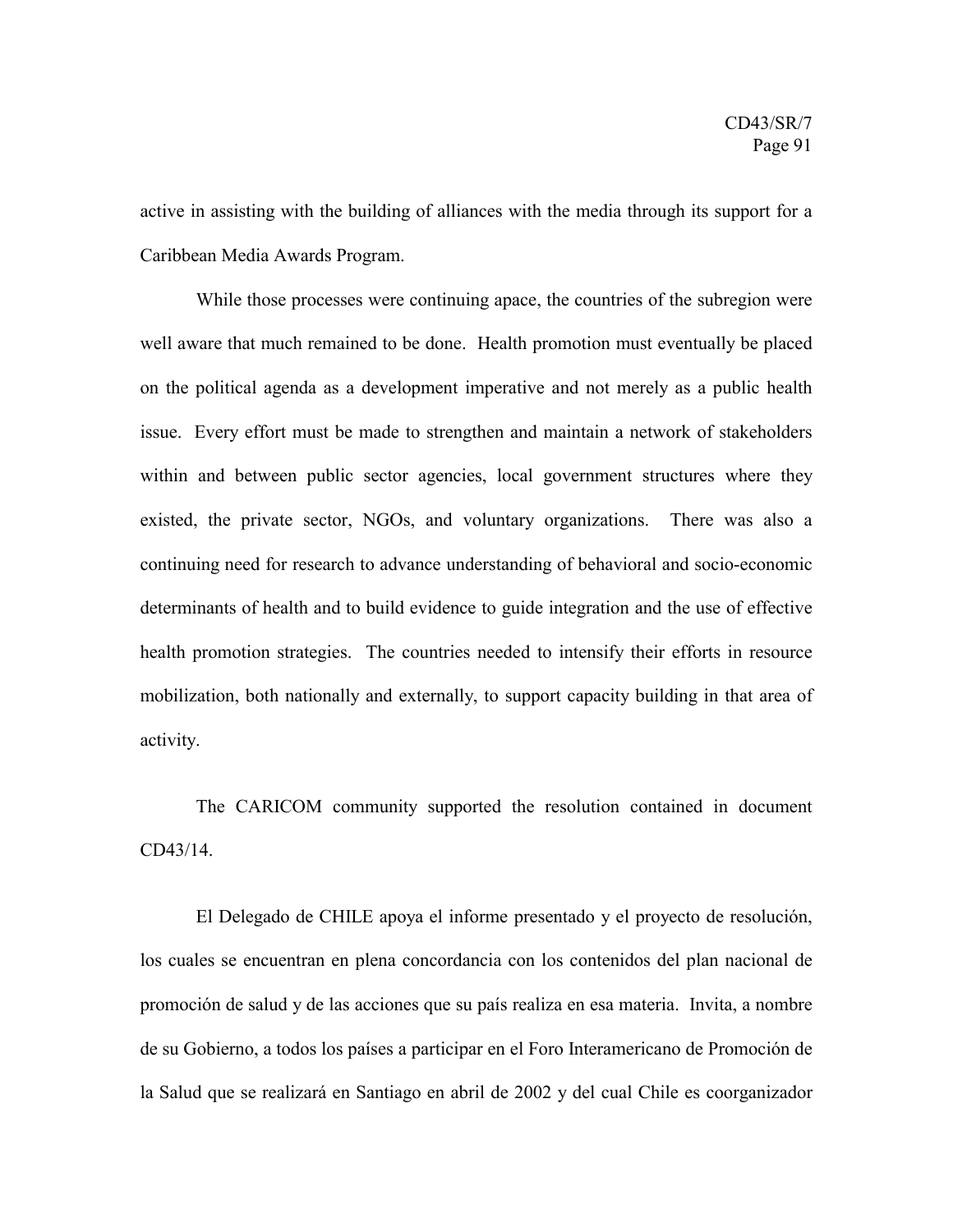active in assisting with the building of alliances with the media through its support for a Caribbean Media Awards Program.

While those processes were continuing apace, the countries of the subregion were well aware that much remained to be done. Health promotion must eventually be placed on the political agenda as a development imperative and not merely as a public health issue. Every effort must be made to strengthen and maintain a network of stakeholders within and between public sector agencies, local government structures where they existed, the private sector, NGOs, and voluntary organizations. There was also a continuing need for research to advance understanding of behavioral and socio-economic determinants of health and to build evidence to guide integration and the use of effective health promotion strategies. The countries needed to intensify their efforts in resource mobilization, both nationally and externally, to support capacity building in that area of activity.

The CARICOM community supported the resolution contained in document CD43/14.

El Delegado de CHILE apoya el informe presentado y el proyecto de resolución, los cuales se encuentran en plena concordancia con los contenidos del plan nacional de promoción de salud y de las acciones que su país realiza en esa materia. Invita, a nombre de su Gobierno, a todos los países a participar en el Foro Interamericano de Promoción de la Salud que se realizará en Santiago en abril de 2002 y del cual Chile es coorganizador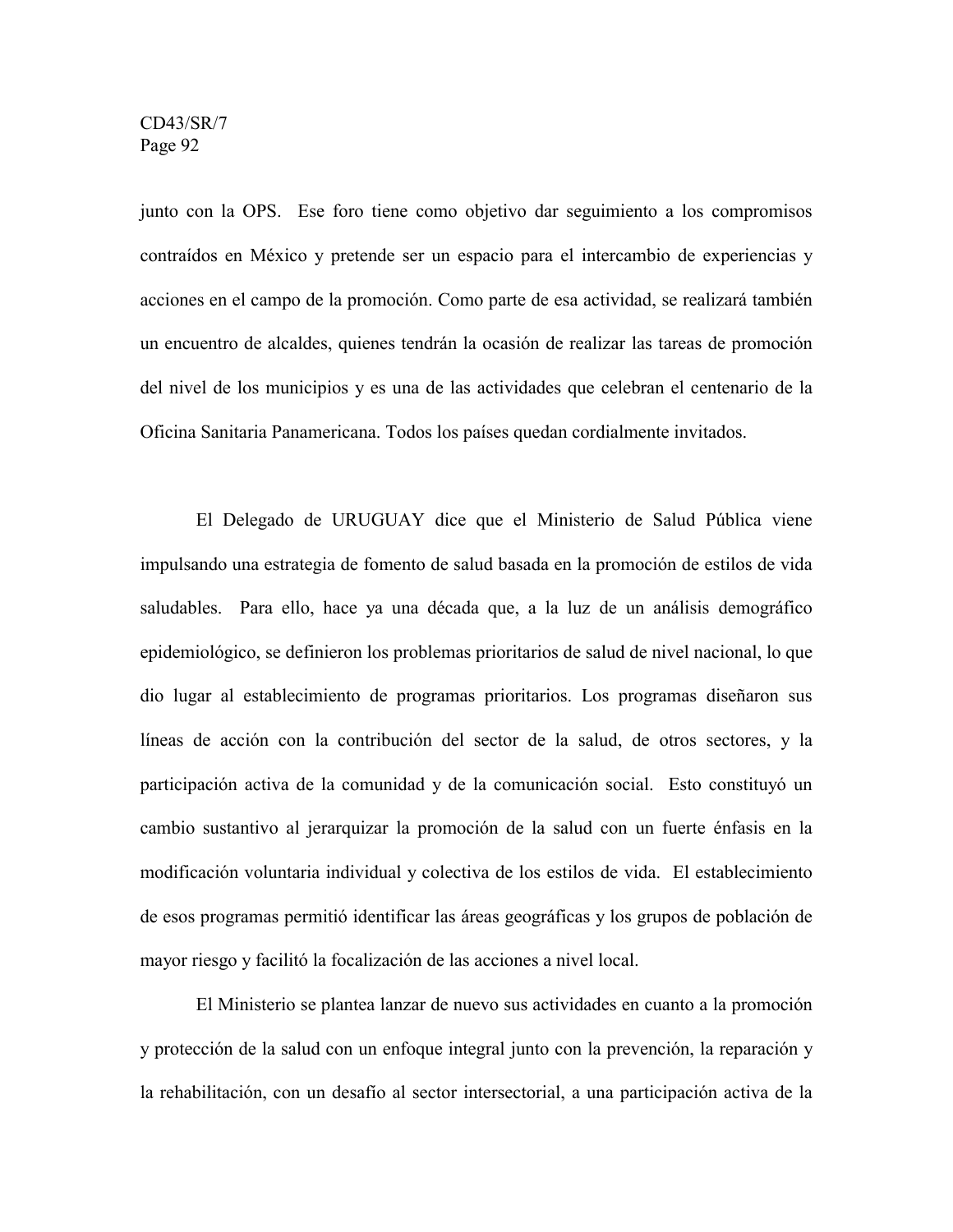junto con la OPS. Ese foro tiene como objetivo dar seguimiento a los compromisos contraídos en México y pretende ser un espacio para el intercambio de experiencias y acciones en el campo de la promoción. Como parte de esa actividad, se realizará también un encuentro de alcaldes, quienes tendrán la ocasión de realizar las tareas de promoción del nivel de los municipios y es una de las actividades que celebran el centenario de la Oficina Sanitaria Panamericana. Todos los países quedan cordialmente invitados.

El Delegado de URUGUAY dice que el Ministerio de Salud Pública viene impulsando una estrategia de fomento de salud basada en la promoción de estilos de vida saludables. Para ello, hace ya una década que, a la luz de un análisis demográfico epidemiológico, se definieron los problemas prioritarios de salud de nivel nacional, lo que dio lugar al establecimiento de programas prioritarios. Los programas diseñaron sus líneas de acción con la contribución del sector de la salud, de otros sectores, y la participación activa de la comunidad y de la comunicación social. Esto constituyó un cambio sustantivo al jerarquizar la promoción de la salud con un fuerte énfasis en la modificación voluntaria individual y colectiva de los estilos de vida. El establecimiento de esos programas permitió identificar las áreas geográficas y los grupos de población de mayor riesgo y facilitó la focalización de las acciones a nivel local.

El Ministerio se plantea lanzar de nuevo sus actividades en cuanto a la promoción y protección de la salud con un enfoque integral junto con la prevención, la reparación y la rehabilitación, con un desafío al sector intersectorial, a una participación activa de la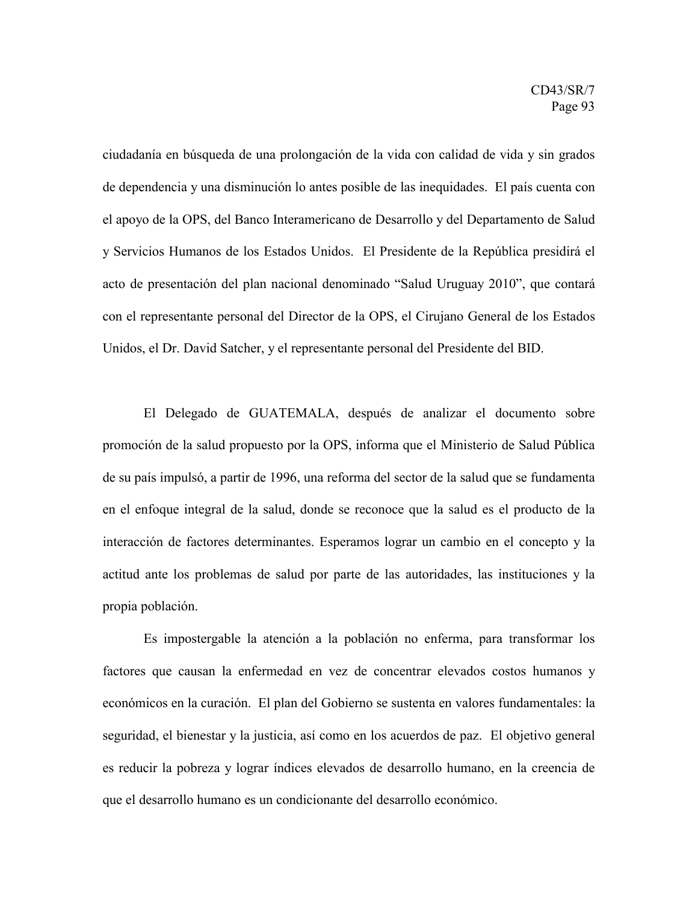ciudadanía en búsqueda de una prolongación de la vida con calidad de vida y sin grados de dependencia y una disminución lo antes posible de las inequidades. El país cuenta con el apoyo de la OPS, del Banco Interamericano de Desarrollo y del Departamento de Salud y Servicios Humanos de los Estados Unidos. El Presidente de la República presidirá el acto de presentación del plan nacional denominado "Salud Uruguay 2010", que contará con el representante personal del Director de la OPS, el Cirujano General de los Estados Unidos, el Dr. David Satcher, y el representante personal del Presidente del BID.

El Delegado de GUATEMALA, después de analizar el documento sobre promoción de la salud propuesto por la OPS, informa que el Ministerio de Salud Pública de su país impulsó, a partir de 1996, una reforma del sector de la salud que se fundamenta en el enfoque integral de la salud, donde se reconoce que la salud es el producto de la interacción de factores determinantes. Esperamos lograr un cambio en el concepto y la actitud ante los problemas de salud por parte de las autoridades, las instituciones y la propia población.

Es impostergable la atención a la población no enferma, para transformar los factores que causan la enfermedad en vez de concentrar elevados costos humanos y económicos en la curación. El plan del Gobierno se sustenta en valores fundamentales: la seguridad, el bienestar y la justicia, así como en los acuerdos de paz. El objetivo general es reducir la pobreza y lograr índices elevados de desarrollo humano, en la creencia de que el desarrollo humano es un condicionante del desarrollo económico.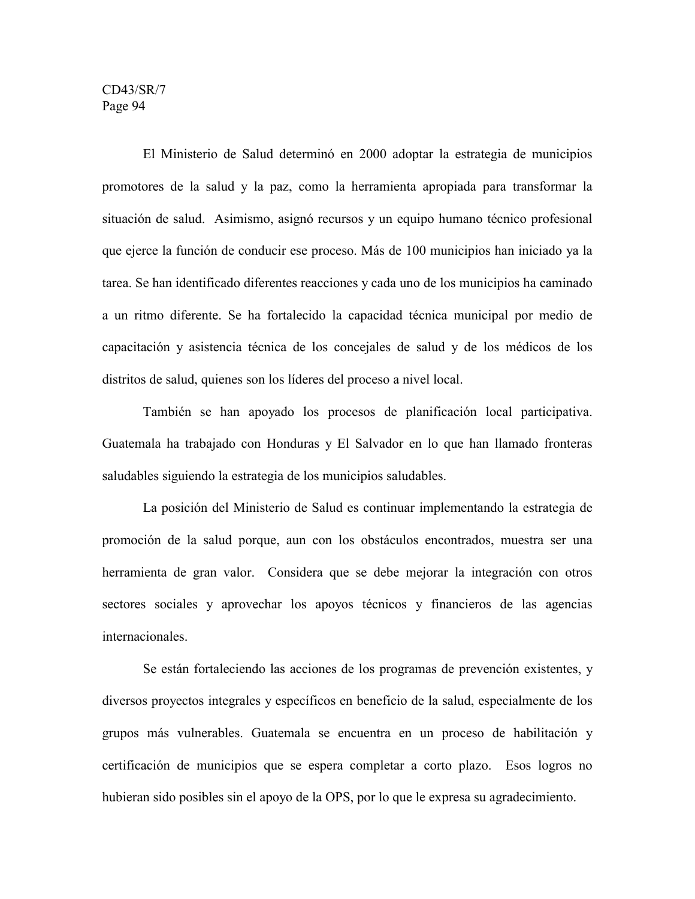El Ministerio de Salud determinó en 2000 adoptar la estrategia de municipios promotores de la salud y la paz, como la herramienta apropiada para transformar la situación de salud. Asimismo, asignó recursos y un equipo humano técnico profesional que ejerce la función de conducir ese proceso. Más de 100 municipios han iniciado ya la tarea. Se han identificado diferentes reacciones y cada uno de los municipios ha caminado a un ritmo diferente. Se ha fortalecido la capacidad técnica municipal por medio de capacitación y asistencia técnica de los concejales de salud y de los médicos de los distritos de salud, quienes son los líderes del proceso a nivel local.

También se han apoyado los procesos de planificación local participativa. Guatemala ha trabajado con Honduras y El Salvador en lo que han llamado fronteras saludables siguiendo la estrategia de los municipios saludables.

La posición del Ministerio de Salud es continuar implementando la estrategia de promoción de la salud porque, aun con los obstáculos encontrados, muestra ser una herramienta de gran valor. Considera que se debe mejorar la integración con otros sectores sociales y aprovechar los apoyos técnicos y financieros de las agencias internacionales.

Se están fortaleciendo las acciones de los programas de prevención existentes, y diversos proyectos integrales y específicos en beneficio de la salud, especialmente de los grupos más vulnerables. Guatemala se encuentra en un proceso de habilitación y certificación de municipios que se espera completar a corto plazo. Esos logros no hubieran sido posibles sin el apoyo de la OPS, por lo que le expresa su agradecimiento.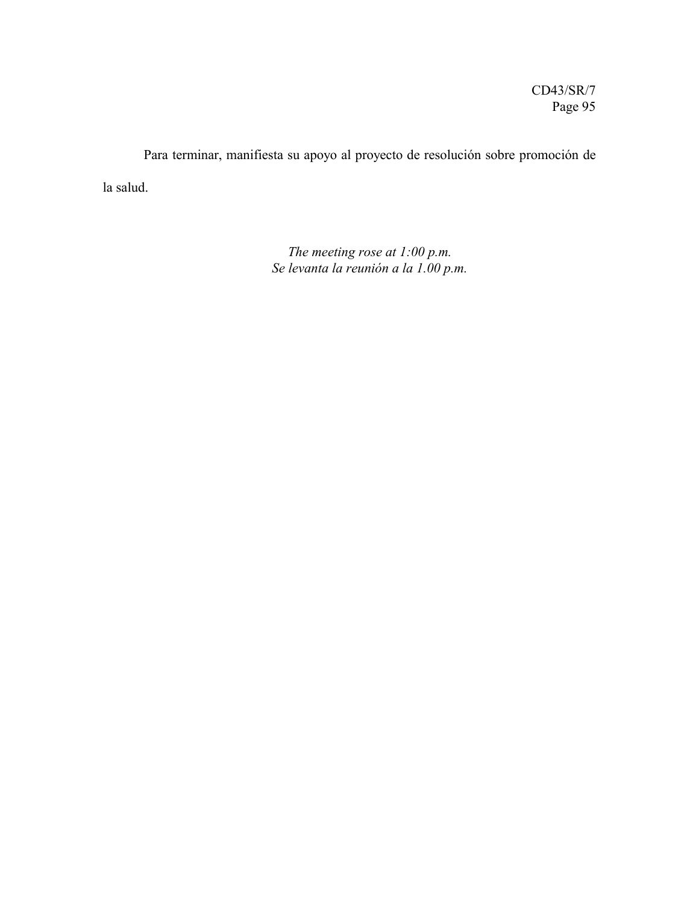Para terminar, manifiesta su apoyo al proyecto de resolución sobre promoción de la salud.

*The meeting rose at 1:00 p.m.*
*Se levanta la reunión a la 1.00 p.m.*